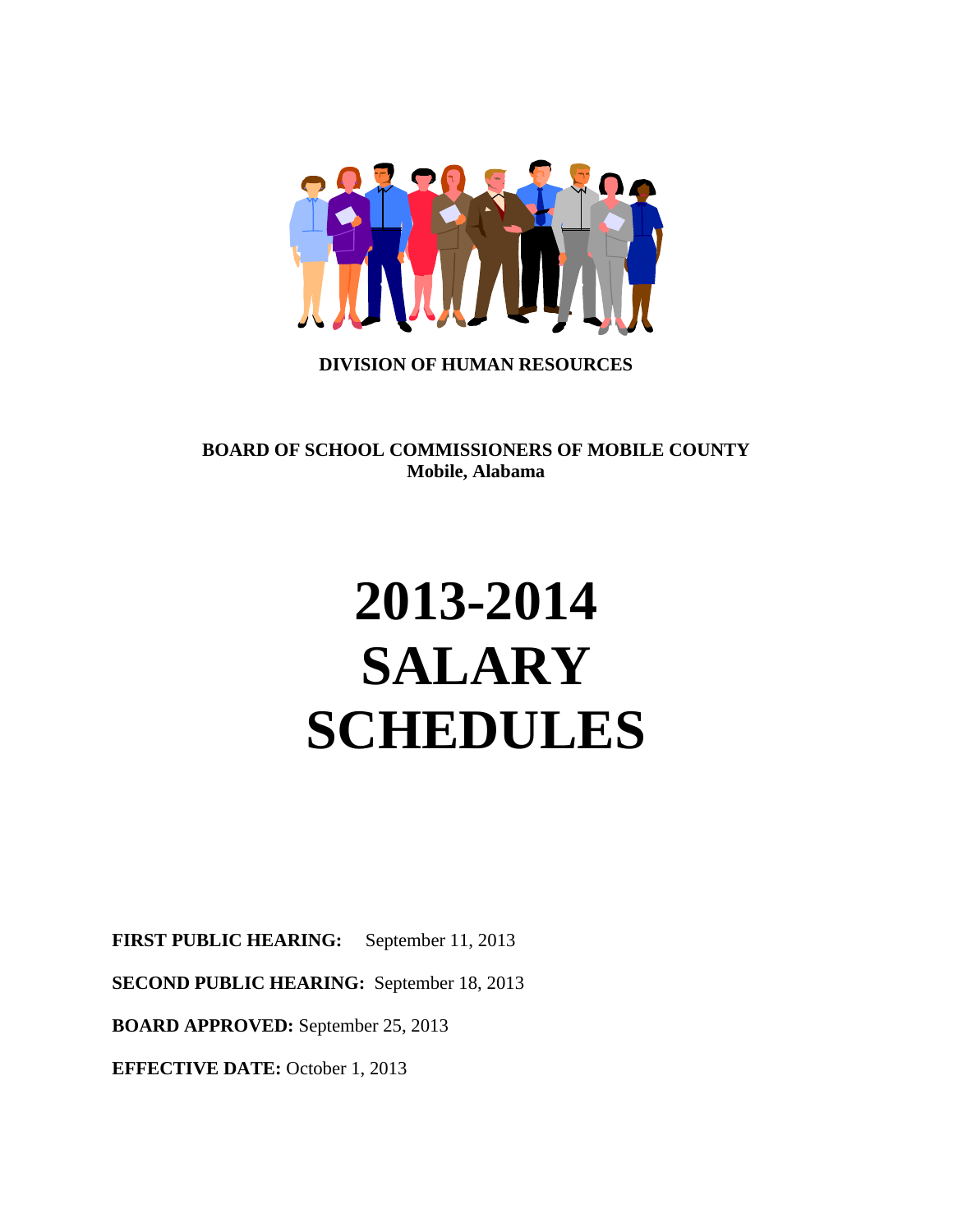**DIVISION OF HUMAN RESOURCES**

**BOARD OF SCHOOL COMMISSIONERS OF MOBILE COUNTY**
**Mobile, Alabama**

# 2013-2014
# SALARY
# SCHEDULES

**FIRST PUBLIC HEARING:** September 11, 2013

**SECOND PUBLIC HEARING:** September 18, 2013

**BOARD APPROVED:** September 25, 2013

**EFFECTIVE DATE:** October 1, 2013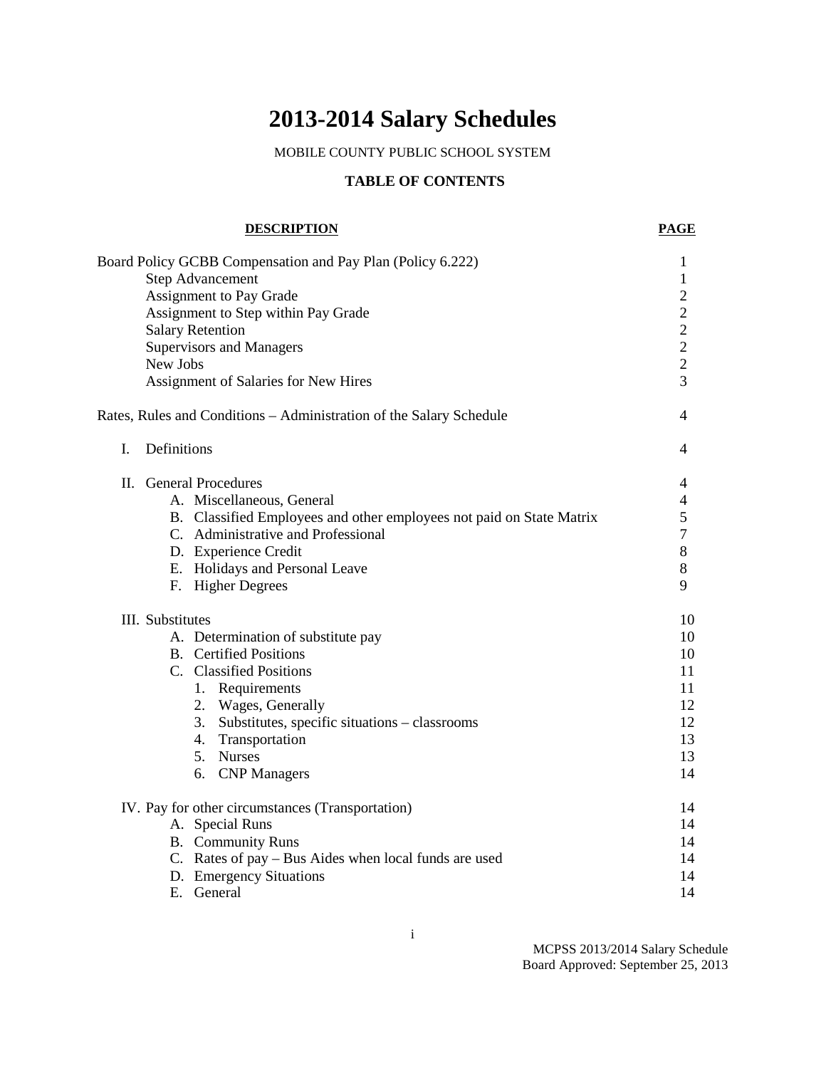# 2013-2014 Salary Schedules

MOBILE COUNTY PUBLIC SCHOOL SYSTEM

## TABLE OF CONTENTS

| DESCRIPTION | PAGE |
|---|---|
| Board Policy GCBB Compensation and Pay Plan (Policy 6.222) | 1 |
| Step Advancement | 1 |
| Assignment to Pay Grade | 2 |
| Assignment to Step within Pay Grade | 2 |
| Salary Retention | 2 |
| Supervisors and Managers | 2 |
| New Jobs | 2 |
| Assignment of Salaries for New Hires | 3 |
| Rates, Rules and Conditions – Administration of the Salary Schedule | 4 |
| I. Definitions | 4 |
| II. General Procedures | 4 |
| A. Miscellaneous, General | 4 |
| B. Classified Employees and other employees not paid on State Matrix | 5 |
| C. Administrative and Professional | 7 |
| D. Experience Credit | 8 |
| E. Holidays and Personal Leave | 8 |
| F. Higher Degrees | 9 |
| III. Substitutes | 10 |
| A. Determination of substitute pay | 10 |
| B. Certified Positions | 10 |
| C. Classified Positions | 11 |
| 1. Requirements | 11 |
| 2. Wages, Generally | 12 |
| 3. Substitutes, specific situations – classrooms | 12 |
| 4. Transportation | 13 |
| 5. Nurses | 13 |
| 6. CNP Managers | 14 |
| IV. Pay for other circumstances (Transportation) | 14 |
| A. Special Runs | 14 |
| B. Community Runs | 14 |
| C. Rates of pay – Bus Aides when local funds are used | 14 |
| D. Emergency Situations | 14 |
| E. General | 14 |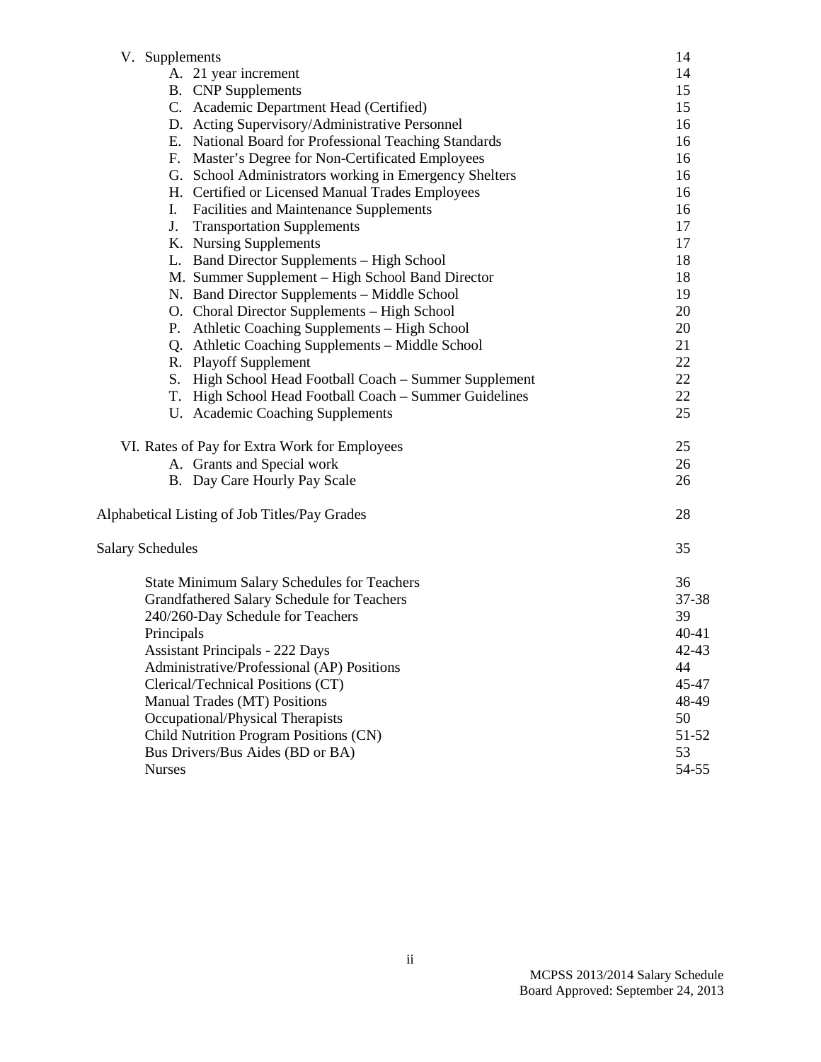| | |
|---|---|
| V. Supplements | 14 |
| A. 21 year increment | 14 |
| B. CNP Supplements | 15 |
| C. Academic Department Head (Certified) | 15 |
| D. Acting Supervisory/Administrative Personnel | 16 |
| E. National Board for Professional Teaching Standards | 16 |
| F. Master's Degree for Non-Certificated Employees | 16 |
| G. School Administrators working in Emergency Shelters | 16 |
| H. Certified or Licensed Manual Trades Employees | 16 |
| I. Facilities and Maintenance Supplements | 16 |
| J. Transportation Supplements | 17 |
| K. Nursing Supplements | 17 |
| L. Band Director Supplements – High School | 18 |
| M. Summer Supplement – High School Band Director | 18 |
| N. Band Director Supplements – Middle School | 19 |
| O. Choral Director Supplements – High School | 20 |
| P. Athletic Coaching Supplements – High School | 20 |
| Q. Athletic Coaching Supplements – Middle School | 21 |
| R. Playoff Supplement | 22 |
| S. High School Head Football Coach – Summer Supplement | 22 |
| T. High School Head Football Coach – Summer Guidelines | 22 |
| U. Academic Coaching Supplements | 25 |
| VI. Rates of Pay for Extra Work for Employees | 25 |
| A. Grants and Special work | 26 |
| B. Day Care Hourly Pay Scale | 26 |
| Alphabetical Listing of Job Titles/Pay Grades | 28 |
| Salary Schedules | 35 |
| State Minimum Salary Schedules for Teachers | 36 |
| Grandfathered Salary Schedule for Teachers | 37-38 |
| 240/260-Day Schedule for Teachers | 39 |
| Principals | 40-41 |
| Assistant Principals - 222 Days | 42-43 |
| Administrative/Professional (AP) Positions | 44 |
| Clerical/Technical Positions (CT) | 45-47 |
| Manual Trades (MT) Positions | 48-49 |
| Occupational/Physical Therapists | 50 |
| Child Nutrition Program Positions (CN) | 51-52 |
| Bus Drivers/Bus Aides (BD or BA) | 53 |
| Nurses | 54-55 |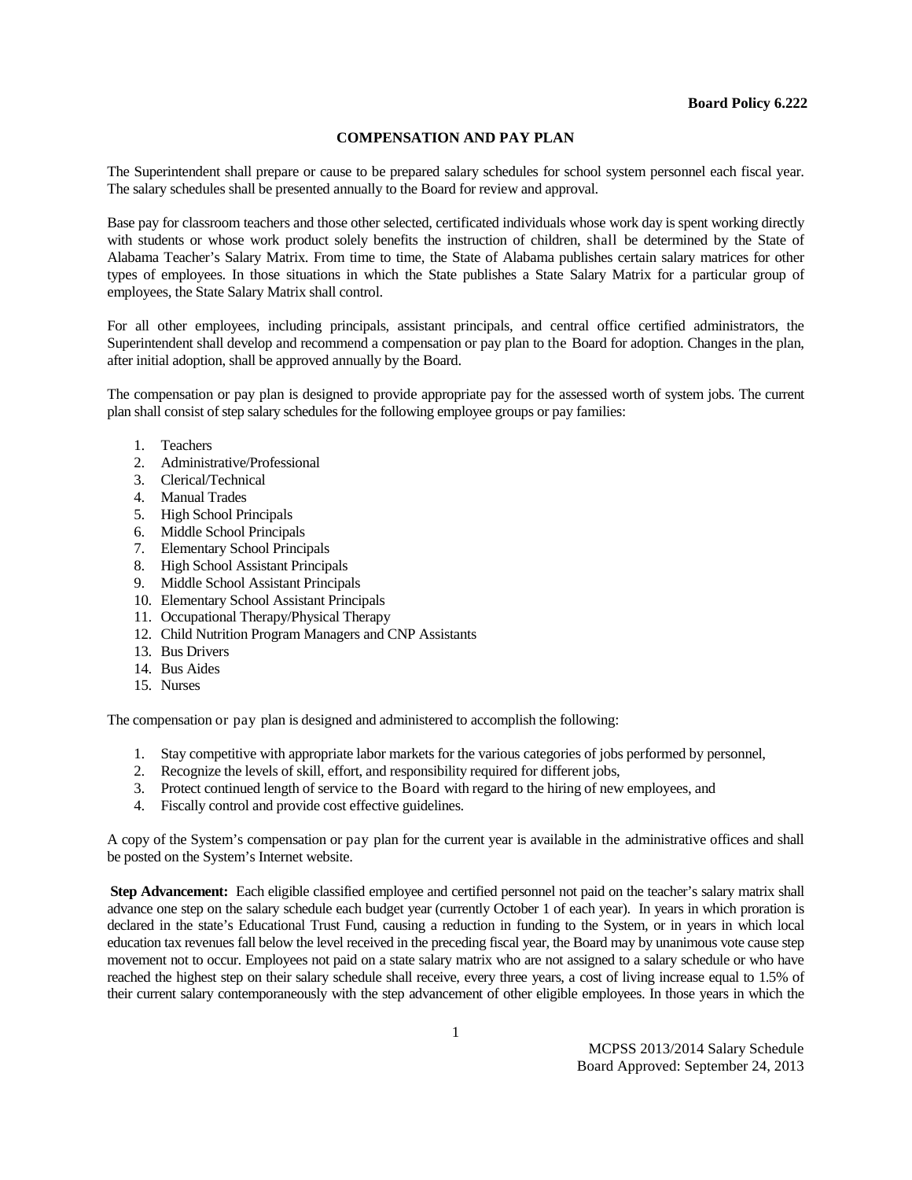**Board Policy 6.222**

## COMPENSATION AND PAY PLAN

The Superintendent shall prepare or cause to be prepared salary schedules for school system personnel each fiscal year. The salary schedules shall be presented annually to the Board for review and approval.

Base pay for classroom teachers and those other selected, certificated individuals whose work day is spent working directly with students or whose work product solely benefits the instruction of children, shall be determined by the State of Alabama Teacher's Salary Matrix. From time to time, the State of Alabama publishes certain salary matrices for other types of employees. In those situations in which the State publishes a State Salary Matrix for a particular group of employees, the State Salary Matrix shall control.

For all other employees, including principals, assistant principals, and central office certified administrators, the Superintendent shall develop and recommend a compensation or pay plan to the Board for adoption. Changes in the plan, after initial adoption, shall be approved annually by the Board.

The compensation or pay plan is designed to provide appropriate pay for the assessed worth of system jobs. The current plan shall consist of step salary schedules for the following employee groups or pay families:

1. Teachers
2. Administrative/Professional
3. Clerical/Technical
4. Manual Trades
5. High School Principals
6. Middle School Principals
7. Elementary School Principals
8. High School Assistant Principals
9. Middle School Assistant Principals
10. Elementary School Assistant Principals
11. Occupational Therapy/Physical Therapy
12. Child Nutrition Program Managers and CNP Assistants
13. Bus Drivers
14. Bus Aides
15. Nurses

The compensation or pay plan is designed and administered to accomplish the following:

1. Stay competitive with appropriate labor markets for the various categories of jobs performed by personnel,
2. Recognize the levels of skill, effort, and responsibility required for different jobs,
3. Protect continued length of service to the Board with regard to the hiring of new employees, and
4. Fiscally control and provide cost effective guidelines.

A copy of the System's compensation or pay plan for the current year is available in the administrative offices and shall be posted on the System's Internet website.

**Step Advancement:** Each eligible classified employee and certified personnel not paid on the teacher's salary matrix shall advance one step on the salary schedule each budget year (currently October 1 of each year). In years in which proration is declared in the state's Educational Trust Fund, causing a reduction in funding to the System, or in years in which local education tax revenues fall below the level received in the preceding fiscal year, the Board may by unanimous vote cause step movement not to occur. Employees not paid on a state salary matrix who are not assigned to a salary schedule or who have reached the highest step on their salary schedule shall receive, every three years, a cost of living increase equal to 1.5% of their current salary contemporaneously with the step advancement of other eligible employees. In those years in which the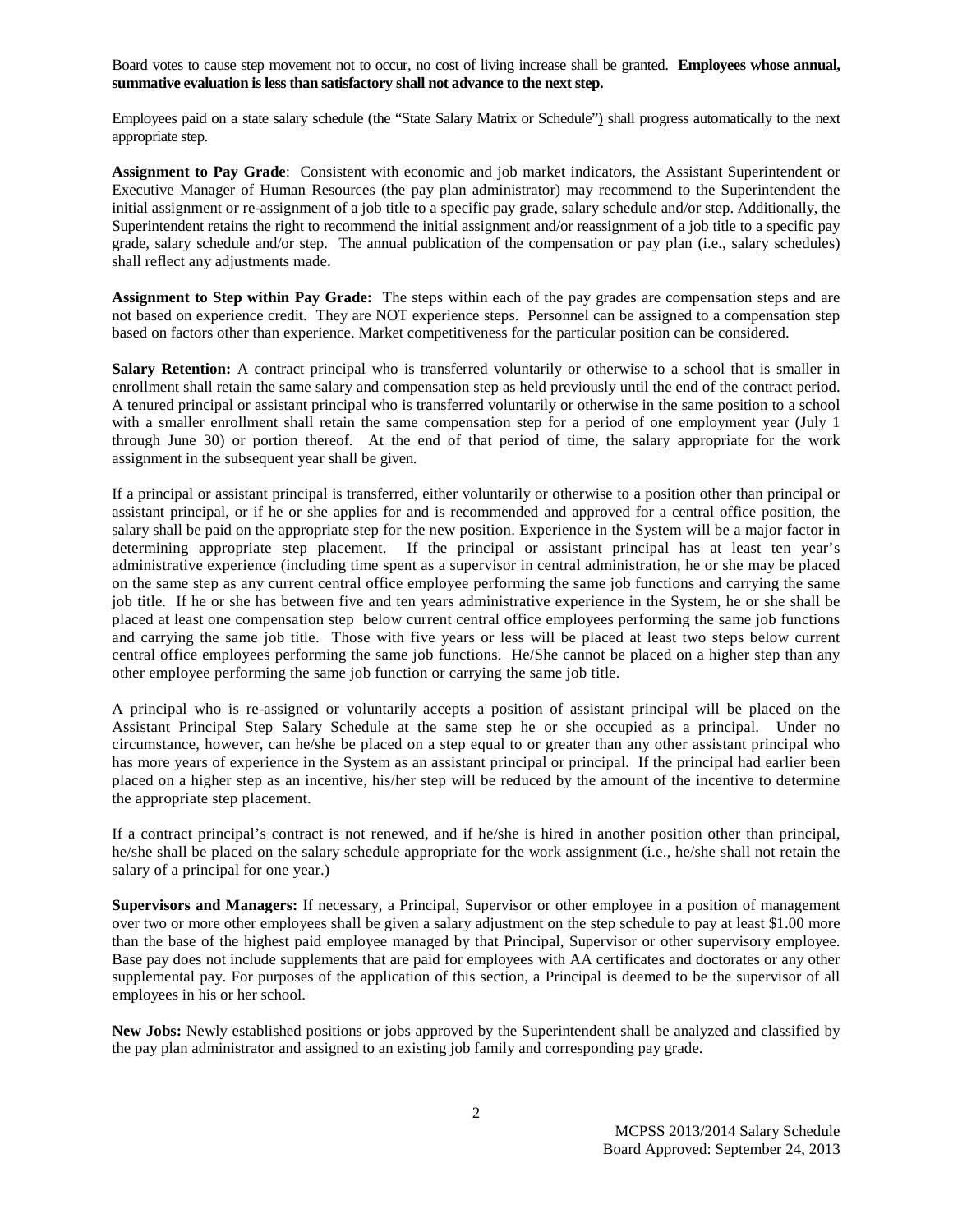Board votes to cause step movement not to occur, no cost of living increase shall be granted. **Employees whose annual, summative evaluation is less than satisfactory shall not advance to the next step.**

Employees paid on a state salary schedule (the "State Salary Matrix or Schedule") shall progress automatically to the next appropriate step.

**Assignment to Pay Grade**: Consistent with economic and job market indicators, the Assistant Superintendent or Executive Manager of Human Resources (the pay plan administrator) may recommend to the Superintendent the initial assignment or re-assignment of a job title to a specific pay grade, salary schedule and/or step. Additionally, the Superintendent retains the right to recommend the initial assignment and/or reassignment of a job title to a specific pay grade, salary schedule and/or step. The annual publication of the compensation or pay plan (i.e., salary schedules) shall reflect any adjustments made.

**Assignment to Step within Pay Grade:** The steps within each of the pay grades are compensation steps and are not based on experience credit. They are NOT experience steps. Personnel can be assigned to a compensation step based on factors other than experience. Market competitiveness for the particular position can be considered.

**Salary Retention:** A contract principal who is transferred voluntarily or otherwise to a school that is smaller in enrollment shall retain the same salary and compensation step as held previously until the end of the contract period. A tenured principal or assistant principal who is transferred voluntarily or otherwise in the same position to a school with a smaller enrollment shall retain the same compensation step for a period of one employment year (July 1 through June 30) or portion thereof. At the end of that period of time, the salary appropriate for the work assignment in the subsequent year shall be given.

If a principal or assistant principal is transferred, either voluntarily or otherwise to a position other than principal or assistant principal, or if he or she applies for and is recommended and approved for a central office position, the salary shall be paid on the appropriate step for the new position. Experience in the System will be a major factor in determining appropriate step placement. If the principal or assistant principal has at least ten year's administrative experience (including time spent as a supervisor in central administration, he or she may be placed on the same step as any current central office employee performing the same job functions and carrying the same job title. If he or she has between five and ten years administrative experience in the System, he or she shall be placed at least one compensation step below current central office employees performing the same job functions and carrying the same job title. Those with five years or less will be placed at least two steps below current central office employees performing the same job functions. He/She cannot be placed on a higher step than any other employee performing the same job function or carrying the same job title.

A principal who is re-assigned or voluntarily accepts a position of assistant principal will be placed on the Assistant Principal Step Salary Schedule at the same step he or she occupied as a principal. Under no circumstance, however, can he/she be placed on a step equal to or greater than any other assistant principal who has more years of experience in the System as an assistant principal or principal. If the principal had earlier been placed on a higher step as an incentive, his/her step will be reduced by the amount of the incentive to determine the appropriate step placement.

If a contract principal's contract is not renewed, and if he/she is hired in another position other than principal, he/she shall be placed on the salary schedule appropriate for the work assignment (i.e., he/she shall not retain the salary of a principal for one year.)

**Supervisors and Managers:** If necessary, a Principal, Supervisor or other employee in a position of management over two or more other employees shall be given a salary adjustment on the step schedule to pay at least $1.00 more than the base of the highest paid employee managed by that Principal, Supervisor or other supervisory employee. Base pay does not include supplements that are paid for employees with AA certificates and doctorates or any other supplemental pay. For purposes of the application of this section, a Principal is deemed to be the supervisor of all employees in his or her school.

**New Jobs:** Newly established positions or jobs approved by the Superintendent shall be analyzed and classified by the pay plan administrator and assigned to an existing job family and corresponding pay grade.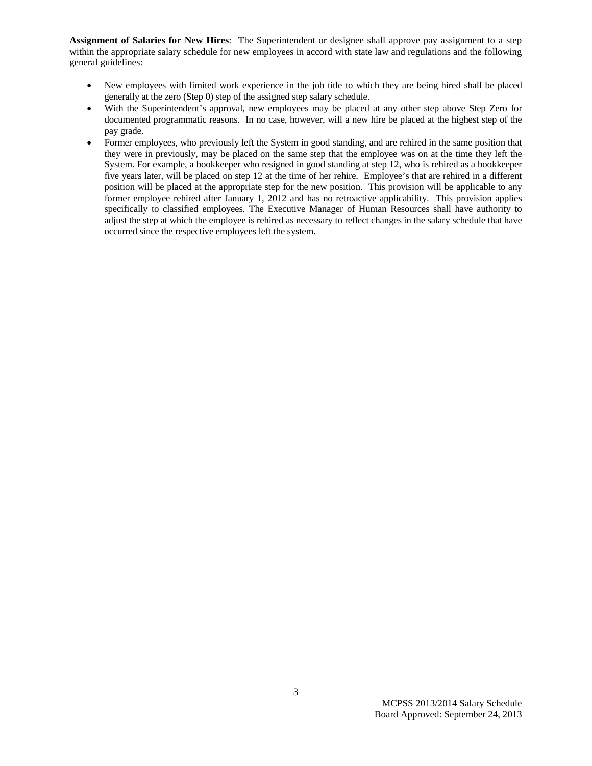**Assignment of Salaries for New Hires**: The Superintendent or designee shall approve pay assignment to a step within the appropriate salary schedule for new employees in accord with state law and regulations and the following general guidelines:

- New employees with limited work experience in the job title to which they are being hired shall be placed generally at the zero (Step 0) step of the assigned step salary schedule.
- With the Superintendent's approval, new employees may be placed at any other step above Step Zero for documented programmatic reasons. In no case, however, will a new hire be placed at the highest step of the pay grade.
- Former employees, who previously left the System in good standing, and are rehired in the same position that they were in previously, may be placed on the same step that the employee was on at the time they left the System. For example, a bookkeeper who resigned in good standing at step 12, who is rehired as a bookkeeper five years later, will be placed on step 12 at the time of her rehire. Employee's that are rehired in a different position will be placed at the appropriate step for the new position. This provision will be applicable to any former employee rehired after January 1, 2012 and has no retroactive applicability. This provision applies specifically to classified employees. The Executive Manager of Human Resources shall have authority to adjust the step at which the employee is rehired as necessary to reflect changes in the salary schedule that have occurred since the respective employees left the system.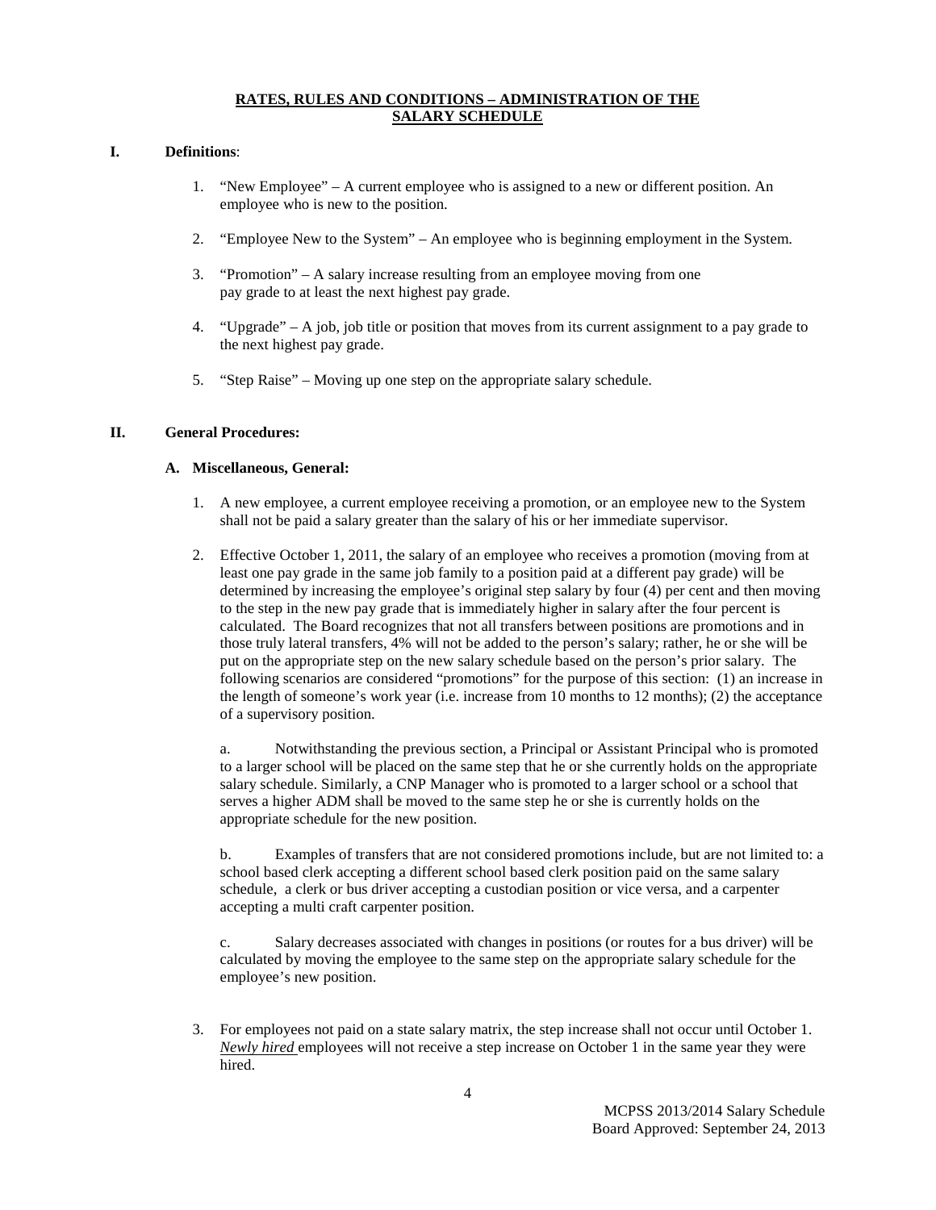## RATES, RULES AND CONDITIONS – ADMINISTRATION OF THE SALARY SCHEDULE

**I. Definitions**:

1. "New Employee" – A current employee who is assigned to a new or different position. An employee who is new to the position.

2. "Employee New to the System" – An employee who is beginning employment in the System.

3. "Promotion" – A salary increase resulting from an employee moving from one pay grade to at least the next highest pay grade.

4. "Upgrade" – A job, job title or position that moves from its current assignment to a pay grade to the next highest pay grade.

5. "Step Raise" – Moving up one step on the appropriate salary schedule.

**II. General Procedures:**

**A. Miscellaneous, General:**

1. A new employee, a current employee receiving a promotion, or an employee new to the System shall not be paid a salary greater than the salary of his or her immediate supervisor.

2. Effective October 1, 2011, the salary of an employee who receives a promotion (moving from at least one pay grade in the same job family to a position paid at a different pay grade) will be determined by increasing the employee's original step salary by four (4) per cent and then moving to the step in the new pay grade that is immediately higher in salary after the four percent is calculated. The Board recognizes that not all transfers between positions are promotions and in those truly lateral transfers, 4% will not be added to the person's salary; rather, he or she will be put on the appropriate step on the new salary schedule based on the person's prior salary. The following scenarios are considered "promotions" for the purpose of this section: (1) an increase in the length of someone's work year (i.e. increase from 10 months to 12 months); (2) the acceptance of a supervisory position.

   a. Notwithstanding the previous section, a Principal or Assistant Principal who is promoted to a larger school will be placed on the same step that he or she currently holds on the appropriate salary schedule. Similarly, a CNP Manager who is promoted to a larger school or a school that serves a higher ADM shall be moved to the same step he or she is currently holds on the appropriate schedule for the new position.

   b. Examples of transfers that are not considered promotions include, but are not limited to: a school based clerk accepting a different school based clerk position paid on the same salary schedule, a clerk or bus driver accepting a custodian position or vice versa, and a carpenter accepting a multi craft carpenter position.

   c. Salary decreases associated with changes in positions (or routes for a bus driver) will be calculated by moving the employee to the same step on the appropriate salary schedule for the employee's new position.

3. For employees not paid on a state salary matrix, the step increase shall not occur until October 1. *Newly hired* employees will not receive a step increase on October 1 in the same year they were hired.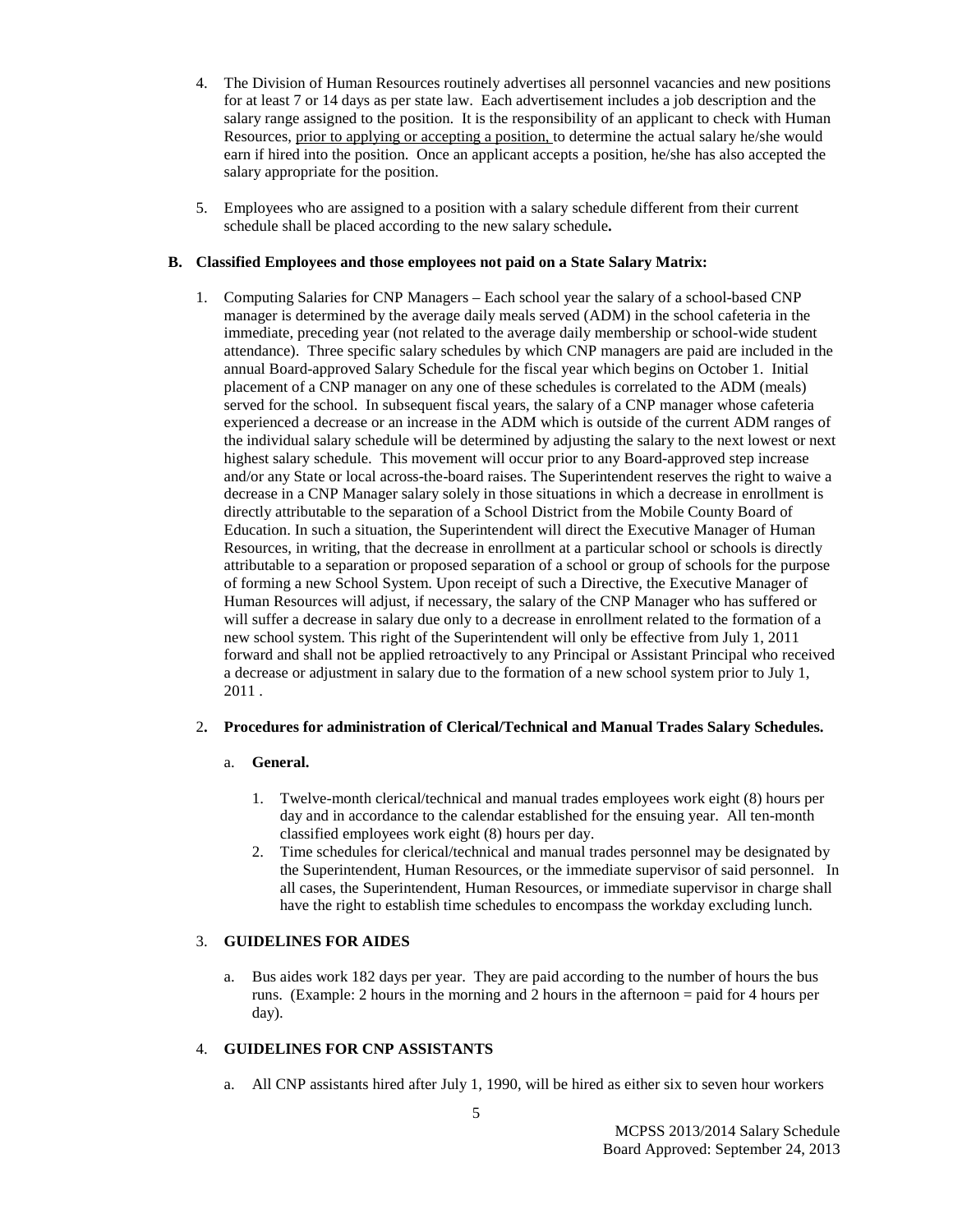4. The Division of Human Resources routinely advertises all personnel vacancies and new positions for at least 7 or 14 days as per state law. Each advertisement includes a job description and the salary range assigned to the position. It is the responsibility of an applicant to check with Human Resources, prior to applying or accepting a position, to determine the actual salary he/she would earn if hired into the position. Once an applicant accepts a position, he/she has also accepted the salary appropriate for the position.

5. Employees who are assigned to a position with a salary schedule different from their current schedule shall be placed according to the new salary schedule**.**

**B. Classified Employees and those employees not paid on a State Salary Matrix:**

1. Computing Salaries for CNP Managers – Each school year the salary of a school-based CNP manager is determined by the average daily meals served (ADM) in the school cafeteria in the immediate, preceding year (not related to the average daily membership or school-wide student attendance). Three specific salary schedules by which CNP managers are paid are included in the annual Board-approved Salary Schedule for the fiscal year which begins on October 1. Initial placement of a CNP manager on any one of these schedules is correlated to the ADM (meals) served for the school. In subsequent fiscal years, the salary of a CNP manager whose cafeteria experienced a decrease or an increase in the ADM which is outside of the current ADM ranges of the individual salary schedule will be determined by adjusting the salary to the next lowest or next highest salary schedule. This movement will occur prior to any Board-approved step increase and/or any State or local across-the-board raises. The Superintendent reserves the right to waive a decrease in a CNP Manager salary solely in those situations in which a decrease in enrollment is directly attributable to the separation of a School District from the Mobile County Board of Education. In such a situation, the Superintendent will direct the Executive Manager of Human Resources, in writing, that the decrease in enrollment at a particular school or schools is directly attributable to a separation or proposed separation of a school or group of schools for the purpose of forming a new School System. Upon receipt of such a Directive, the Executive Manager of Human Resources will adjust, if necessary, the salary of the CNP Manager who has suffered or will suffer a decrease in salary due only to a decrease in enrollment related to the formation of a new school system. This right of the Superintendent will only be effective from July 1, 2011 forward and shall not be applied retroactively to any Principal or Assistant Principal who received a decrease or adjustment in salary due to the formation of a new school system prior to July 1, 2011 .

2**. Procedures for administration of Clerical/Technical and Manual Trades Salary Schedules.**

   a. **General.**

      1. Twelve-month clerical/technical and manual trades employees work eight (8) hours per day and in accordance to the calendar established for the ensuing year. All ten-month classified employees work eight (8) hours per day.
      2. Time schedules for clerical/technical and manual trades personnel may be designated by the Superintendent, Human Resources, or the immediate supervisor of said personnel. In all cases, the Superintendent, Human Resources, or immediate supervisor in charge shall have the right to establish time schedules to encompass the workday excluding lunch.

3. **GUIDELINES FOR AIDES**

   a. Bus aides work 182 days per year. They are paid according to the number of hours the bus runs. (Example: 2 hours in the morning and 2 hours in the afternoon = paid for 4 hours per day).

4. **GUIDELINES FOR CNP ASSISTANTS**

   a. All CNP assistants hired after July 1, 1990, will be hired as either six to seven hour workers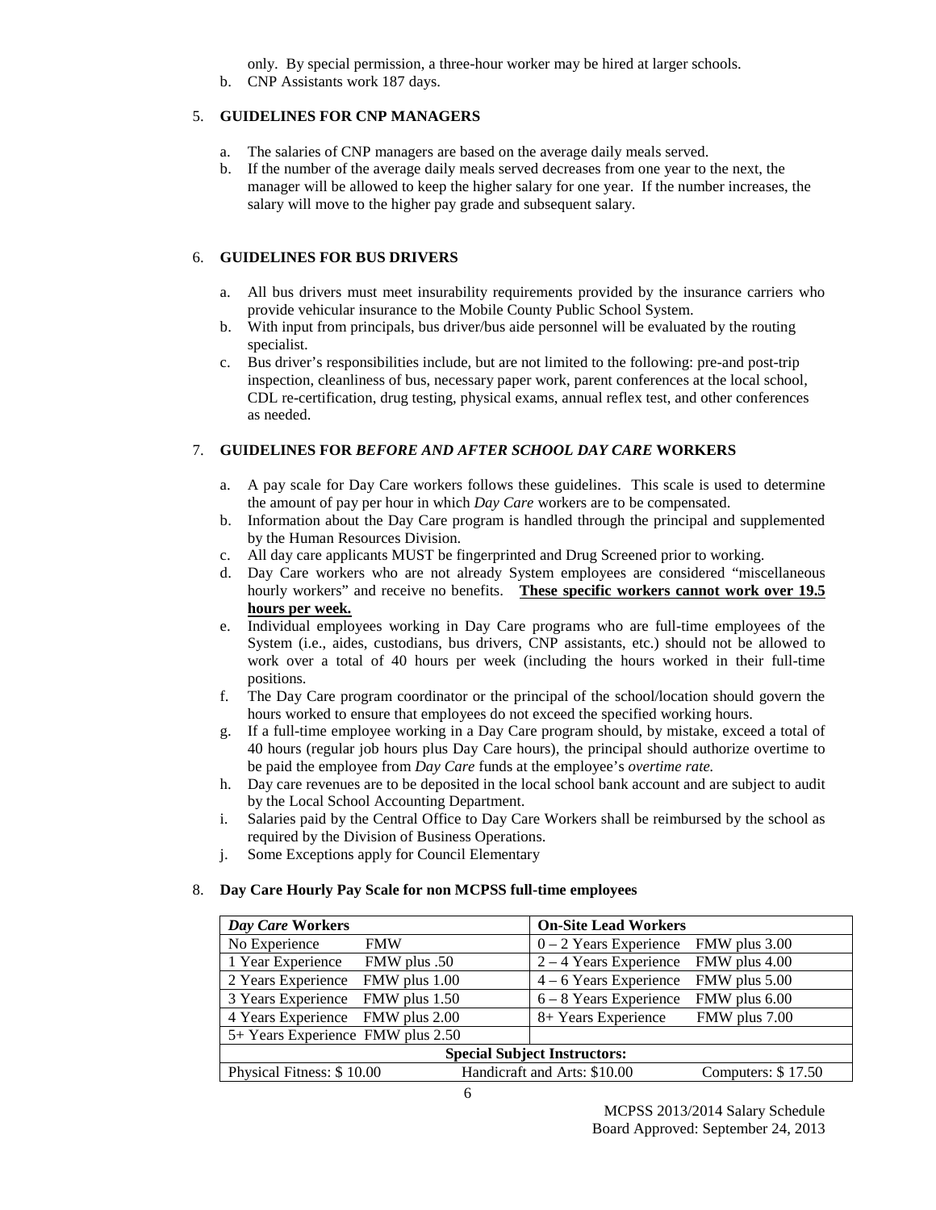only. By special permission, a three-hour worker may be hired at larger schools.

b. CNP Assistants work 187 days.

5. **GUIDELINES FOR CNP MANAGERS**

   a. The salaries of CNP managers are based on the average daily meals served.
   b. If the number of the average daily meals served decreases from one year to the next, the manager will be allowed to keep the higher salary for one year. If the number increases, the salary will move to the higher pay grade and subsequent salary.

6. **GUIDELINES FOR BUS DRIVERS**

   a. All bus drivers must meet insurability requirements provided by the insurance carriers who provide vehicular insurance to the Mobile County Public School System.
   b. With input from principals, bus driver/bus aide personnel will be evaluated by the routing specialist.
   c. Bus driver's responsibilities include, but are not limited to the following: pre-and post-trip inspection, cleanliness of bus, necessary paper work, parent conferences at the local school, CDL re-certification, drug testing, physical exams, annual reflex test, and other conferences as needed.

7. **GUIDELINES FOR *BEFORE AND AFTER SCHOOL DAY CARE* WORKERS**

   a. A pay scale for Day Care workers follows these guidelines. This scale is used to determine the amount of pay per hour in which *Day Care* workers are to be compensated.
   b. Information about the Day Care program is handled through the principal and supplemented by the Human Resources Division.
   c. All day care applicants MUST be fingerprinted and Drug Screened prior to working.
   d. Day Care workers who are not already System employees are considered "miscellaneous hourly workers" and receive no benefits. **<u>These specific workers cannot work over 19.5 hours per week.</u>**
   e. Individual employees working in Day Care programs who are full-time employees of the System (i.e., aides, custodians, bus drivers, CNP assistants, etc.) should not be allowed to work over a total of 40 hours per week (including the hours worked in their full-time positions.
   f. The Day Care program coordinator or the principal of the school/location should govern the hours worked to ensure that employees do not exceed the specified working hours.
   g. If a full-time employee working in a Day Care program should, by mistake, exceed a total of 40 hours (regular job hours plus Day Care hours), the principal should authorize overtime to be paid the employee from *Day Care* funds at the employee's *overtime rate.*
   h. Day care revenues are to be deposited in the local school bank account and are subject to audit by the Local School Accounting Department.
   i. Salaries paid by the Central Office to Day Care Workers shall be reimbursed by the school as required by the Division of Business Operations.
   j. Some Exceptions apply for Council Elementary

8. **Day Care Hourly Pay Scale for non MCPSS full-time employees**

| ***Day Care* Workers** | | **On-Site Lead Workers** | |
|---|---|---|---|
| No Experience | FMW | 0 – 2 Years Experience | FMW plus 3.00 |
| 1 Year Experience | FMW plus .50 | 2 – 4 Years Experience | FMW plus 4.00 |
| 2 Years Experience | FMW plus 1.00 | 4 – 6 Years Experience | FMW plus 5.00 |
| 3 Years Experience | FMW plus 1.50 | 6 – 8 Years Experience | FMW plus 6.00 |
| 4 Years Experience | FMW plus 2.00 | 8+ Years Experience | FMW plus 7.00 |
| 5+ Years Experience | FMW plus 2.50 | | |
| **Special Subject Instructors:** | | | |
| Physical Fitness: $ 10.00 | Handicraft and Arts: $10.00 | | Computers: $ 17.50 |

MCPSS 2013/2014 Salary Schedule
Board Approved: September 24, 2013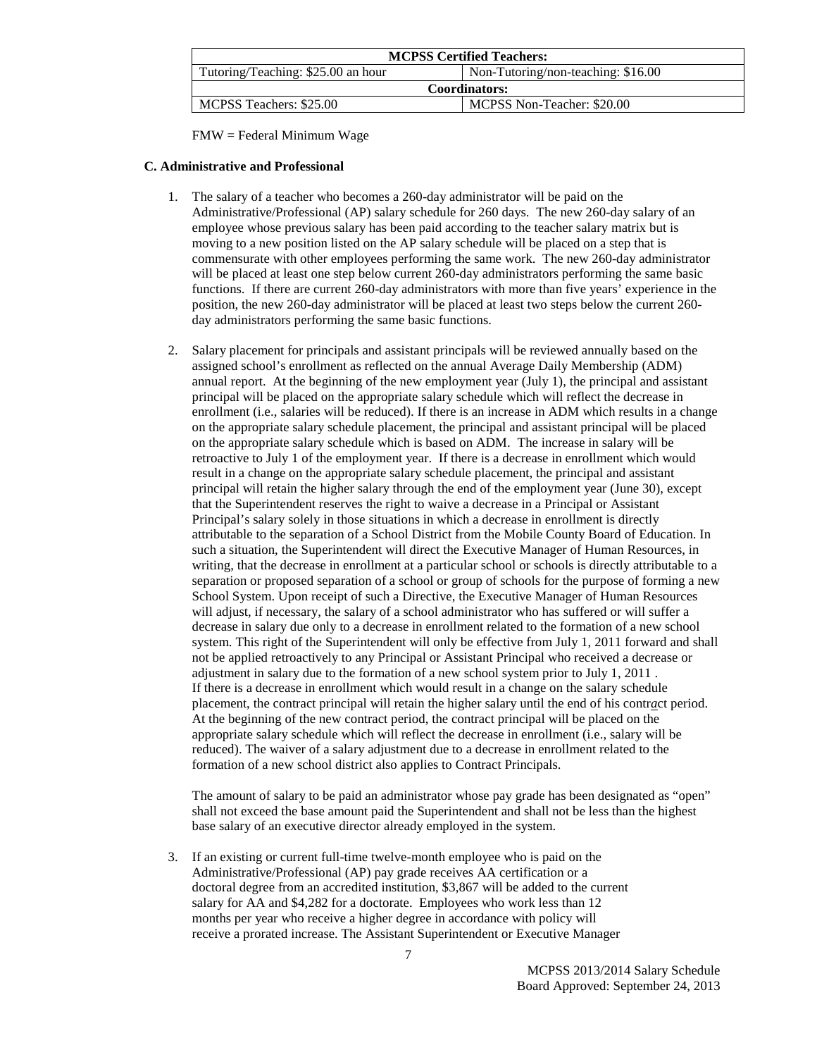| MCPSS Certified Teachers: | |
|---|---|
| Tutoring/Teaching: $25.00 an hour | Non-Tutoring/non-teaching: $16.00 |
| **Coordinators:** | |
| MCPSS Teachers: $25.00 | MCPSS Non-Teacher: $20.00 |

FMW = Federal Minimum Wage

**C. Administrative and Professional**

1. The salary of a teacher who becomes a 260-day administrator will be paid on the Administrative/Professional (AP) salary schedule for 260 days. The new 260-day salary of an employee whose previous salary has been paid according to the teacher salary matrix but is moving to a new position listed on the AP salary schedule will be placed on a step that is commensurate with other employees performing the same work. The new 260-day administrator will be placed at least one step below current 260-day administrators performing the same basic functions. If there are current 260-day administrators with more than five years' experience in the position, the new 260-day administrator will be placed at least two steps below the current 260-day administrators performing the same basic functions.

2. Salary placement for principals and assistant principals will be reviewed annually based on the assigned school's enrollment as reflected on the annual Average Daily Membership (ADM) annual report. At the beginning of the new employment year (July 1), the principal and assistant principal will be placed on the appropriate salary schedule which will reflect the decrease in enrollment (i.e., salaries will be reduced). If there is an increase in ADM which results in a change on the appropriate salary schedule placement, the principal and assistant principal will be placed on the appropriate salary schedule which is based on ADM. The increase in salary will be retroactive to July 1 of the employment year. If there is a decrease in enrollment which would result in a change on the appropriate salary schedule placement, the principal and assistant principal will retain the higher salary through the end of the employment year (June 30), except that the Superintendent reserves the right to waive a decrease in a Principal or Assistant Principal's salary solely in those situations in which a decrease in enrollment is directly attributable to the separation of a School District from the Mobile County Board of Education. In such a situation, the Superintendent will direct the Executive Manager of Human Resources, in writing, that the decrease in enrollment at a particular school or schools is directly attributable to a separation or proposed separation of a school or group of schools for the purpose of forming a new School System. Upon receipt of such a Directive, the Executive Manager of Human Resources will adjust, if necessary, the salary of a school administrator who has suffered or will suffer a decrease in salary due only to a decrease in enrollment related to the formation of a new school system. This right of the Superintendent will only be effective from July 1, 2011 forward and shall not be applied retroactively to any Principal or Assistant Principal who received a decrease or adjustment in salary due to the formation of a new school system prior to July 1, 2011 . If there is a decrease in enrollment which would result in a change on the salary schedule placement, the contract principal will retain the higher salary until the end of his contr*a*ct period. At the beginning of the new contract period, the contract principal will be placed on the appropriate salary schedule which will reflect the decrease in enrollment (i.e., salary will be reduced). The waiver of a salary adjustment due to a decrease in enrollment related to the formation of a new school district also applies to Contract Principals.

   The amount of salary to be paid an administrator whose pay grade has been designated as "open" shall not exceed the base amount paid the Superintendent and shall not be less than the highest base salary of an executive director already employed in the system.

3. If an existing or current full-time twelve-month employee who is paid on the Administrative/Professional (AP) pay grade receives AA certification or a doctoral degree from an accredited institution, $3,867 will be added to the current salary for AA and $4,282 for a doctorate. Employees who work less than 12 months per year who receive a higher degree in accordance with policy will receive a prorated increase. The Assistant Superintendent or Executive Manager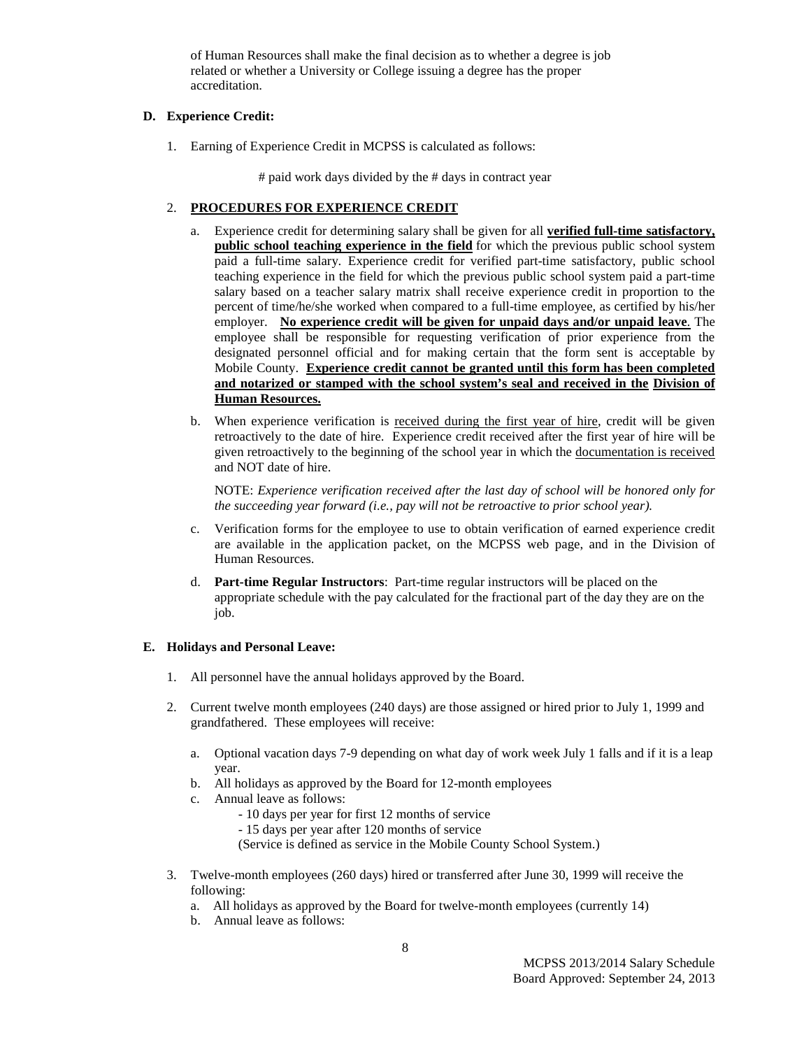of Human Resources shall make the final decision as to whether a degree is job related or whether a University or College issuing a degree has the proper accreditation.

**D. Experience Credit:**

1. Earning of Experience Credit in MCPSS is calculated as follows:

   # paid work days divided by the # days in contract year

2. **PROCEDURES FOR EXPERIENCE CREDIT**

   a. Experience credit for determining salary shall be given for all **verified full-time satisfactory, public school teaching experience in the field** for which the previous public school system paid a full-time salary. Experience credit for verified part-time satisfactory, public school teaching experience in the field for which the previous public school system paid a part-time salary based on a teacher salary matrix shall receive experience credit in proportion to the percent of time/he/she worked when compared to a full-time employee, as certified by his/her employer. **No experience credit will be given for unpaid days and/or unpaid leave**. The employee shall be responsible for requesting verification of prior experience from the designated personnel official and for making certain that the form sent is acceptable by Mobile County. **Experience credit cannot be granted until this form has been completed and notarized or stamped with the school system's seal and received in the Division of Human Resources.**

   b. When experience verification is received during the first year of hire, credit will be given retroactively to the date of hire. Experience credit received after the first year of hire will be given retroactively to the beginning of the school year in which the documentation is received and NOT date of hire.

      NOTE: *Experience verification received after the last day of school will be honored only for the succeeding year forward (i.e., pay will not be retroactive to prior school year).*

   c. Verification forms for the employee to use to obtain verification of earned experience credit are available in the application packet, on the MCPSS web page, and in the Division of Human Resources.

   d. **Part-time Regular Instructors**: Part-time regular instructors will be placed on the appropriate schedule with the pay calculated for the fractional part of the day they are on the job.

**E. Holidays and Personal Leave:**

1. All personnel have the annual holidays approved by the Board.

2. Current twelve month employees (240 days) are those assigned or hired prior to July 1, 1999 and grandfathered. These employees will receive:

   a. Optional vacation days 7-9 depending on what day of work week July 1 falls and if it is a leap year.
   b. All holidays as approved by the Board for 12-month employees
   c. Annual leave as follows:
      - 10 days per year for first 12 months of service
      - 15 days per year after 120 months of service
      (Service is defined as service in the Mobile County School System.)

3. Twelve-month employees (260 days) hired or transferred after June 30, 1999 will receive the following:
   a. All holidays as approved by the Board for twelve-month employees (currently 14)
   b. Annual leave as follows: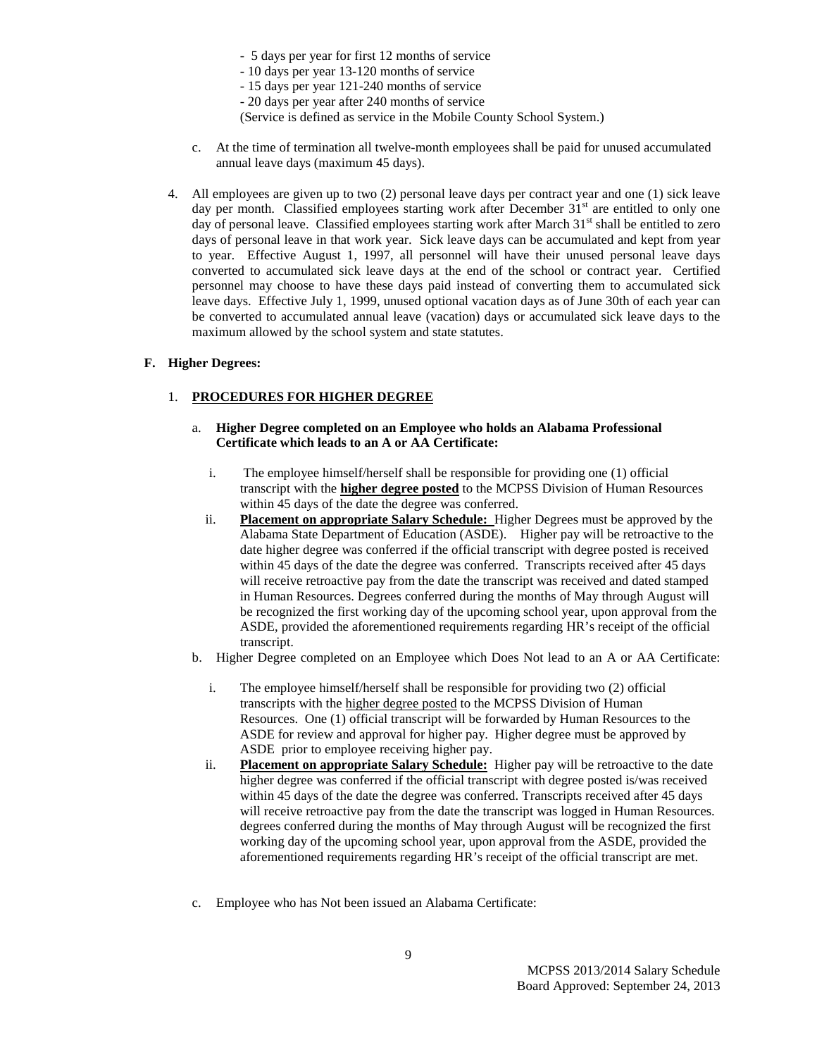- 5 days per year for first 12 months of service
- 10 days per year 13-120 months of service
- 15 days per year 121-240 months of service
- 20 days per year after 240 months of service

(Service is defined as service in the Mobile County School System.)

c. At the time of termination all twelve-month employees shall be paid for unused accumulated annual leave days (maximum 45 days).

4. All employees are given up to two (2) personal leave days per contract year and one (1) sick leave day per month. Classified employees starting work after December 31st are entitled to only one day of personal leave. Classified employees starting work after March 31st shall be entitled to zero days of personal leave in that work year. Sick leave days can be accumulated and kept from year to year. Effective August 1, 1997, all personnel will have their unused personal leave days converted to accumulated sick leave days at the end of the school or contract year. Certified personnel may choose to have these days paid instead of converting them to accumulated sick leave days. Effective July 1, 1999, unused optional vacation days as of June 30th of each year can be converted to accumulated annual leave (vacation) days or accumulated sick leave days to the maximum allowed by the school system and state statutes.

**F. Higher Degrees:**

1. **PROCEDURES FOR HIGHER DEGREE**

a. **Higher Degree completed on an Employee who holds an Alabama Professional Certificate which leads to an A or AA Certificate:**

i. The employee himself/herself shall be responsible for providing one (1) official transcript with the **higher degree posted** to the MCPSS Division of Human Resources within 45 days of the date the degree was conferred.

ii. **Placement on appropriate Salary Schedule:** Higher Degrees must be approved by the Alabama State Department of Education (ASDE). Higher pay will be retroactive to the date higher degree was conferred if the official transcript with degree posted is received within 45 days of the date the degree was conferred. Transcripts received after 45 days will receive retroactive pay from the date the transcript was received and dated stamped in Human Resources. Degrees conferred during the months of May through August will be recognized the first working day of the upcoming school year, upon approval from the ASDE, provided the aforementioned requirements regarding HR's receipt of the official transcript.

b. Higher Degree completed on an Employee which Does Not lead to an A or AA Certificate:

i. The employee himself/herself shall be responsible for providing two (2) official transcripts with the higher degree posted to the MCPSS Division of Human Resources. One (1) official transcript will be forwarded by Human Resources to the ASDE for review and approval for higher pay. Higher degree must be approved by ASDE prior to employee receiving higher pay.

ii. **Placement on appropriate Salary Schedule:** Higher pay will be retroactive to the date higher degree was conferred if the official transcript with degree posted is/was received within 45 days of the date the degree was conferred. Transcripts received after 45 days will receive retroactive pay from the date the transcript was logged in Human Resources. degrees conferred during the months of May through August will be recognized the first working day of the upcoming school year, upon approval from the ASDE, provided the aforementioned requirements regarding HR's receipt of the official transcript are met.

c. Employee who has Not been issued an Alabama Certificate: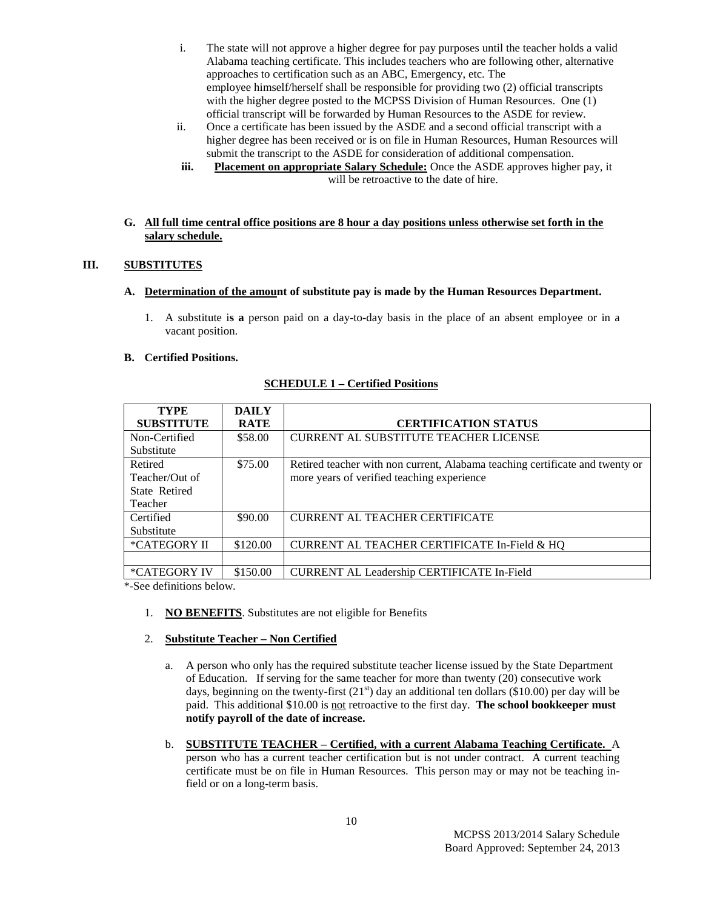i. The state will not approve a higher degree for pay purposes until the teacher holds a valid Alabama teaching certificate. This includes teachers who are following other, alternative approaches to certification such as an ABC, Emergency, etc. The employee himself/herself shall be responsible for providing two (2) official transcripts with the higher degree posted to the MCPSS Division of Human Resources. One (1) official transcript will be forwarded by Human Resources to the ASDE for review.

ii. Once a certificate has been issued by the ASDE and a second official transcript with a higher degree has been received or is on file in Human Resources, Human Resources will submit the transcript to the ASDE for consideration of additional compensation.

**iii.** **Placement on appropriate Salary Schedule:** Once the ASDE approves higher pay, it will be retroactive to the date of hire.

**G. All full time central office positions are 8 hour a day positions unless otherwise set forth in the salary schedule.**

## III. SUBSTITUTES

**A. Determination of the amount of substitute pay is made by the Human Resources Department.**

1. A substitute is **a** person paid on a day-to-day basis in the place of an absent employee or in a vacant position.

**B. Certified Positions.**

**SCHEDULE 1 – Certified Positions**

| TYPE SUBSTITUTE | DAILY RATE | CERTIFICATION STATUS |
|---|---|---|
| Non-Certified Substitute | $58.00 | CURRENT AL SUBSTITUTE TEACHER LICENSE |
| Retired Teacher/Out of State Retired Teacher | $75.00 | Retired teacher with non current, Alabama teaching certificate and twenty or more years of verified teaching experience |
| Certified Substitute | $90.00 | CURRENT AL TEACHER CERTIFICATE |
| *CATEGORY II | $120.00 | CURRENT AL TEACHER CERTIFICATE In-Field & HQ |
| | | |
| *CATEGORY IV | $150.00 | CURRENT AL Leadership CERTIFICATE In-Field |

*-See definitions below.

1. **NO BENEFITS**. Substitutes are not eligible for Benefits

2. **Substitute Teacher – Non Certified**

   a. A person who only has the required substitute teacher license issued by the State Department of Education. If serving for the same teacher for more than twenty (20) consecutive work days, beginning on the twenty-first (21st) day an additional ten dollars ($10.00) per day will be paid. This additional $10.00 is not retroactive to the first day. **The school bookkeeper must notify payroll of the date of increase.**

   b. **SUBSTITUTE TEACHER – Certified, with a current Alabama Teaching Certificate.** A person who has a current teacher certification but is not under contract. A current teaching certificate must be on file in Human Resources. This person may or may not be teaching in-field or on a long-term basis.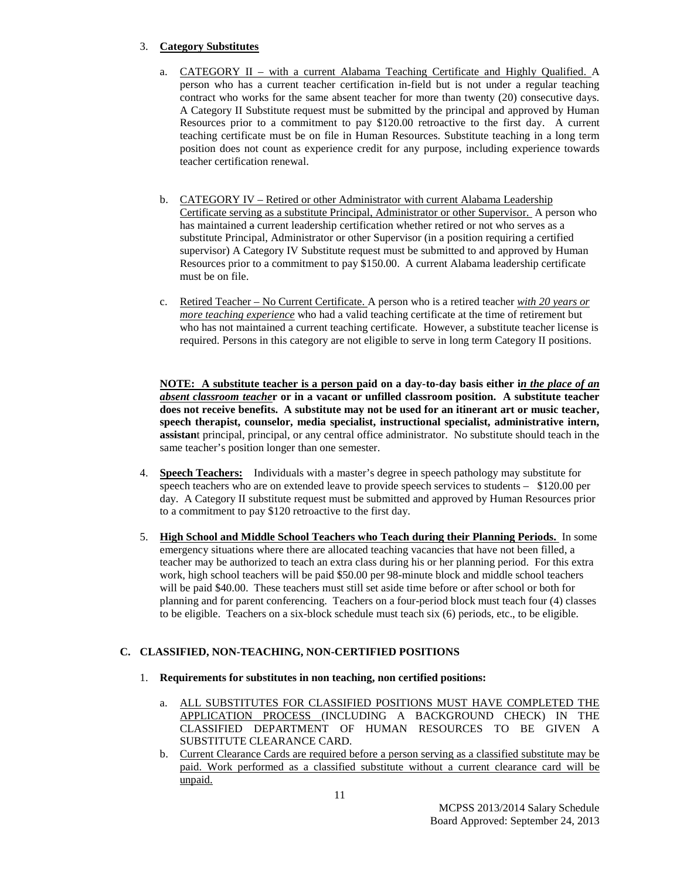3. **Category Substitutes**

    a. CATEGORY II – with a current Alabama Teaching Certificate and Highly Qualified. A person who has a current teacher certification in-field but is not under a regular teaching contract who works for the same absent teacher for more than twenty (20) consecutive days. A Category II Substitute request must be submitted by the principal and approved by Human Resources prior to a commitment to pay $120.00 retroactive to the first day. A current teaching certificate must be on file in Human Resources. Substitute teaching in a long term position does not count as experience credit for any purpose, including experience towards teacher certification renewal.

    b. CATEGORY IV – Retired or other Administrator with current Alabama Leadership Certificate serving as a substitute Principal, Administrator or other Supervisor. A person who has maintained a current leadership certification whether retired or not who serves as a substitute Principal, Administrator or other Supervisor (in a position requiring a certified supervisor) A Category IV Substitute request must be submitted to and approved by Human Resources prior to a commitment to pay $150.00. A current Alabama leadership certificate must be on file.

    c. Retired Teacher – No Current Certificate. A person who is a retired teacher *with 20 years or more teaching experience* who had a valid teaching certificate at the time of retirement but who has not maintained a current teaching certificate. However, a substitute teacher license is required. Persons in this category are not eligible to serve in long term Category II positions.

**NOTE: A substitute teacher is a person paid on a day-to-day basis either i*n the place of an absent classroom teache*r or in a vacant or unfilled classroom position. A substitute teacher does not receive benefits. A substitute may not be used for an itinerant art or music teacher, speech therapist, counselor, media specialist, instructional specialist, administrative intern, assistan**t principal, principal, or any central office administrator. No substitute should teach in the same teacher's position longer than one semester.

4. **Speech Teachers:** Individuals with a master's degree in speech pathology may substitute for speech teachers who are on extended leave to provide speech services to students – $120.00 per day. A Category II substitute request must be submitted and approved by Human Resources prior to a commitment to pay $120 retroactive to the first day.

5. **High School and Middle School Teachers who Teach during their Planning Periods.** In some emergency situations where there are allocated teaching vacancies that have not been filled, a teacher may be authorized to teach an extra class during his or her planning period. For this extra work, high school teachers will be paid $50.00 per 98-minute block and middle school teachers will be paid $40.00. These teachers must still set aside time before or after school or both for planning and for parent conferencing. Teachers on a four-period block must teach four (4) classes to be eligible. Teachers on a six-block schedule must teach six (6) periods, etc., to be eligible.

## C. CLASSIFIED, NON-TEACHING, NON-CERTIFIED POSITIONS

1. **Requirements for substitutes in non teaching, non certified positions:**

    a. ALL SUBSTITUTES FOR CLASSIFIED POSITIONS MUST HAVE COMPLETED THE APPLICATION PROCESS (INCLUDING A BACKGROUND CHECK) IN THE CLASSIFIED DEPARTMENT OF HUMAN RESOURCES TO BE GIVEN A SUBSTITUTE CLEARANCE CARD.

    b. Current Clearance Cards are required before a person serving as a classified substitute may be paid. Work performed as a classified substitute without a current clearance card will be unpaid.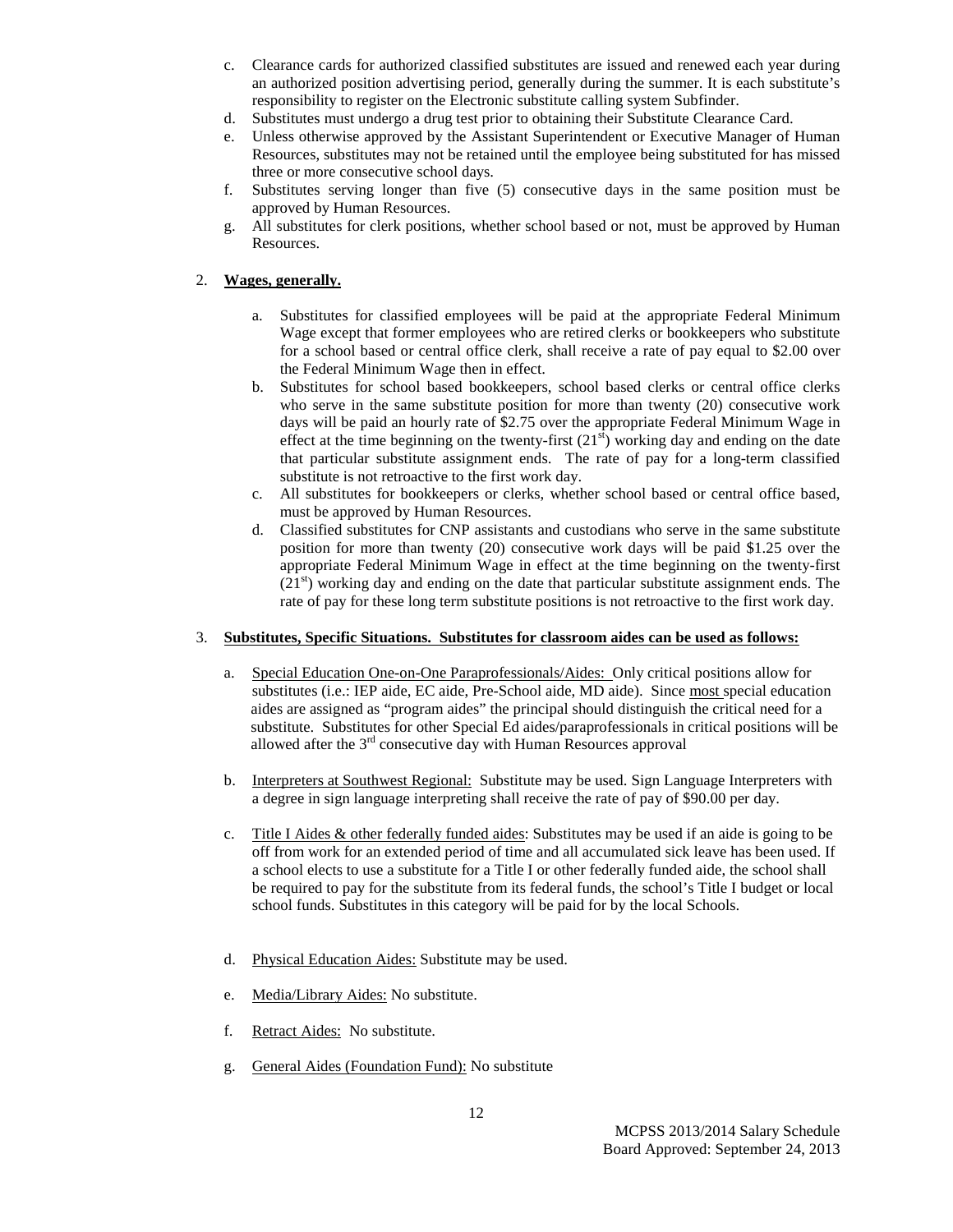c. Clearance cards for authorized classified substitutes are issued and renewed each year during an authorized position advertising period, generally during the summer. It is each substitute's responsibility to register on the Electronic substitute calling system Subfinder.

d. Substitutes must undergo a drug test prior to obtaining their Substitute Clearance Card.

e. Unless otherwise approved by the Assistant Superintendent or Executive Manager of Human Resources, substitutes may not be retained until the employee being substituted for has missed three or more consecutive school days.

f. Substitutes serving longer than five (5) consecutive days in the same position must be approved by Human Resources.

g. All substitutes for clerk positions, whether school based or not, must be approved by Human Resources.

2. **Wages, generally.**

   a. Substitutes for classified employees will be paid at the appropriate Federal Minimum Wage except that former employees who are retired clerks or bookkeepers who substitute for a school based or central office clerk, shall receive a rate of pay equal to $2.00 over the Federal Minimum Wage then in effect.

   b. Substitutes for school based bookkeepers, school based clerks or central office clerks who serve in the same substitute position for more than twenty (20) consecutive work days will be paid an hourly rate of $2.75 over the appropriate Federal Minimum Wage in effect at the time beginning on the twenty-first (21st) working day and ending on the date that particular substitute assignment ends. The rate of pay for a long-term classified substitute is not retroactive to the first work day.

   c. All substitutes for bookkeepers or clerks, whether school based or central office based, must be approved by Human Resources.

   d. Classified substitutes for CNP assistants and custodians who serve in the same substitute position for more than twenty (20) consecutive work days will be paid $1.25 over the appropriate Federal Minimum Wage in effect at the time beginning on the twenty-first (21st) working day and ending on the date that particular substitute assignment ends. The rate of pay for these long term substitute positions is not retroactive to the first work day.

3. **Substitutes, Specific Situations. Substitutes for classroom aides can be used as follows:**

   a. Special Education One-on-One Paraprofessionals/Aides: Only critical positions allow for substitutes (i.e.: IEP aide, EC aide, Pre-School aide, MD aide). Since most special education aides are assigned as "program aides" the principal should distinguish the critical need for a substitute. Substitutes for other Special Ed aides/paraprofessionals in critical positions will be allowed after the 3rd consecutive day with Human Resources approval

   b. Interpreters at Southwest Regional: Substitute may be used. Sign Language Interpreters with a degree in sign language interpreting shall receive the rate of pay of $90.00 per day.

   c. Title I Aides & other federally funded aides: Substitutes may be used if an aide is going to be off from work for an extended period of time and all accumulated sick leave has been used. If a school elects to use a substitute for a Title I or other federally funded aide, the school shall be required to pay for the substitute from its federal funds, the school's Title I budget or local school funds. Substitutes in this category will be paid for by the local Schools.

   d. Physical Education Aides: Substitute may be used.

   e. Media/Library Aides: No substitute.

   f. Retract Aides: No substitute.

   g. General Aides (Foundation Fund): No substitute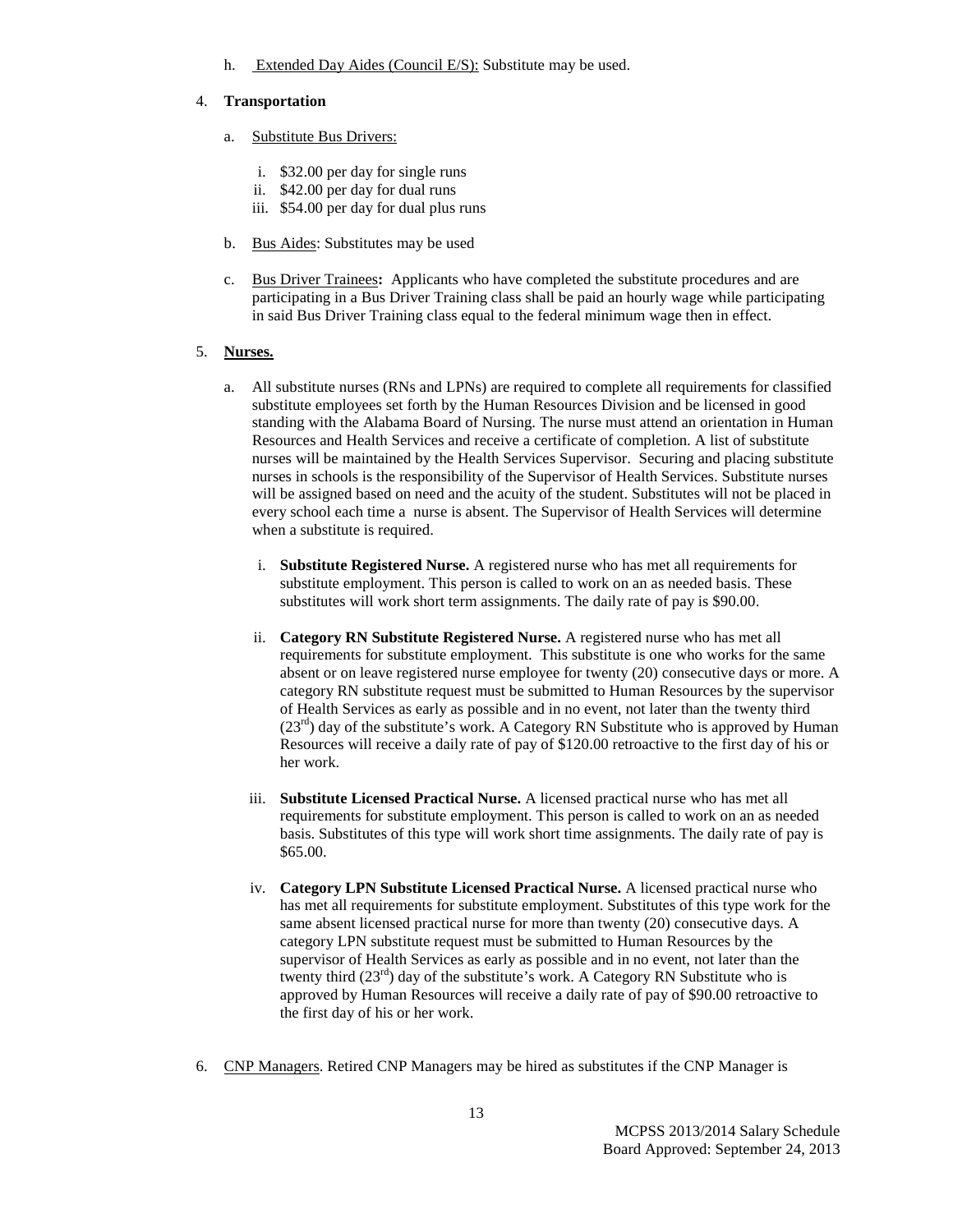h. Extended Day Aides (Council E/S): Substitute may be used.

4. **Transportation**

   a. Substitute Bus Drivers:

      i. $32.00 per day for single runs
      ii. $42.00 per day for dual runs
      iii. $54.00 per day for dual plus runs

   b. Bus Aides: Substitutes may be used

   c. Bus Driver Trainees**:** Applicants who have completed the substitute procedures and are participating in a Bus Driver Training class shall be paid an hourly wage while participating in said Bus Driver Training class equal to the federal minimum wage then in effect.

5. **Nurses.**

   a. All substitute nurses (RNs and LPNs) are required to complete all requirements for classified substitute employees set forth by the Human Resources Division and be licensed in good standing with the Alabama Board of Nursing. The nurse must attend an orientation in Human Resources and Health Services and receive a certificate of completion. A list of substitute nurses will be maintained by the Health Services Supervisor. Securing and placing substitute nurses in schools is the responsibility of the Supervisor of Health Services. Substitute nurses will be assigned based on need and the acuity of the student. Substitutes will not be placed in every school each time a nurse is absent. The Supervisor of Health Services will determine when a substitute is required.

      i. **Substitute Registered Nurse.** A registered nurse who has met all requirements for substitute employment. This person is called to work on an as needed basis. These substitutes will work short term assignments. The daily rate of pay is $90.00.

      ii. **Category RN Substitute Registered Nurse.** A registered nurse who has met all requirements for substitute employment. This substitute is one who works for the same absent or on leave registered nurse employee for twenty (20) consecutive days or more. A category RN substitute request must be submitted to Human Resources by the supervisor of Health Services as early as possible and in no event, not later than the twenty third (23rd) day of the substitute's work. A Category RN Substitute who is approved by Human Resources will receive a daily rate of pay of $120.00 retroactive to the first day of his or her work.

      iii. **Substitute Licensed Practical Nurse.** A licensed practical nurse who has met all requirements for substitute employment. This person is called to work on an as needed basis. Substitutes of this type will work short time assignments. The daily rate of pay is $65.00.

      iv. **Category LPN Substitute Licensed Practical Nurse.** A licensed practical nurse who has met all requirements for substitute employment. Substitutes of this type work for the same absent licensed practical nurse for more than twenty (20) consecutive days. A category LPN substitute request must be submitted to Human Resources by the supervisor of Health Services as early as possible and in no event, not later than the twenty third (23rd) day of the substitute's work. A Category RN Substitute who is approved by Human Resources will receive a daily rate of pay of $90.00 retroactive to the first day of his or her work.

6. CNP Managers. Retired CNP Managers may be hired as substitutes if the CNP Manager is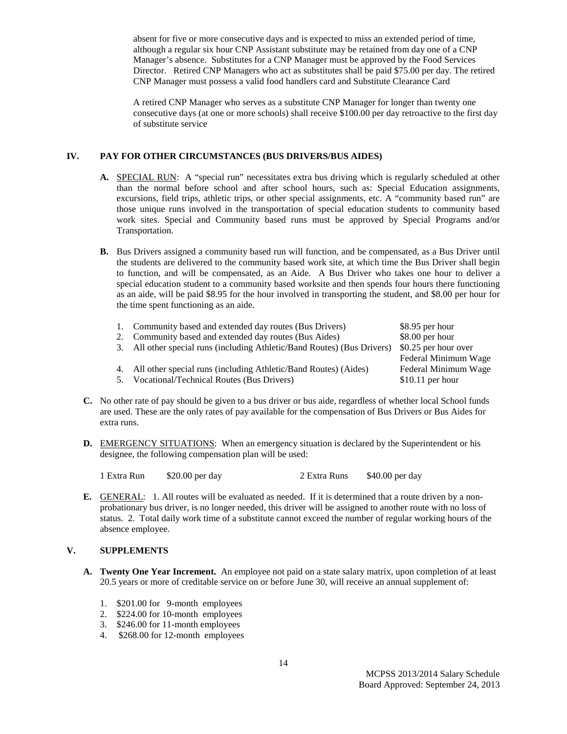absent for five or more consecutive days and is expected to miss an extended period of time, although a regular six hour CNP Assistant substitute may be retained from day one of a CNP Manager's absence. Substitutes for a CNP Manager must be approved by the Food Services Director. Retired CNP Managers who act as substitutes shall be paid $75.00 per day. The retired CNP Manager must possess a valid food handlers card and Substitute Clearance Card

A retired CNP Manager who serves as a substitute CNP Manager for longer than twenty one consecutive days (at one or more schools) shall receive $100.00 per day retroactive to the first day of substitute service

## IV. PAY FOR OTHER CIRCUMSTANCES (BUS DRIVERS/BUS AIDES)

**A.** SPECIAL RUN: A "special run" necessitates extra bus driving which is regularly scheduled at other than the normal before school and after school hours, such as: Special Education assignments, excursions, field trips, athletic trips, or other special assignments, etc. A "community based run" are those unique runs involved in the transportation of special education students to community based work sites. Special and Community based runs must be approved by Special Programs and/or Transportation.

**B.** Bus Drivers assigned a community based run will function, and be compensated, as a Bus Driver until the students are delivered to the community based work site, at which time the Bus Driver shall begin to function, and will be compensated, as an Aide. A Bus Driver who takes one hour to deliver a special education student to a community based worksite and then spends four hours there functioning as an aide, will be paid $8.95 for the hour involved in transporting the student, and $8.00 per hour for the time spent functioning as an aide.

| | |
|---|---|
| 1. Community based and extended day routes (Bus Drivers) | $8.95 per hour |
| 2. Community based and extended day routes (Bus Aides) | $8.00 per hour |
| 3. All other special runs (including Athletic/Band Routes) (Bus Drivers) | $0.25 per hour over Federal Minimum Wage |
| 4. All other special runs (including Athletic/Band Routes) (Aides) | Federal Minimum Wage |
| 5. Vocational/Technical Routes (Bus Drivers) | $10.11 per hour |

**C.** No other rate of pay should be given to a bus driver or bus aide, regardless of whether local School funds are used. These are the only rates of pay available for the compensation of Bus Drivers or Bus Aides for extra runs.

**D.** EMERGENCY SITUATIONS: When an emergency situation is declared by the Superintendent or his designee, the following compensation plan will be used:

| | | | |
|---|---|---|---|
| 1 Extra Run | $20.00 per day | 2 Extra Runs | $40.00 per day |

**E.** GENERAL: 1. All routes will be evaluated as needed. If it is determined that a route driven by a non-probationary bus driver, is no longer needed, this driver will be assigned to another route with no loss of status. 2. Total daily work time of a substitute cannot exceed the number of regular working hours of the absence employee.

## V. SUPPLEMENTS

**A. Twenty One Year Increment.** An employee not paid on a state salary matrix, upon completion of at least 20.5 years or more of creditable service on or before June 30, will receive an annual supplement of:

1. $201.00 for 9-month employees
2. $224.00 for 10-month employees
3. $246.00 for 11-month employees
4. $268.00 for 12-month employees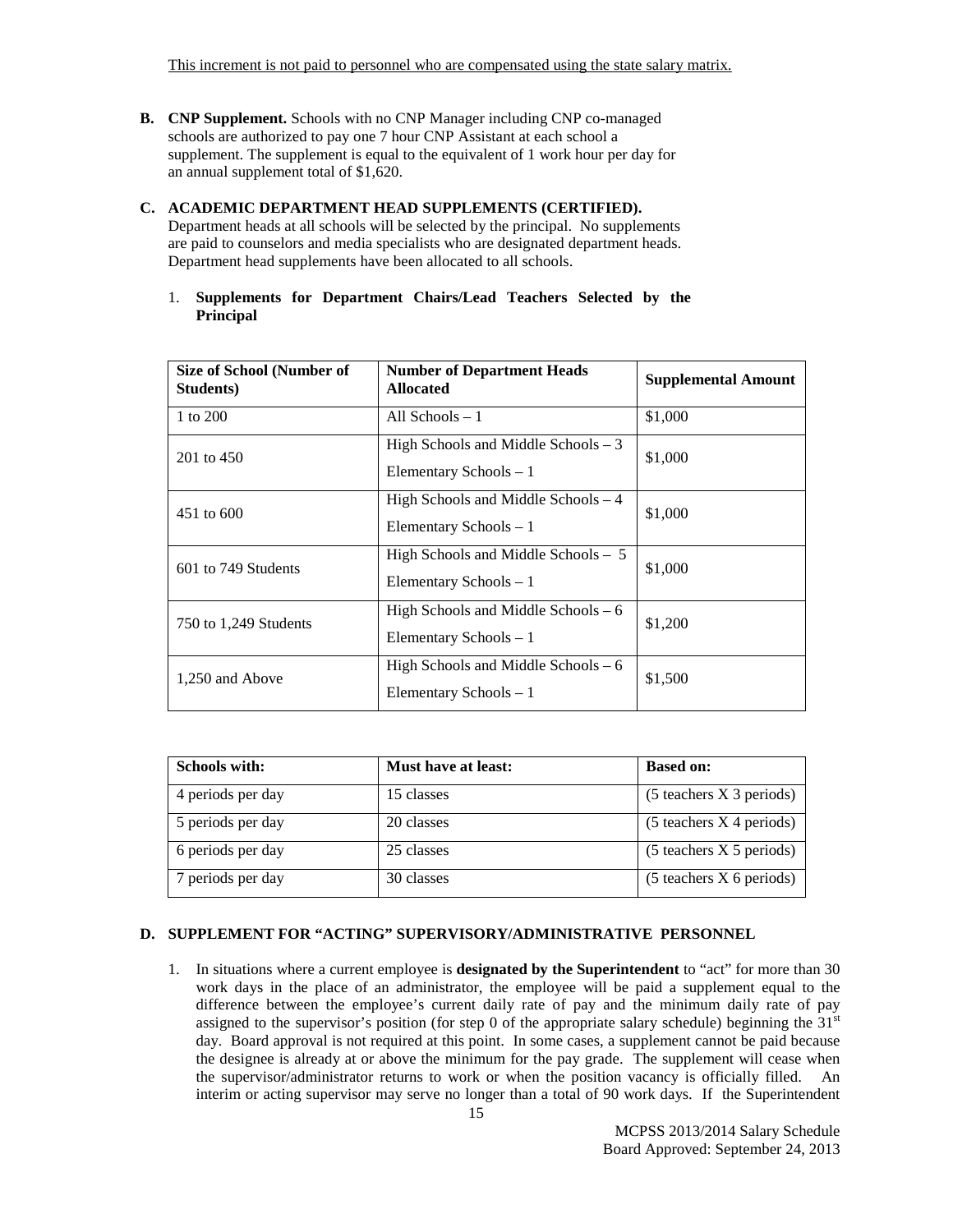This increment is not paid to personnel who are compensated using the state salary matrix.

**B. CNP Supplement.** Schools with no CNP Manager including CNP co-managed schools are authorized to pay one 7 hour CNP Assistant at each school a supplement. The supplement is equal to the equivalent of 1 work hour per day for an annual supplement total of $1,620.

**C. ACADEMIC DEPARTMENT HEAD SUPPLEMENTS (CERTIFIED).**
Department heads at all schools will be selected by the principal. No supplements are paid to counselors and media specialists who are designated department heads. Department head supplements have been allocated to all schools.

1. **Supplements for Department Chairs/Lead Teachers Selected by the Principal**

| Size of School (Number of Students) | Number of Department Heads Allocated | Supplemental Amount |
|---|---|---|
| 1 to 200 | All Schools – 1 | $1,000 |
| 201 to 450 | High Schools and Middle Schools – 3<br>Elementary Schools – 1 | $1,000 |
| 451 to 600 | High Schools and Middle Schools – 4<br>Elementary Schools – 1 | $1,000 |
| 601 to 749 Students | High Schools and Middle Schools – 5<br>Elementary Schools – 1 | $1,000 |
| 750 to 1,249 Students | High Schools and Middle Schools – 6<br>Elementary Schools – 1 | $1,200 |
| 1,250 and Above | High Schools and Middle Schools – 6<br>Elementary Schools – 1 | $1,500 |

| Schools with: | Must have at least: | Based on: |
|---|---|---|
| 4 periods per day | 15 classes | (5 teachers X 3 periods) |
| 5 periods per day | 20 classes | (5 teachers X 4 periods) |
| 6 periods per day | 25 classes | (5 teachers X 5 periods) |
| 7 periods per day | 30 classes | (5 teachers X 6 periods) |

**D. SUPPLEMENT FOR "ACTING" SUPERVISORY/ADMINISTRATIVE PERSONNEL**

1. In situations where a current employee is **designated by the Superintendent** to "act" for more than 30 work days in the place of an administrator, the employee will be paid a supplement equal to the difference between the employee's current daily rate of pay and the minimum daily rate of pay assigned to the supervisor's position (for step 0 of the appropriate salary schedule) beginning the 31st day. Board approval is not required at this point. In some cases, a supplement cannot be paid because the designee is already at or above the minimum for the pay grade. The supplement will cease when the supervisor/administrator returns to work or when the position vacancy is officially filled. An interim or acting supervisor may serve no longer than a total of 90 work days. If the Superintendent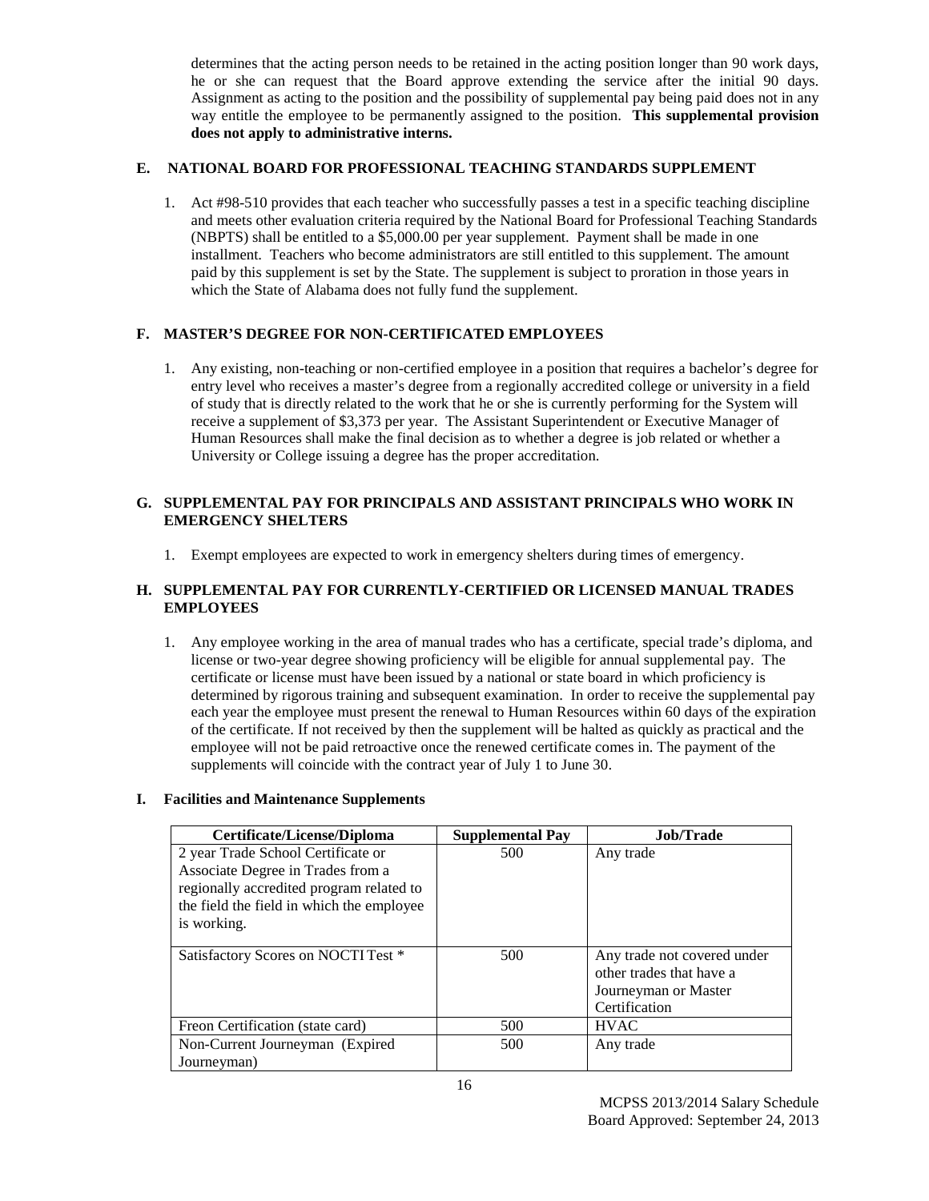determines that the acting person needs to be retained in the acting position longer than 90 work days, he or she can request that the Board approve extending the service after the initial 90 days. Assignment as acting to the position and the possibility of supplemental pay being paid does not in any way entitle the employee to be permanently assigned to the position. **This supplemental provision does not apply to administrative interns.**

### E. NATIONAL BOARD FOR PROFESSIONAL TEACHING STANDARDS SUPPLEMENT

1. Act #98-510 provides that each teacher who successfully passes a test in a specific teaching discipline and meets other evaluation criteria required by the National Board for Professional Teaching Standards (NBPTS) shall be entitled to a $5,000.00 per year supplement. Payment shall be made in one installment. Teachers who become administrators are still entitled to this supplement. The amount paid by this supplement is set by the State. The supplement is subject to proration in those years in which the State of Alabama does not fully fund the supplement.

### F. MASTER'S DEGREE FOR NON-CERTIFICATED EMPLOYEES

1. Any existing, non-teaching or non-certified employee in a position that requires a bachelor's degree for entry level who receives a master's degree from a regionally accredited college or university in a field of study that is directly related to the work that he or she is currently performing for the System will receive a supplement of $3,373 per year. The Assistant Superintendent or Executive Manager of Human Resources shall make the final decision as to whether a degree is job related or whether a University or College issuing a degree has the proper accreditation.

### G. SUPPLEMENTAL PAY FOR PRINCIPALS AND ASSISTANT PRINCIPALS WHO WORK IN EMERGENCY SHELTERS

1. Exempt employees are expected to work in emergency shelters during times of emergency.

### H. SUPPLEMENTAL PAY FOR CURRENTLY-CERTIFIED OR LICENSED MANUAL TRADES EMPLOYEES

1. Any employee working in the area of manual trades who has a certificate, special trade's diploma, and license or two-year degree showing proficiency will be eligible for annual supplemental pay. The certificate or license must have been issued by a national or state board in which proficiency is determined by rigorous training and subsequent examination. In order to receive the supplemental pay each year the employee must present the renewal to Human Resources within 60 days of the expiration of the certificate. If not received by then the supplement will be halted as quickly as practical and the employee will not be paid retroactive once the renewed certificate comes in. The payment of the supplements will coincide with the contract year of July 1 to June 30.

### I. Facilities and Maintenance Supplements

| Certificate/License/Diploma | Supplemental Pay | Job/Trade |
|---|---|---|
| 2 year Trade School Certificate or Associate Degree in Trades from a regionally accredited program related to the field the field in which the employee is working. | 500 | Any trade |
| Satisfactory Scores on NOCTI Test * | 500 | Any trade not covered under other trades that have a Journeyman or Master Certification |
| Freon Certification (state card) | 500 | HVAC |
| Non-Current Journeyman (Expired Journeyman) | 500 | Any trade |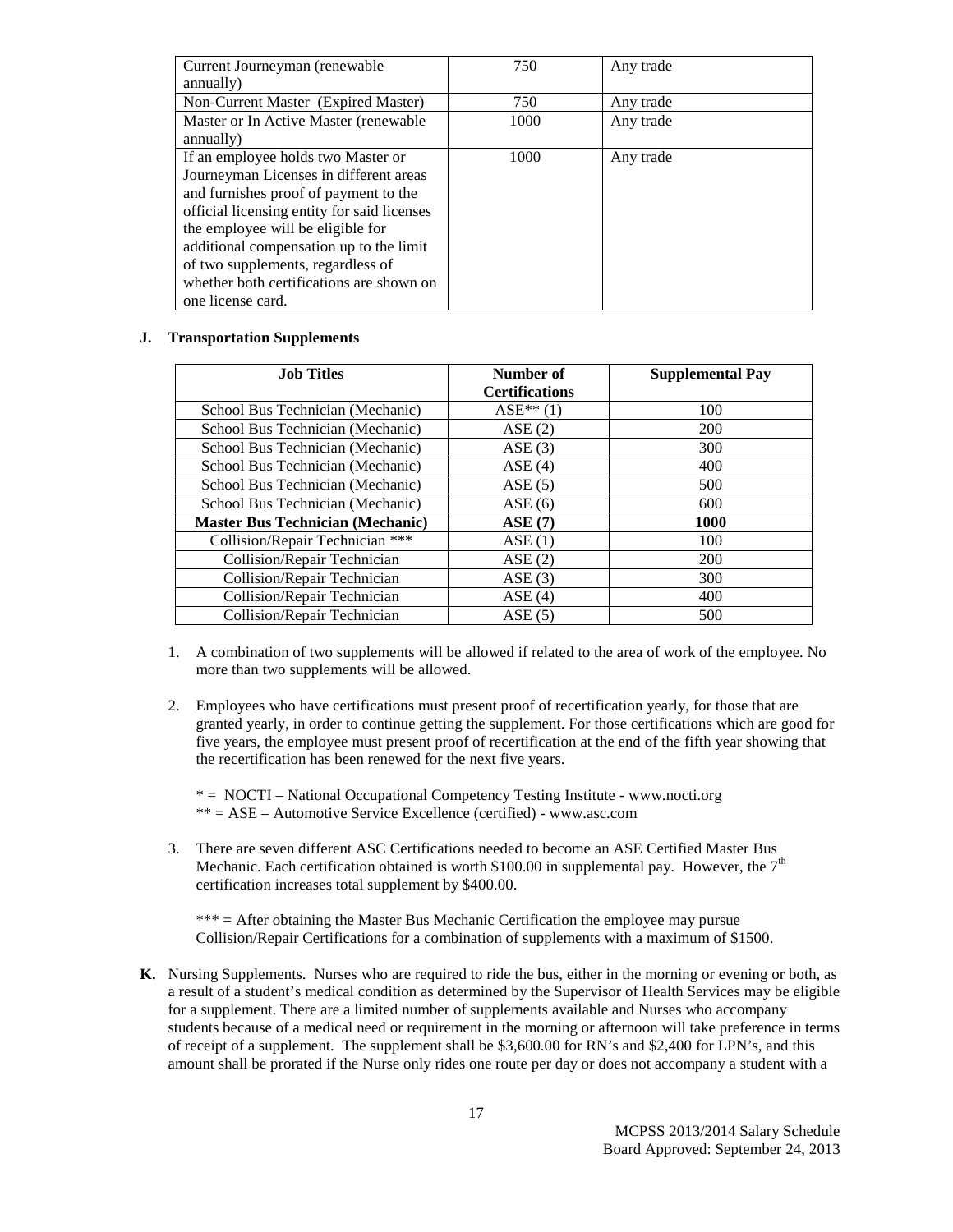| Current Journeyman (renewable annually) | 750 | Any trade |
|---|---|---|
| Non-Current Master (Expired Master) | 750 | Any trade |
| Master or In Active Master (renewable annually) | 1000 | Any trade |
| If an employee holds two Master or Journeyman Licenses in different areas and furnishes proof of payment to the official licensing entity for said licenses the employee will be eligible for additional compensation up to the limit of two supplements, regardless of whether both certifications are shown on one license card. | 1000 | Any trade |

**J. Transportation Supplements**

| Job Titles | Number of Certifications | Supplemental Pay |
|---|---|---|
| School Bus Technician (Mechanic) | ASE** (1) | 100 |
| School Bus Technician (Mechanic) | ASE (2) | 200 |
| School Bus Technician (Mechanic) | ASE (3) | 300 |
| School Bus Technician (Mechanic) | ASE (4) | 400 |
| School Bus Technician (Mechanic) | ASE (5) | 500 |
| School Bus Technician (Mechanic) | ASE (6) | 600 |
| **Master Bus Technician (Mechanic)** | **ASE (7)** | **1000** |
| Collision/Repair Technician *** | ASE (1) | 100 |
| Collision/Repair Technician | ASE (2) | 200 |
| Collision/Repair Technician | ASE (3) | 300 |
| Collision/Repair Technician | ASE (4) | 400 |
| Collision/Repair Technician | ASE (5) | 500 |

1. A combination of two supplements will be allowed if related to the area of work of the employee. No more than two supplements will be allowed.

2. Employees who have certifications must present proof of recertification yearly, for those that are granted yearly, in order to continue getting the supplement. For those certifications which are good for five years, the employee must present proof of recertification at the end of the fifth year showing that the recertification has been renewed for the next five years.

   * = NOCTI – National Occupational Competency Testing Institute - www.nocti.org
   ** = ASE – Automotive Service Excellence (certified) - www.asc.com

3. There are seven different ASC Certifications needed to become an ASE Certified Master Bus Mechanic. Each certification obtained is worth $100.00 in supplemental pay. However, the 7th certification increases total supplement by $400.00.

   *** = After obtaining the Master Bus Mechanic Certification the employee may pursue Collision/Repair Certifications for a combination of supplements with a maximum of $1500.

**K.** Nursing Supplements. Nurses who are required to ride the bus, either in the morning or evening or both, as a result of a student's medical condition as determined by the Supervisor of Health Services may be eligible for a supplement. There are a limited number of supplements available and Nurses who accompany students because of a medical need or requirement in the morning or afternoon will take preference in terms of receipt of a supplement. The supplement shall be $3,600.00 for RN's and $2,400 for LPN's, and this amount shall be prorated if the Nurse only rides one route per day or does not accompany a student with a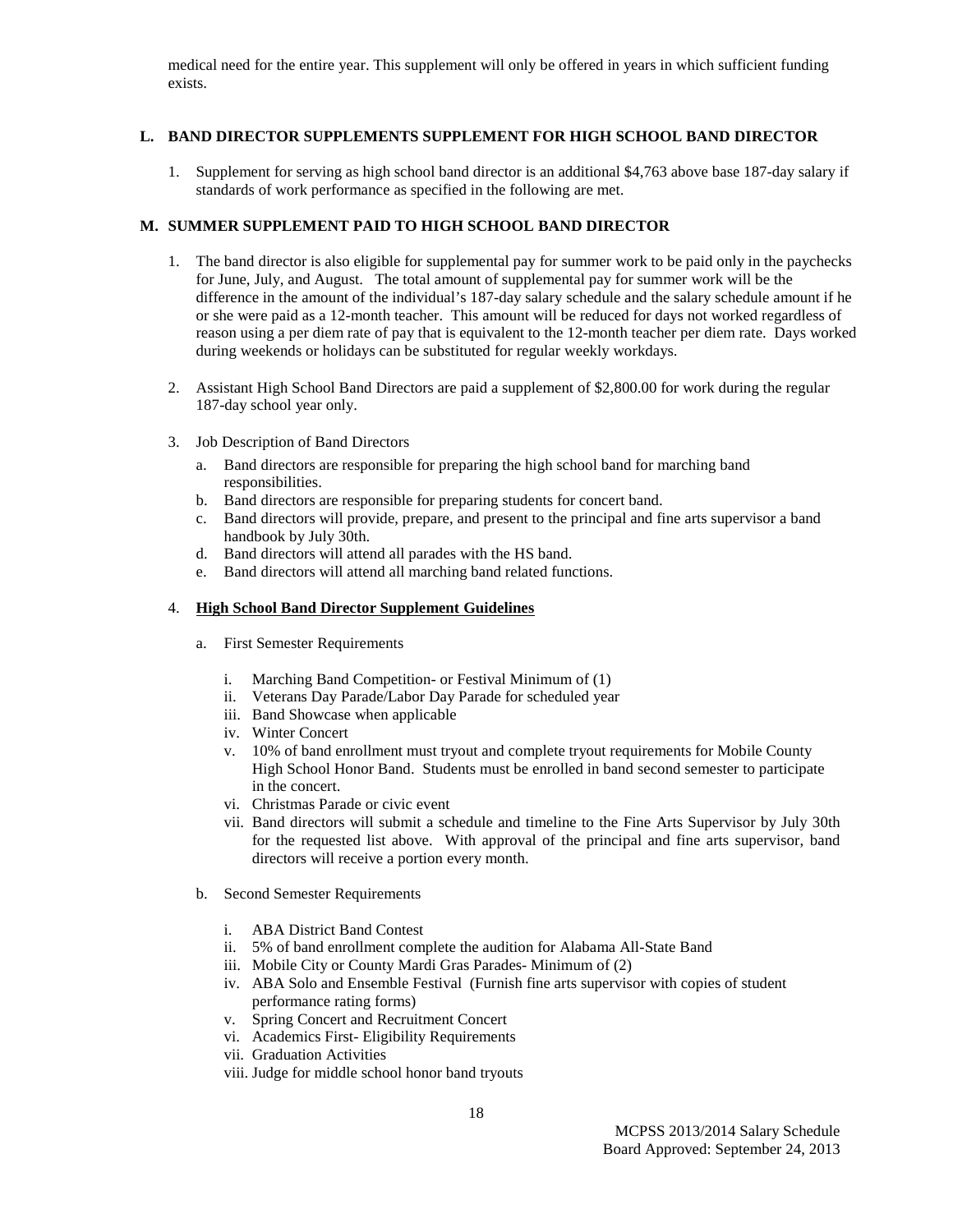medical need for the entire year. This supplement will only be offered in years in which sufficient funding exists.

## L. BAND DIRECTOR SUPPLEMENTS SUPPLEMENT FOR HIGH SCHOOL BAND DIRECTOR

1. Supplement for serving as high school band director is an additional $4,763 above base 187-day salary if standards of work performance as specified in the following are met.

## M. SUMMER SUPPLEMENT PAID TO HIGH SCHOOL BAND DIRECTOR

1. The band director is also eligible for supplemental pay for summer work to be paid only in the paychecks for June, July, and August. The total amount of supplemental pay for summer work will be the difference in the amount of the individual's 187-day salary schedule and the salary schedule amount if he or she were paid as a 12-month teacher. This amount will be reduced for days not worked regardless of reason using a per diem rate of pay that is equivalent to the 12-month teacher per diem rate. Days worked during weekends or holidays can be substituted for regular weekly workdays.

2. Assistant High School Band Directors are paid a supplement of $2,800.00 for work during the regular 187-day school year only.

3. Job Description of Band Directors
   a. Band directors are responsible for preparing the high school band for marching band responsibilities.
   b. Band directors are responsible for preparing students for concert band.
   c. Band directors will provide, prepare, and present to the principal and fine arts supervisor a band handbook by July 30th.
   d. Band directors will attend all parades with the HS band.
   e. Band directors will attend all marching band related functions.

4. **<u>High School Band Director Supplement Guidelines</u>**

   a. First Semester Requirements

      i. Marching Band Competition- or Festival Minimum of (1)
      ii. Veterans Day Parade/Labor Day Parade for scheduled year
      iii. Band Showcase when applicable
      iv. Winter Concert
      v. 10% of band enrollment must tryout and complete tryout requirements for Mobile County High School Honor Band. Students must be enrolled in band second semester to participate in the concert.
      vi. Christmas Parade or civic event
      vii. Band directors will submit a schedule and timeline to the Fine Arts Supervisor by July 30th for the requested list above. With approval of the principal and fine arts supervisor, band directors will receive a portion every month.

   b. Second Semester Requirements

      i. ABA District Band Contest
      ii. 5% of band enrollment complete the audition for Alabama All-State Band
      iii. Mobile City or County Mardi Gras Parades- Minimum of (2)
      iv. ABA Solo and Ensemble Festival (Furnish fine arts supervisor with copies of student performance rating forms)
      v. Spring Concert and Recruitment Concert
      vi. Academics First- Eligibility Requirements
      vii. Graduation Activities
      viii. Judge for middle school honor band tryouts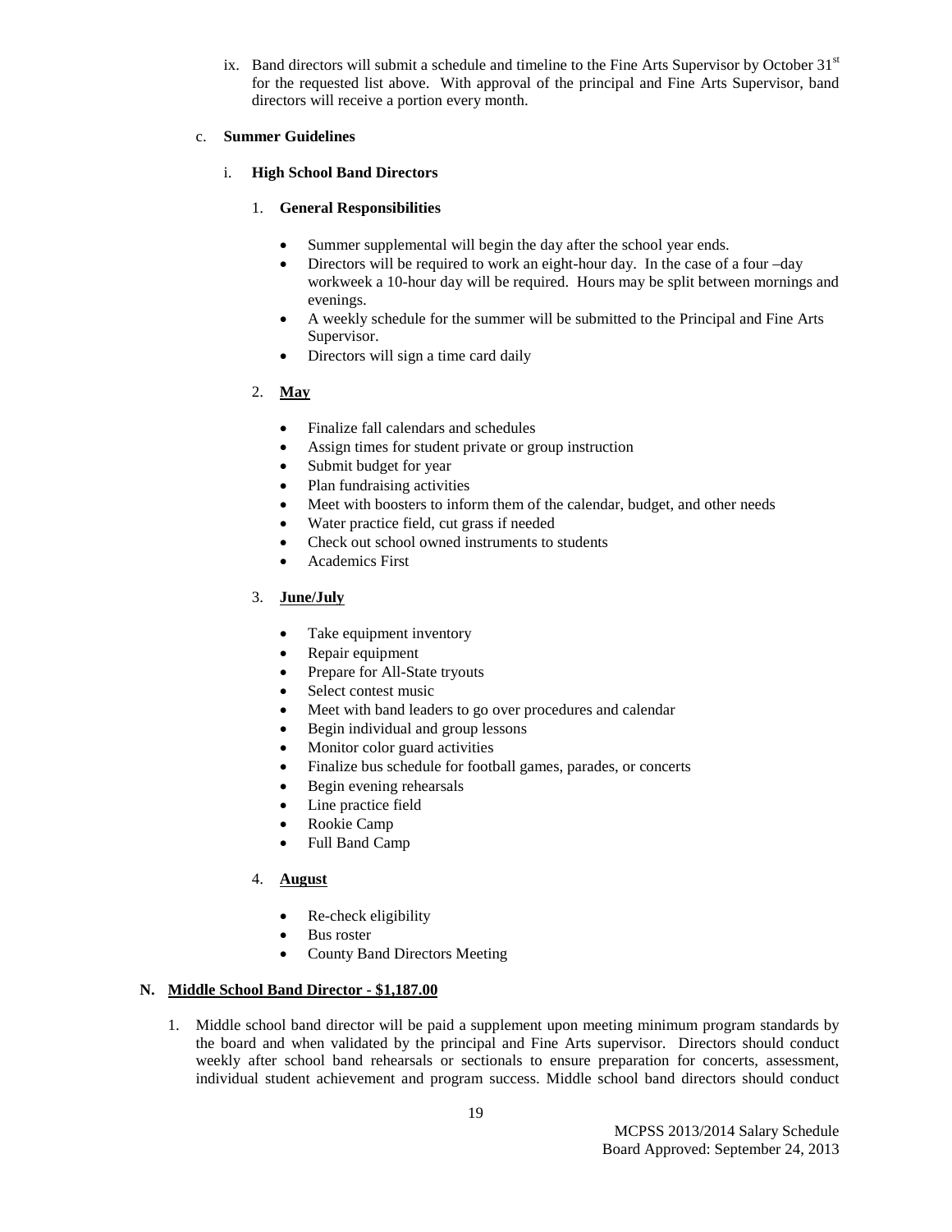ix. Band directors will submit a schedule and timeline to the Fine Arts Supervisor by October 31st for the requested list above. With approval of the principal and Fine Arts Supervisor, band directors will receive a portion every month.

c. **Summer Guidelines**

i. **High School Band Directors**

1. **General Responsibilities**

- Summer supplemental will begin the day after the school year ends.
- Directors will be required to work an eight-hour day. In the case of a four –day workweek a 10-hour day will be required. Hours may be split between mornings and evenings.
- A weekly schedule for the summer will be submitted to the Principal and Fine Arts Supervisor.
- Directors will sign a time card daily

2. **<u>May</u>**

- Finalize fall calendars and schedules
- Assign times for student private or group instruction
- Submit budget for year
- Plan fundraising activities
- Meet with boosters to inform them of the calendar, budget, and other needs
- Water practice field, cut grass if needed
- Check out school owned instruments to students
- Academics First

3. **<u>June/July</u>**

- Take equipment inventory
- Repair equipment
- Prepare for All-State tryouts
- Select contest music
- Meet with band leaders to go over procedures and calendar
- Begin individual and group lessons
- Monitor color guard activities
- Finalize bus schedule for football games, parades, or concerts
- Begin evening rehearsals
- Line practice field
- Rookie Camp
- Full Band Camp

4. **<u>August</u>**

- Re-check eligibility
- Bus roster
- County Band Directors Meeting

## N. <u>Middle School Band Director - $1,187.00</u>

1. Middle school band director will be paid a supplement upon meeting minimum program standards by the board and when validated by the principal and Fine Arts supervisor. Directors should conduct weekly after school band rehearsals or sectionals to ensure preparation for concerts, assessment, individual student achievement and program success. Middle school band directors should conduct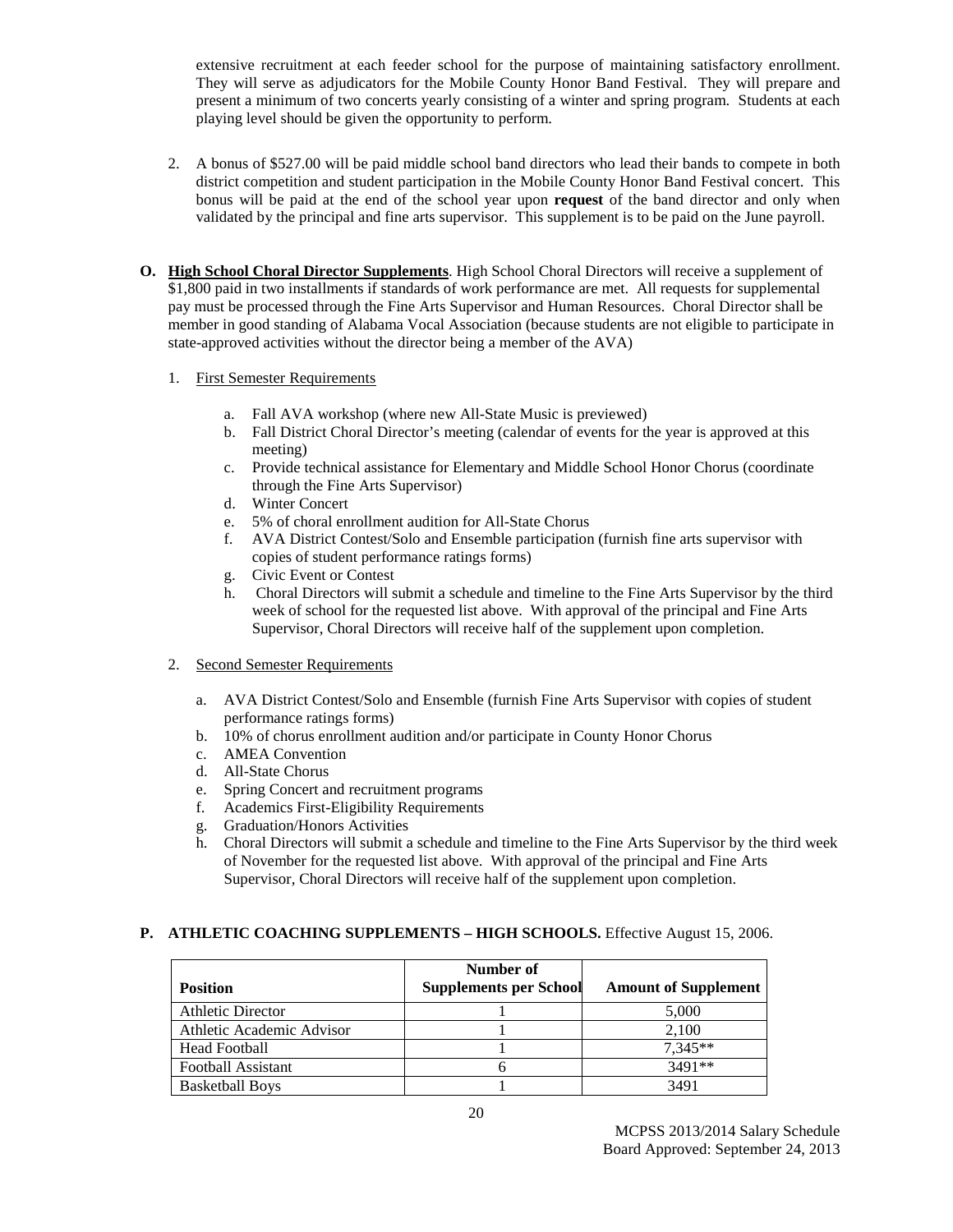extensive recruitment at each feeder school for the purpose of maintaining satisfactory enrollment. They will serve as adjudicators for the Mobile County Honor Band Festival. They will prepare and present a minimum of two concerts yearly consisting of a winter and spring program. Students at each playing level should be given the opportunity to perform.

2. A bonus of $527.00 will be paid middle school band directors who lead their bands to compete in both district competition and student participation in the Mobile County Honor Band Festival concert. This bonus will be paid at the end of the school year upon **request** of the band director and only when validated by the principal and fine arts supervisor. This supplement is to be paid on the June payroll.

**O. <u>High School Choral Director Supplements</u>**. High School Choral Directors will receive a supplement of $1,800 paid in two installments if standards of work performance are met. All requests for supplemental pay must be processed through the Fine Arts Supervisor and Human Resources. Choral Director shall be member in good standing of Alabama Vocal Association (because students are not eligible to participate in state-approved activities without the director being a member of the AVA)

1. <u>First Semester Requirements</u>

   a. Fall AVA workshop (where new All-State Music is previewed)
   b. Fall District Choral Director's meeting (calendar of events for the year is approved at this meeting)
   c. Provide technical assistance for Elementary and Middle School Honor Chorus (coordinate through the Fine Arts Supervisor)
   d. Winter Concert
   e. 5% of choral enrollment audition for All-State Chorus
   f. AVA District Contest/Solo and Ensemble participation (furnish fine arts supervisor with copies of student performance ratings forms)
   g. Civic Event or Contest
   h. Choral Directors will submit a schedule and timeline to the Fine Arts Supervisor by the third week of school for the requested list above. With approval of the principal and Fine Arts Supervisor, Choral Directors will receive half of the supplement upon completion.

2. <u>Second Semester Requirements</u>

   a. AVA District Contest/Solo and Ensemble (furnish Fine Arts Supervisor with copies of student performance ratings forms)
   b. 10% of chorus enrollment audition and/or participate in County Honor Chorus
   c. AMEA Convention
   d. All-State Chorus
   e. Spring Concert and recruitment programs
   f. Academics First-Eligibility Requirements
   g. Graduation/Honors Activities
   h. Choral Directors will submit a schedule and timeline to the Fine Arts Supervisor by the third week of November for the requested list above. With approval of the principal and Fine Arts Supervisor, Choral Directors will receive half of the supplement upon completion.

**P. ATHLETIC COACHING SUPPLEMENTS – HIGH SCHOOLS.** Effective August 15, 2006.

| Position | Number of Supplements per School | Amount of Supplement |
|---|---|---|
| Athletic Director | 1 | 5,000 |
| Athletic Academic Advisor | 1 | 2,100 |
| Head Football | 1 | 7,345** |
| Football Assistant | 6 | 3491** |
| Basketball Boys | 1 | 3491 |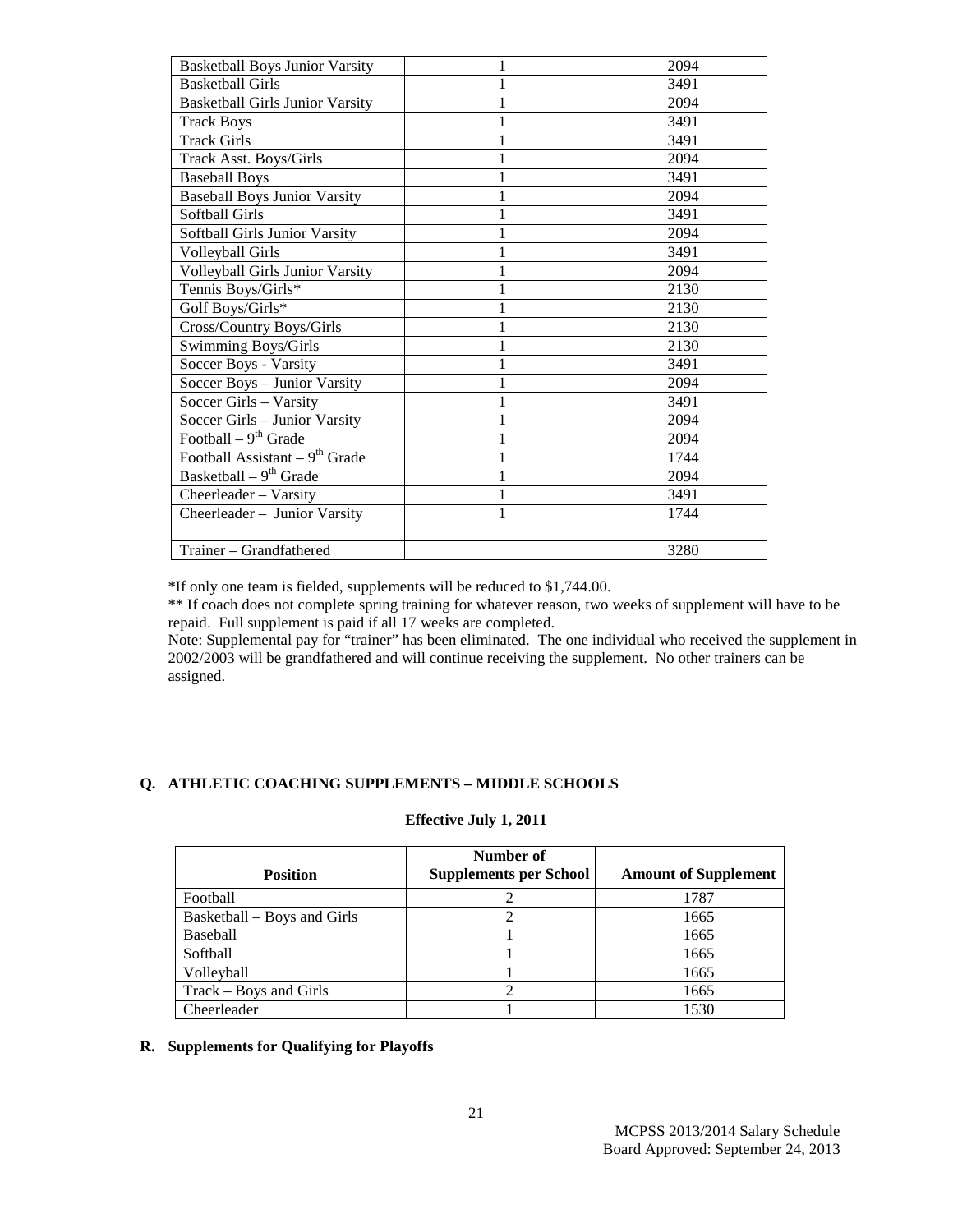| | | |
|---|---|---|
| Basketball Boys Junior Varsity | 1 | 2094 |
| Basketball Girls | 1 | 3491 |
| Basketball Girls Junior Varsity | 1 | 2094 |
| Track Boys | 1 | 3491 |
| Track Girls | 1 | 3491 |
| Track Asst. Boys/Girls | 1 | 2094 |
| Baseball Boys | 1 | 3491 |
| Baseball Boys Junior Varsity | 1 | 2094 |
| Softball Girls | 1 | 3491 |
| Softball Girls Junior Varsity | 1 | 2094 |
| Volleyball Girls | 1 | 3491 |
| Volleyball Girls Junior Varsity | 1 | 2094 |
| Tennis Boys/Girls* | 1 | 2130 |
| Golf Boys/Girls* | 1 | 2130 |
| Cross/Country Boys/Girls | 1 | 2130 |
| Swimming Boys/Girls | 1 | 2130 |
| Soccer Boys - Varsity | 1 | 3491 |
| Soccer Boys – Junior Varsity | 1 | 2094 |
| Soccer Girls – Varsity | 1 | 3491 |
| Soccer Girls – Junior Varsity | 1 | 2094 |
| Football – 9th Grade | 1 | 2094 |
| Football Assistant – 9th Grade | 1 | 1744 |
| Basketball – 9th Grade | 1 | 2094 |
| Cheerleader – Varsity | 1 | 3491 |
| Cheerleader – Junior Varsity | 1 | 1744 |
| Trainer – Grandfathered | | 3280 |

*If only one team is fielded, supplements will be reduced to $1,744.00.

** If coach does not complete spring training for whatever reason, two weeks of supplement will have to be repaid. Full supplement is paid if all 17 weeks are completed.

Note: Supplemental pay for "trainer" has been eliminated. The one individual who received the supplement in 2002/2003 will be grandfathered and will continue receiving the supplement. No other trainers can be assigned.

**Q. ATHLETIC COACHING SUPPLEMENTS – MIDDLE SCHOOLS**

**Effective July 1, 2011**

| Position | Number of Supplements per School | Amount of Supplement |
|---|---|---|
| Football | 2 | 1787 |
| Basketball – Boys and Girls | 2 | 1665 |
| Baseball | 1 | 1665 |
| Softball | 1 | 1665 |
| Volleyball | 1 | 1665 |
| Track – Boys and Girls | 2 | 1665 |
| Cheerleader | 1 | 1530 |

**R. Supplements for Qualifying for Playoffs**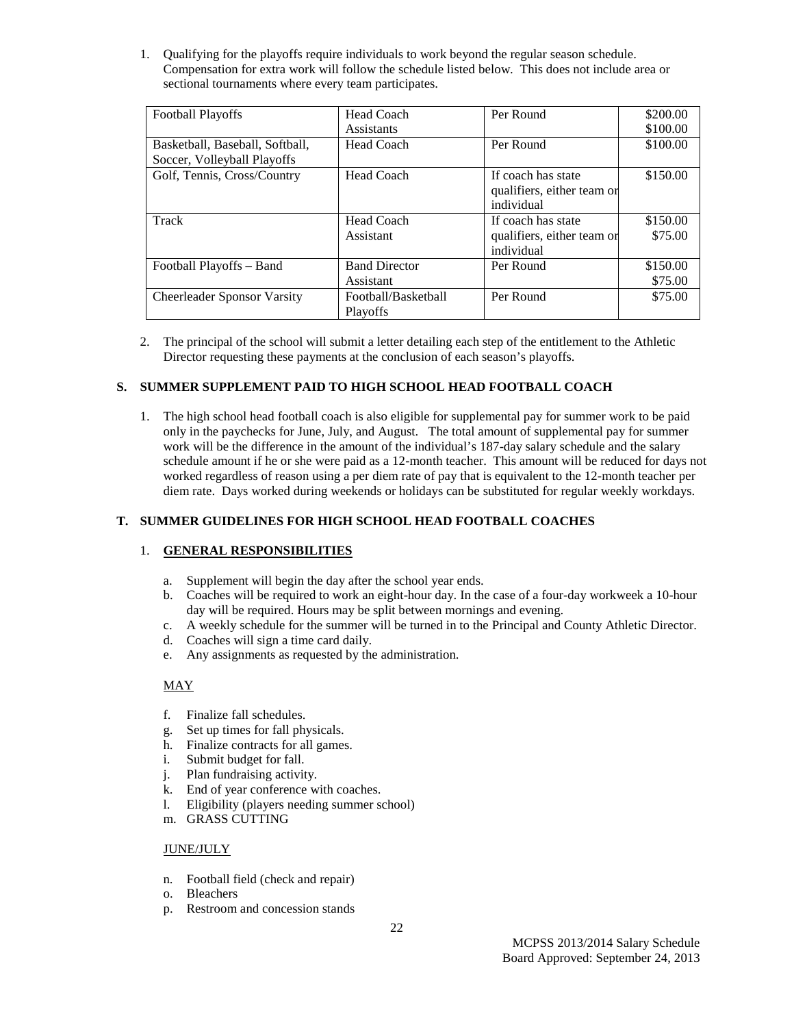1. Qualifying for the playoffs require individuals to work beyond the regular season schedule. Compensation for extra work will follow the schedule listed below. This does not include area or sectional tournaments where every team participates.

| Football Playoffs | Head Coach<br>Assistants | Per Round | \$200.00<br>\$100.00 |
|---|---|---|---|
| Basketball, Baseball, Softball, Soccer, Volleyball Playoffs | Head Coach | Per Round | \$100.00 |
| Golf, Tennis, Cross/Country | Head Coach | If coach has state qualifiers, either team or individual | \$150.00 |
| Track | Head Coach<br>Assistant | If coach has state qualifiers, either team or individual | \$150.00<br>\$75.00 |
| Football Playoffs – Band | Band Director<br>Assistant | Per Round | \$150.00<br>\$75.00 |
| Cheerleader Sponsor Varsity | Football/Basketball Playoffs | Per Round | \$75.00 |

2. The principal of the school will submit a letter detailing each step of the entitlement to the Athletic Director requesting these payments at the conclusion of each season's playoffs.

### S. SUMMER SUPPLEMENT PAID TO HIGH SCHOOL HEAD FOOTBALL COACH

1. The high school head football coach is also eligible for supplemental pay for summer work to be paid only in the paychecks for June, July, and August. The total amount of supplemental pay for summer work will be the difference in the amount of the individual's 187-day salary schedule and the salary schedule amount if he or she were paid as a 12-month teacher. This amount will be reduced for days not worked regardless of reason using a per diem rate of pay that is equivalent to the 12-month teacher per diem rate. Days worked during weekends or holidays can be substituted for regular weekly workdays.

### T. SUMMER GUIDELINES FOR HIGH SCHOOL HEAD FOOTBALL COACHES

1. **GENERAL RESPONSIBILITIES**

   a. Supplement will begin the day after the school year ends.
   b. Coaches will be required to work an eight-hour day. In the case of a four-day workweek a 10-hour day will be required. Hours may be split between mornings and evening.
   c. A weekly schedule for the summer will be turned in to the Principal and County Athletic Director.
   d. Coaches will sign a time card daily.
   e. Any assignments as requested by the administration.

   MAY

   f. Finalize fall schedules.
   g. Set up times for fall physicals.
   h. Finalize contracts for all games.
   i. Submit budget for fall.
   j. Plan fundraising activity.
   k. End of year conference with coaches.
   l. Eligibility (players needing summer school)
   m. GRASS CUTTING

   JUNE/JULY

   n. Football field (check and repair)
   o. Bleachers
   p. Restroom and concession stands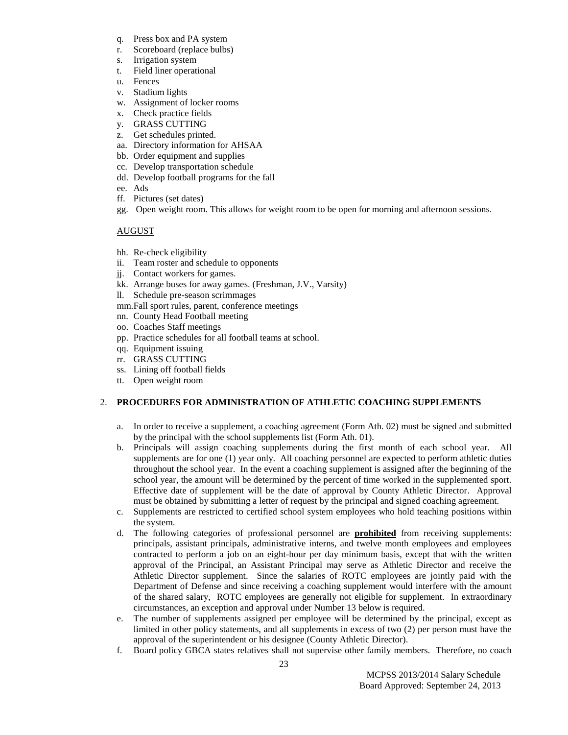q. Press box and PA system
r. Scoreboard (replace bulbs)
s. Irrigation system
t. Field liner operational
u. Fences
v. Stadium lights
w. Assignment of locker rooms
x. Check practice fields
y. GRASS CUTTING
z. Get schedules printed.
aa. Directory information for AHSAA
bb. Order equipment and supplies
cc. Develop transportation schedule
dd. Develop football programs for the fall
ee. Ads
ff. Pictures (set dates)
gg. Open weight room. This allows for weight room to be open for morning and afternoon sessions.

<u>AUGUST</u>

hh. Re-check eligibility
ii. Team roster and schedule to opponents
jj. Contact workers for games.
kk. Arrange buses for away games. (Freshman, J.V., Varsity)
ll. Schedule pre-season scrimmages
mm. Fall sport rules, parent, conference meetings
nn. County Head Football meeting
oo. Coaches Staff meetings
pp. Practice schedules for all football teams at school.
qq. Equipment issuing
rr. GRASS CUTTING
ss. Lining off football fields
tt. Open weight room

2. **PROCEDURES FOR ADMINISTRATION OF ATHLETIC COACHING SUPPLEMENTS**

a. In order to receive a supplement, a coaching agreement (Form Ath. 02) must be signed and submitted by the principal with the school supplements list (Form Ath. 01).
b. Principals will assign coaching supplements during the first month of each school year. All supplements are for one (1) year only. All coaching personnel are expected to perform athletic duties throughout the school year. In the event a coaching supplement is assigned after the beginning of the school year, the amount will be determined by the percent of time worked in the supplemented sport. Effective date of supplement will be the date of approval by County Athletic Director. Approval must be obtained by submitting a letter of request by the principal and signed coaching agreement.
c. Supplements are restricted to certified school system employees who hold teaching positions within the system.
d. The following categories of professional personnel are **<u>prohibited</u>** from receiving supplements: principals, assistant principals, administrative interns, and twelve month employees and employees contracted to perform a job on an eight-hour per day minimum basis, except that with the written approval of the Principal, an Assistant Principal may serve as Athletic Director and receive the Athletic Director supplement. Since the salaries of ROTC employees are jointly paid with the Department of Defense and since receiving a coaching supplement would interfere with the amount of the shared salary, ROTC employees are generally not eligible for supplement. In extraordinary circumstances, an exception and approval under Number 13 below is required.
e. The number of supplements assigned per employee will be determined by the principal, except as limited in other policy statements, and all supplements in excess of two (2) per person must have the approval of the superintendent or his designee (County Athletic Director).
f. Board policy GBCA states relatives shall not supervise other family members. Therefore, no coach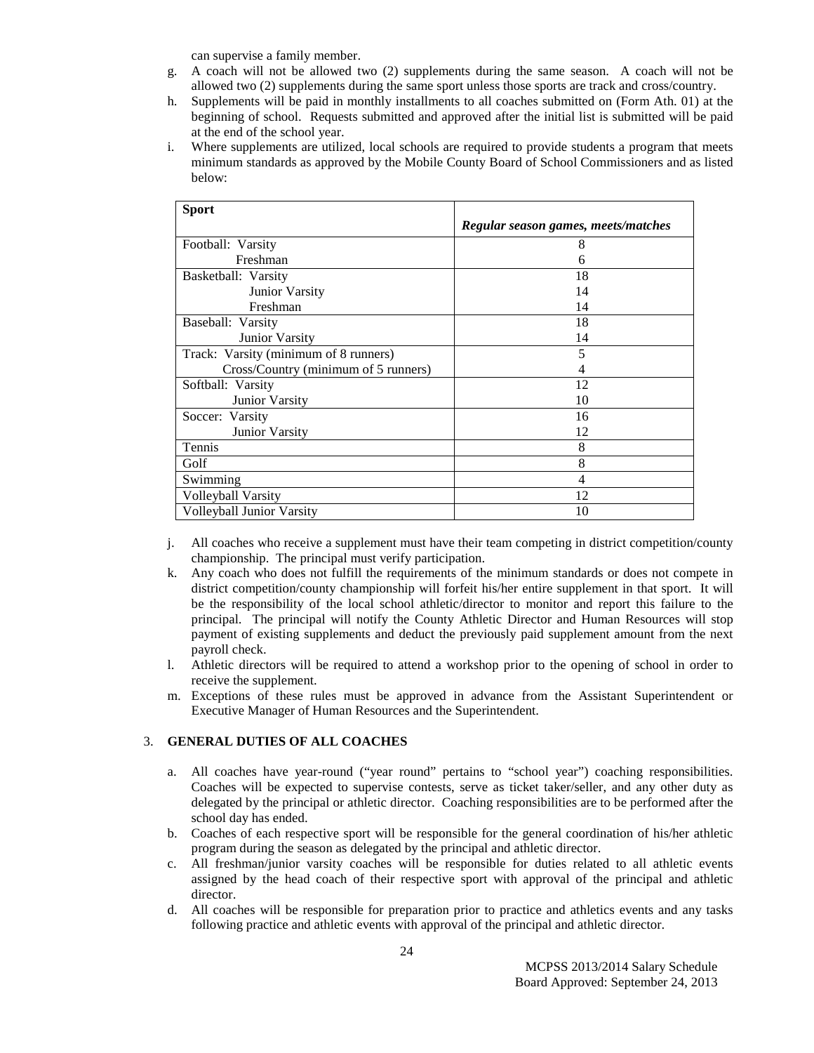can supervise a family member.

g. A coach will not be allowed two (2) supplements during the same season. A coach will not be allowed two (2) supplements during the same sport unless those sports are track and cross/country.
h. Supplements will be paid in monthly installments to all coaches submitted on (Form Ath. 01) at the beginning of school. Requests submitted and approved after the initial list is submitted will be paid at the end of the school year.
i. Where supplements are utilized, local schools are required to provide students a program that meets minimum standards as approved by the Mobile County Board of School Commissioners and as listed below:

| **Sport** | ***Regular season games, meets/matches*** |
|---|---|
| Football: Varsity | 8 |
| Freshman | 6 |
| Basketball: Varsity | 18 |
| Junior Varsity | 14 |
| Freshman | 14 |
| Baseball: Varsity | 18 |
| Junior Varsity | 14 |
| Track: Varsity (minimum of 8 runners) | 5 |
| Cross/Country (minimum of 5 runners) | 4 |
| Softball: Varsity | 12 |
| Junior Varsity | 10 |
| Soccer: Varsity | 16 |
| Junior Varsity | 12 |
| Tennis | 8 |
| Golf | 8 |
| Swimming | 4 |
| Volleyball Varsity | 12 |
| Volleyball Junior Varsity | 10 |

j. All coaches who receive a supplement must have their team competing in district competition/county championship. The principal must verify participation.
k. Any coach who does not fulfill the requirements of the minimum standards or does not compete in district competition/county championship will forfeit his/her entire supplement in that sport. It will be the responsibility of the local school athletic/director to monitor and report this failure to the principal. The principal will notify the County Athletic Director and Human Resources will stop payment of existing supplements and deduct the previously paid supplement amount from the next payroll check.
l. Athletic directors will be required to attend a workshop prior to the opening of school in order to receive the supplement.
m. Exceptions of these rules must be approved in advance from the Assistant Superintendent or Executive Manager of Human Resources and the Superintendent.

3. **GENERAL DUTIES OF ALL COACHES**

a. All coaches have year-round ("year round" pertains to "school year") coaching responsibilities. Coaches will be expected to supervise contests, serve as ticket taker/seller, and any other duty as delegated by the principal or athletic director. Coaching responsibilities are to be performed after the school day has ended.
b. Coaches of each respective sport will be responsible for the general coordination of his/her athletic program during the season as delegated by the principal and athletic director.
c. All freshman/junior varsity coaches will be responsible for duties related to all athletic events assigned by the head coach of their respective sport with approval of the principal and athletic director.
d. All coaches will be responsible for preparation prior to practice and athletics events and any tasks following practice and athletic events with approval of the principal and athletic director.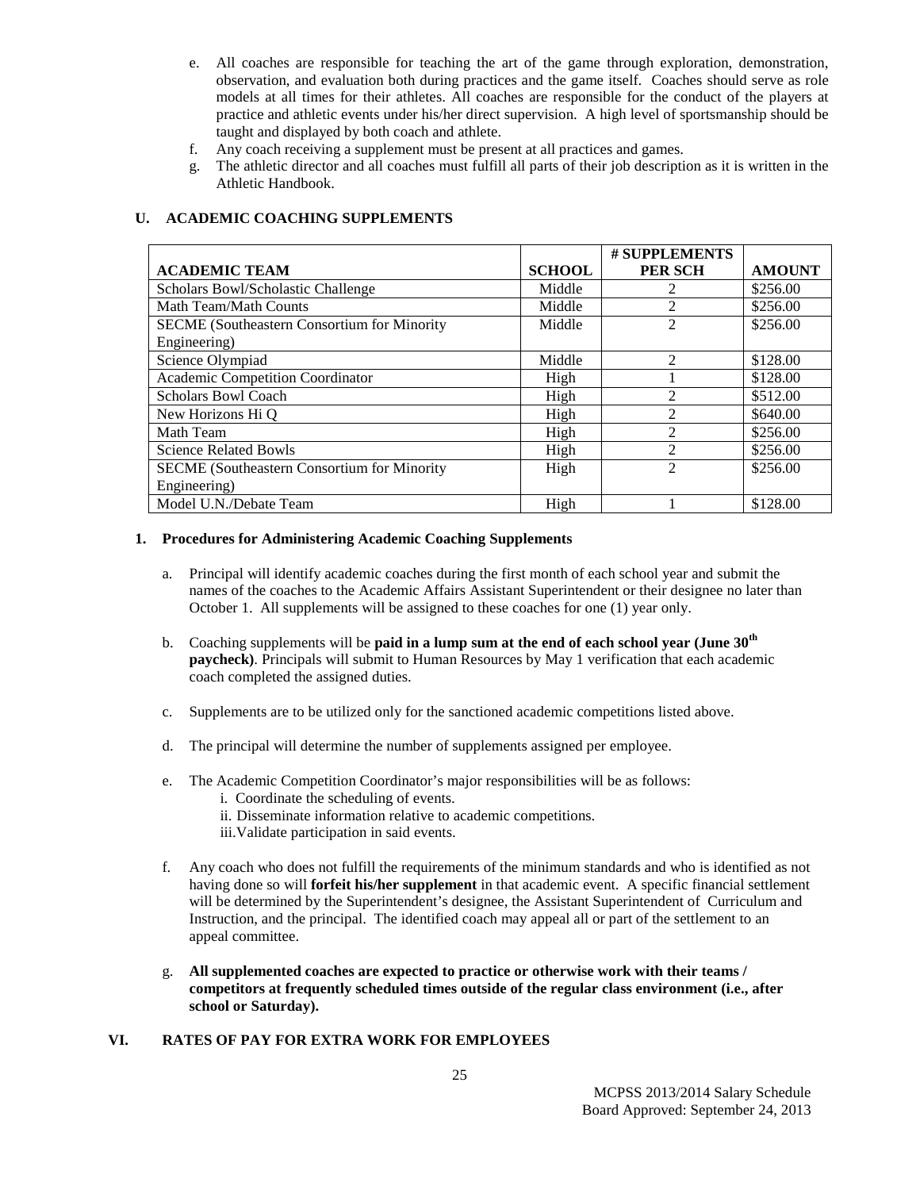e. All coaches are responsible for teaching the art of the game through exploration, demonstration, observation, and evaluation both during practices and the game itself. Coaches should serve as role models at all times for their athletes. All coaches are responsible for the conduct of the players at practice and athletic events under his/her direct supervision. A high level of sportsmanship should be taught and displayed by both coach and athlete.

f. Any coach receiving a supplement must be present at all practices and games.

g. The athletic director and all coaches must fulfill all parts of their job description as it is written in the Athletic Handbook.

### U. ACADEMIC COACHING SUPPLEMENTS

| ACADEMIC TEAM | SCHOOL | # SUPPLEMENTS PER SCH | AMOUNT |
|---|---|---|---|
| Scholars Bowl/Scholastic Challenge | Middle | 2 | \$256.00 |
| Math Team/Math Counts | Middle | 2 | \$256.00 |
| SECME (Southeastern Consortium for Minority Engineering) | Middle | 2 | \$256.00 |
| Science Olympiad | Middle | 2 | \$128.00 |
| Academic Competition Coordinator | High | 1 | \$128.00 |
| Scholars Bowl Coach | High | 2 | \$512.00 |
| New Horizons Hi Q | High | 2 | \$640.00 |
| Math Team | High | 2 | \$256.00 |
| Science Related Bowls | High | 2 | \$256.00 |
| SECME (Southeastern Consortium for Minority Engineering) | High | 2 | \$256.00 |
| Model U.N./Debate Team | High | 1 | \$128.00 |

#### 1. Procedures for Administering Academic Coaching Supplements

a. Principal will identify academic coaches during the first month of each school year and submit the names of the coaches to the Academic Affairs Assistant Superintendent or their designee no later than October 1. All supplements will be assigned to these coaches for one (1) year only.

b. Coaching supplements will be **paid in a lump sum at the end of each school year (June 30th paycheck)**. Principals will submit to Human Resources by May 1 verification that each academic coach completed the assigned duties.

c. Supplements are to be utilized only for the sanctioned academic competitions listed above.

d. The principal will determine the number of supplements assigned per employee.

e. The Academic Competition Coordinator's major responsibilities will be as follows:
   i. Coordinate the scheduling of events.
   ii. Disseminate information relative to academic competitions.
   iii. Validate participation in said events.

f. Any coach who does not fulfill the requirements of the minimum standards and who is identified as not having done so will **forfeit his/her supplement** in that academic event. A specific financial settlement will be determined by the Superintendent's designee, the Assistant Superintendent of Curriculum and Instruction, and the principal. The identified coach may appeal all or part of the settlement to an appeal committee.

g. **All supplemented coaches are expected to practice or otherwise work with their teams / competitors at frequently scheduled times outside of the regular class environment (i.e., after school or Saturday).**

## VI. RATES OF PAY FOR EXTRA WORK FOR EMPLOYEES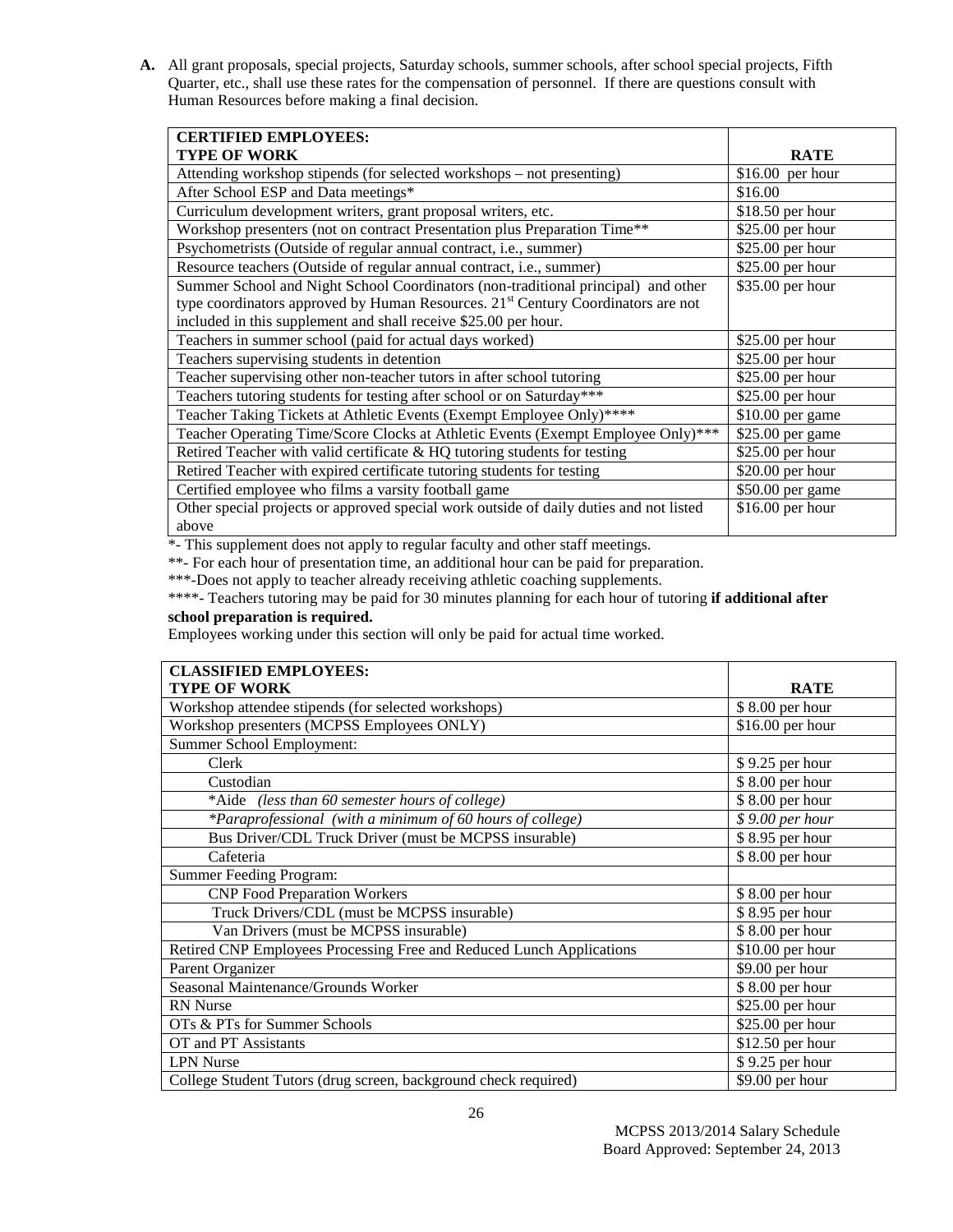**A.** All grant proposals, special projects, Saturday schools, summer schools, after school special projects, Fifth Quarter, etc., shall use these rates for the compensation of personnel. If there are questions consult with Human Resources before making a final decision.

| **CERTIFIED EMPLOYEES:** **TYPE OF WORK** | **RATE** |
|---|---|
| Attending workshop stipends (for selected workshops – not presenting) | $16.00 per hour |
| After School ESP and Data meetings* | $16.00 |
| Curriculum development writers, grant proposal writers, etc. | $18.50 per hour |
| Workshop presenters (not on contract Presentation plus Preparation Time** | $25.00 per hour |
| Psychometrists (Outside of regular annual contract, i.e., summer) | $25.00 per hour |
| Resource teachers (Outside of regular annual contract, i.e., summer) | $25.00 per hour |
| Summer School and Night School Coordinators (non-traditional principal) and other type coordinators approved by Human Resources. 21st Century Coordinators are not included in this supplement and shall receive $25.00 per hour. | $35.00 per hour |
| Teachers in summer school (paid for actual days worked) | $25.00 per hour |
| Teachers supervising students in detention | $25.00 per hour |
| Teacher supervising other non-teacher tutors in after school tutoring | $25.00 per hour |
| Teachers tutoring students for testing after school or on Saturday*** | $25.00 per hour |
| Teacher Taking Tickets at Athletic Events (Exempt Employee Only)**** | $10.00 per game |
| Teacher Operating Time/Score Clocks at Athletic Events (Exempt Employee Only)*** | $25.00 per game |
| Retired Teacher with valid certificate & HQ tutoring students for testing | $25.00 per hour |
| Retired Teacher with expired certificate tutoring students for testing | $20.00 per hour |
| Certified employee who films a varsity football game | $50.00 per game |
| Other special projects or approved special work outside of daily duties and not listed above | $16.00 per hour |

*- This supplement does not apply to regular faculty and other staff meetings.

**- For each hour of presentation time, an additional hour can be paid for preparation.

***-Does not apply to teacher already receiving athletic coaching supplements.

****- Teachers tutoring may be paid for 30 minutes planning for each hour of tutoring **if additional after school preparation is required.**

Employees working under this section will only be paid for actual time worked.

| **CLASSIFIED EMPLOYEES:** **TYPE OF WORK** | **RATE** |
|---|---|
| Workshop attendee stipends (for selected workshops) | $ 8.00 per hour |
| Workshop presenters (MCPSS Employees ONLY) | $16.00 per hour |
| Summer School Employment: | |
| Clerk | $ 9.25 per hour |
| Custodian | $ 8.00 per hour |
| *Aide *(less than 60 semester hours of college)* | $ 8.00 per hour |
| *\*Paraprofessional (with a minimum of 60 hours of college)* | *$ 9.00 per hour* |
| Bus Driver/CDL Truck Driver (must be MCPSS insurable) | $ 8.95 per hour |
| Cafeteria | $ 8.00 per hour |
| Summer Feeding Program: | |
| CNP Food Preparation Workers | $ 8.00 per hour |
| Truck Drivers/CDL (must be MCPSS insurable) | $ 8.95 per hour |
| Van Drivers (must be MCPSS insurable) | $ 8.00 per hour |
| Retired CNP Employees Processing Free and Reduced Lunch Applications | $10.00 per hour |
| Parent Organizer | $9.00 per hour |
| Seasonal Maintenance/Grounds Worker | $ 8.00 per hour |
| RN Nurse | $25.00 per hour |
| OTs & PTs for Summer Schools | $25.00 per hour |
| OT and PT Assistants | $12.50 per hour |
| LPN Nurse | $ 9.25 per hour |
| College Student Tutors (drug screen, background check required) | $9.00 per hour |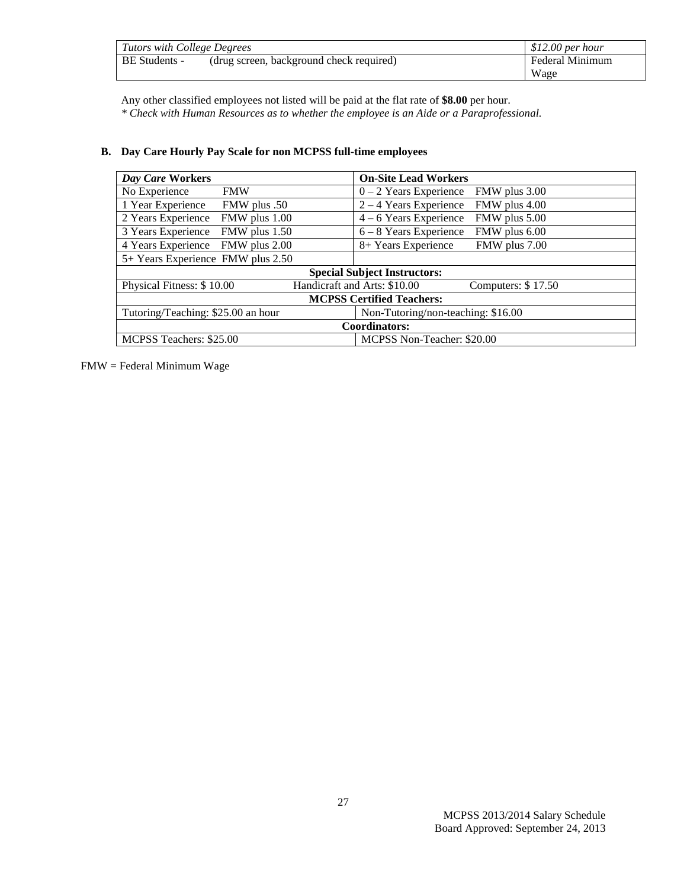| *Tutors with College Degrees* | *$12.00 per hour* |
|---|---|
| BE Students - (drug screen, background check required) | Federal Minimum Wage |

Any other classified employees not listed will be paid at the flat rate of **$8.00** per hour.
*\* Check with Human Resources as to whether the employee is an Aide or a Paraprofessional.*

**B. Day Care Hourly Pay Scale for non MCPSS full-time employees**

| ***Day Care* Workers** | **On-Site Lead Workers** |
|---|---|
| No Experience FMW | 0 – 2 Years Experience FMW plus 3.00 |
| 1 Year Experience FMW plus .50 | 2 – 4 Years Experience FMW plus 4.00 |
| 2 Years Experience FMW plus 1.00 | 4 – 6 Years Experience FMW plus 5.00 |
| 3 Years Experience FMW plus 1.50 | 6 – 8 Years Experience FMW plus 6.00 |
| 4 Years Experience FMW plus 2.00 | 8+ Years Experience FMW plus 7.00 |
| 5+ Years Experience FMW plus 2.50 | |
| **Special Subject Instructors:** | |
| Physical Fitness: $ 10.00 Handicraft and Arts: $10.00 | Computers: $ 17.50 |
| **MCPSS Certified Teachers:** | |
| Tutoring/Teaching: $25.00 an hour | Non-Tutoring/non-teaching: $16.00 |
| **Coordinators:** | |
| MCPSS Teachers: $25.00 | MCPSS Non-Teacher: $20.00 |

FMW = Federal Minimum Wage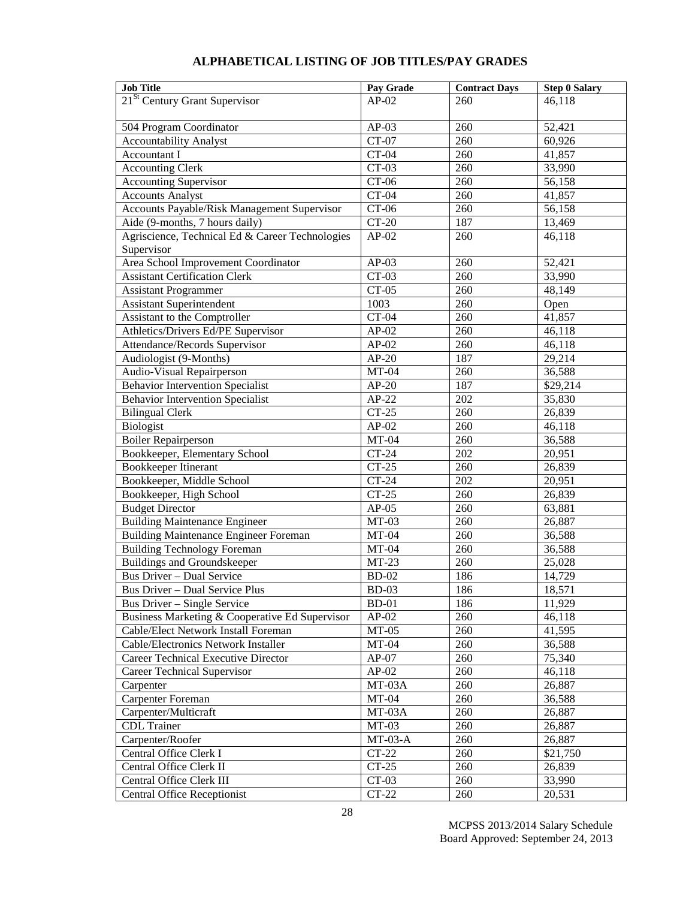## ALPHABETICAL LISTING OF JOB TITLES/PAY GRADES

| Job Title | Pay Grade | Contract Days | Step 0 Salary |
|---|---|---|---|
| 21[St] Century Grant Supervisor | AP-02 | 260 | 46,118 |
| 504 Program Coordinator | AP-03 | 260 | 52,421 |
| Accountability Analyst | CT-07 | 260 | 60,926 |
| Accountant I | CT-04 | 260 | 41,857 |
| Accounting Clerk | CT-03 | 260 | 33,990 |
| Accounting Supervisor | CT-06 | 260 | 56,158 |
| Accounts Analyst | CT-04 | 260 | 41,857 |
| Accounts Payable/Risk Management Supervisor | CT-06 | 260 | 56,158 |
| Aide (9-months, 7 hours daily) | CT-20 | 187 | 13,469 |
| Agriscience, Technical Ed & Career Technologies Supervisor | AP-02 | 260 | 46,118 |
| Area School Improvement Coordinator | AP-03 | 260 | 52,421 |
| Assistant Certification Clerk | CT-03 | 260 | 33,990 |
| Assistant Programmer | CT-05 | 260 | 48,149 |
| Assistant Superintendent | 1003 | 260 | Open |
| Assistant to the Comptroller | CT-04 | 260 | 41,857 |
| Athletics/Drivers Ed/PE Supervisor | AP-02 | 260 | 46,118 |
| Attendance/Records Supervisor | AP-02 | 260 | 46,118 |
| Audiologist (9-Months) | AP-20 | 187 | 29,214 |
| Audio-Visual Repairperson | MT-04 | 260 | 36,588 |
| Behavior Intervention Specialist | AP-20 | 187 | $29,214 |
| Behavior Intervention Specialist | AP-22 | 202 | 35,830 |
| Bilingual Clerk | CT-25 | 260 | 26,839 |
| Biologist | AP-02 | 260 | 46,118 |
| Boiler Repairperson | MT-04 | 260 | 36,588 |
| Bookkeeper, Elementary School | CT-24 | 202 | 20,951 |
| Bookkeeper Itinerant | CT-25 | 260 | 26,839 |
| Bookkeeper, Middle School | CT-24 | 202 | 20,951 |
| Bookkeeper, High School | CT-25 | 260 | 26,839 |
| Budget Director | AP-05 | 260 | 63,881 |
| Building Maintenance Engineer | MT-03 | 260 | 26,887 |
| Building Maintenance Engineer Foreman | MT-04 | 260 | 36,588 |
| Building Technology Foreman | MT-04 | 260 | 36,588 |
| Buildings and Groundskeeper | MT-23 | 260 | 25,028 |
| Bus Driver – Dual Service | BD-02 | 186 | 14,729 |
| Bus Driver – Dual Service Plus | BD-03 | 186 | 18,571 |
| Bus Driver – Single Service | BD-01 | 186 | 11,929 |
| Business Marketing & Cooperative Ed Supervisor | AP-02 | 260 | 46,118 |
| Cable/Elect Network Install Foreman | MT-05 | 260 | 41,595 |
| Cable/Electronics Network Installer | MT-04 | 260 | 36,588 |
| Career Technical Executive Director | AP-07 | 260 | 75,340 |
| Career Technical Supervisor | AP-02 | 260 | 46,118 |
| Carpenter | MT-03A | 260 | 26,887 |
| Carpenter Foreman | MT-04 | 260 | 36,588 |
| Carpenter/Multicraft | MT-03A | 260 | 26,887 |
| CDL Trainer | MT-03 | 260 | 26,887 |
| Carpenter/Roofer | MT-03-A | 260 | 26,887 |
| Central Office Clerk I | CT-22 | 260 | $21,750 |
| Central Office Clerk II | CT-25 | 260 | 26,839 |
| Central Office Clerk III | CT-03 | 260 | 33,990 |
| Central Office Receptionist | CT-22 | 260 | 20,531 |

MCPSS 2013/2014 Salary Schedule
Board Approved: September 24, 2013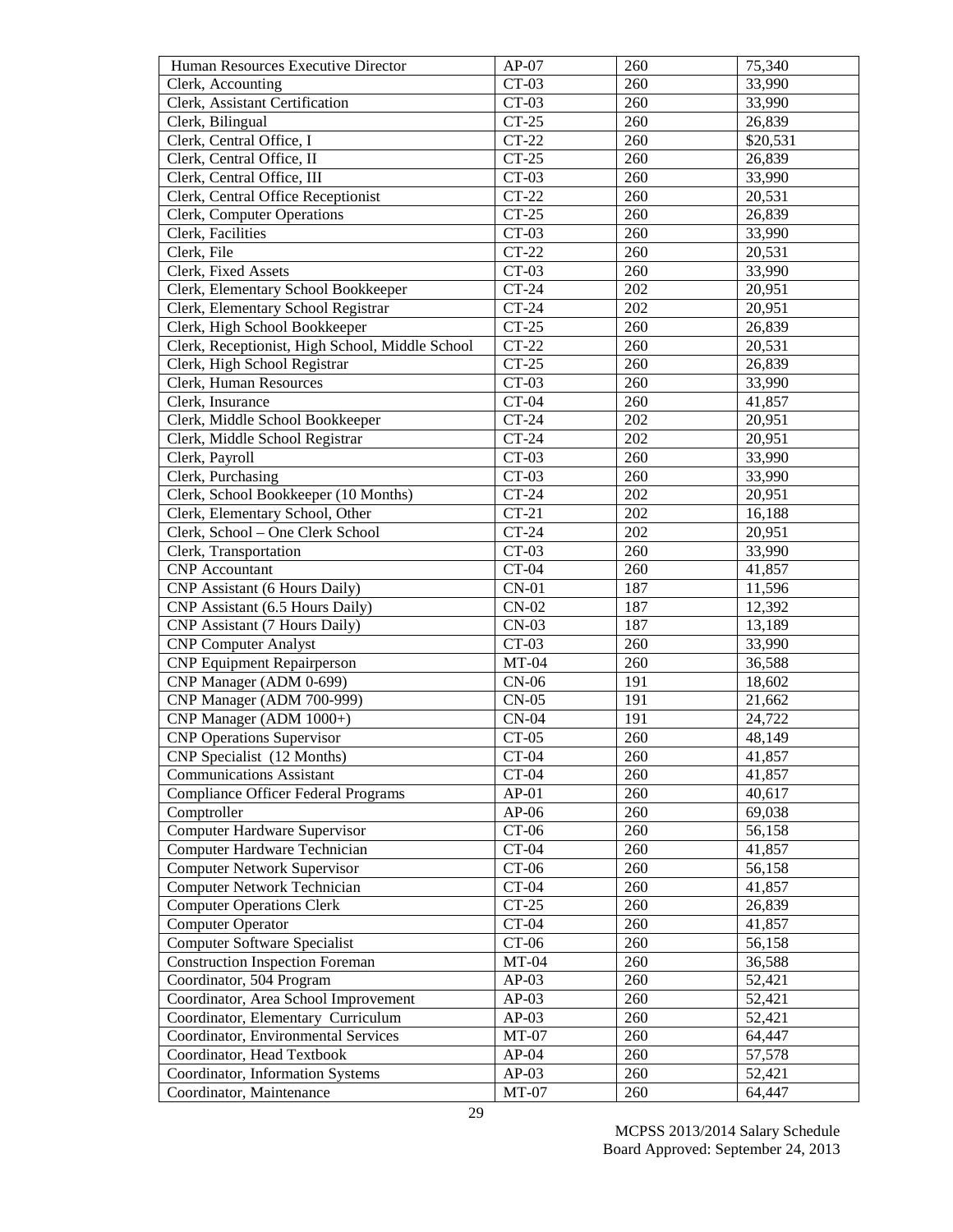| Human Resources Executive Director | AP-07 | 260 | 75,340 |
|---|---|---|---|
| Clerk, Accounting | CT-03 | 260 | 33,990 |
| Clerk, Assistant Certification | CT-03 | 260 | 33,990 |
| Clerk, Bilingual | CT-25 | 260 | 26,839 |
| Clerk, Central Office, I | CT-22 | 260 | $20,531 |
| Clerk, Central Office, II | CT-25 | 260 | 26,839 |
| Clerk, Central Office, III | CT-03 | 260 | 33,990 |
| Clerk, Central Office Receptionist | CT-22 | 260 | 20,531 |
| Clerk, Computer Operations | CT-25 | 260 | 26,839 |
| Clerk, Facilities | CT-03 | 260 | 33,990 |
| Clerk, File | CT-22 | 260 | 20,531 |
| Clerk, Fixed Assets | CT-03 | 260 | 33,990 |
| Clerk, Elementary School Bookkeeper | CT-24 | 202 | 20,951 |
| Clerk, Elementary School Registrar | CT-24 | 202 | 20,951 |
| Clerk, High School Bookkeeper | CT-25 | 260 | 26,839 |
| Clerk, Receptionist, High School, Middle School | CT-22 | 260 | 20,531 |
| Clerk, High School Registrar | CT-25 | 260 | 26,839 |
| Clerk, Human Resources | CT-03 | 260 | 33,990 |
| Clerk, Insurance | CT-04 | 260 | 41,857 |
| Clerk, Middle School Bookkeeper | CT-24 | 202 | 20,951 |
| Clerk, Middle School Registrar | CT-24 | 202 | 20,951 |
| Clerk, Payroll | CT-03 | 260 | 33,990 |
| Clerk, Purchasing | CT-03 | 260 | 33,990 |
| Clerk, School Bookkeeper (10 Months) | CT-24 | 202 | 20,951 |
| Clerk, Elementary School, Other | CT-21 | 202 | 16,188 |
| Clerk, School – One Clerk School | CT-24 | 202 | 20,951 |
| Clerk, Transportation | CT-03 | 260 | 33,990 |
| CNP Accountant | CT-04 | 260 | 41,857 |
| CNP Assistant (6 Hours Daily) | CN-01 | 187 | 11,596 |
| CNP Assistant (6.5 Hours Daily) | CN-02 | 187 | 12,392 |
| CNP Assistant (7 Hours Daily) | CN-03 | 187 | 13,189 |
| CNP Computer Analyst | CT-03 | 260 | 33,990 |
| CNP Equipment Repairperson | MT-04 | 260 | 36,588 |
| CNP Manager (ADM 0-699) | CN-06 | 191 | 18,602 |
| CNP Manager (ADM 700-999) | CN-05 | 191 | 21,662 |
| CNP Manager (ADM 1000+) | CN-04 | 191 | 24,722 |
| CNP Operations Supervisor | CT-05 | 260 | 48,149 |
| CNP Specialist (12 Months) | CT-04 | 260 | 41,857 |
| Communications Assistant | CT-04 | 260 | 41,857 |
| Compliance Officer Federal Programs | AP-01 | 260 | 40,617 |
| Comptroller | AP-06 | 260 | 69,038 |
| Computer Hardware Supervisor | CT-06 | 260 | 56,158 |
| Computer Hardware Technician | CT-04 | 260 | 41,857 |
| Computer Network Supervisor | CT-06 | 260 | 56,158 |
| Computer Network Technician | CT-04 | 260 | 41,857 |
| Computer Operations Clerk | CT-25 | 260 | 26,839 |
| Computer Operator | CT-04 | 260 | 41,857 |
| Computer Software Specialist | CT-06 | 260 | 56,158 |
| Construction Inspection Foreman | MT-04 | 260 | 36,588 |
| Coordinator, 504 Program | AP-03 | 260 | 52,421 |
| Coordinator, Area School Improvement | AP-03 | 260 | 52,421 |
| Coordinator, Elementary Curriculum | AP-03 | 260 | 52,421 |
| Coordinator, Environmental Services | MT-07 | 260 | 64,447 |
| Coordinator, Head Textbook | AP-04 | 260 | 57,578 |
| Coordinator, Information Systems | AP-03 | 260 | 52,421 |
| Coordinator, Maintenance | MT-07 | 260 | 64,447 |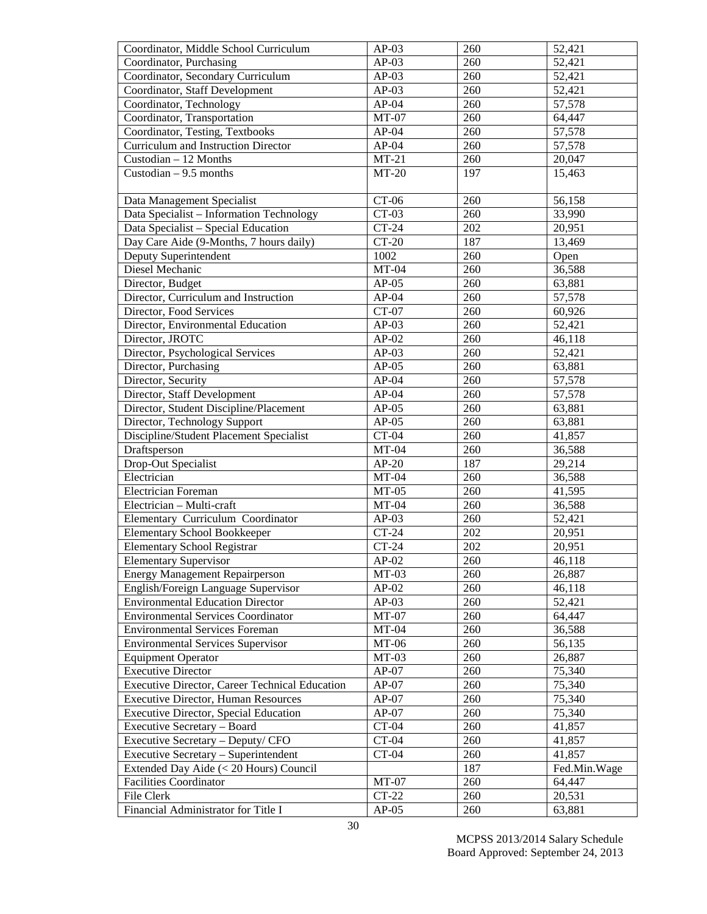| Coordinator, Middle School Curriculum | AP-03 | 260 | 52,421 |
|---|---|---|---|
| Coordinator, Purchasing | AP-03 | 260 | 52,421 |
| Coordinator, Secondary Curriculum | AP-03 | 260 | 52,421 |
| Coordinator, Staff Development | AP-03 | 260 | 52,421 |
| Coordinator, Technology | AP-04 | 260 | 57,578 |
| Coordinator, Transportation | MT-07 | 260 | 64,447 |
| Coordinator, Testing, Textbooks | AP-04 | 260 | 57,578 |
| Curriculum and Instruction Director | AP-04 | 260 | 57,578 |
| Custodian – 12 Months | MT-21 | 260 | 20,047 |
| Custodian – 9.5 months | MT-20 | 197 | 15,463 |
| Data Management Specialist | CT-06 | 260 | 56,158 |
| Data Specialist – Information Technology | CT-03 | 260 | 33,990 |
| Data Specialist – Special Education | CT-24 | 202 | 20,951 |
| Day Care Aide (9-Months, 7 hours daily) | CT-20 | 187 | 13,469 |
| Deputy Superintendent | 1002 | 260 | Open |
| Diesel Mechanic | MT-04 | 260 | 36,588 |
| Director, Budget | AP-05 | 260 | 63,881 |
| Director, Curriculum and Instruction | AP-04 | 260 | 57,578 |
| Director, Food Services | CT-07 | 260 | 60,926 |
| Director, Environmental Education | AP-03 | 260 | 52,421 |
| Director, JROTC | AP-02 | 260 | 46,118 |
| Director, Psychological Services | AP-03 | 260 | 52,421 |
| Director, Purchasing | AP-05 | 260 | 63,881 |
| Director, Security | AP-04 | 260 | 57,578 |
| Director, Staff Development | AP-04 | 260 | 57,578 |
| Director, Student Discipline/Placement | AP-05 | 260 | 63,881 |
| Director, Technology Support | AP-05 | 260 | 63,881 |
| Discipline/Student Placement Specialist | CT-04 | 260 | 41,857 |
| Draftsperson | MT-04 | 260 | 36,588 |
| Drop-Out Specialist | AP-20 | 187 | 29,214 |
| Electrician | MT-04 | 260 | 36,588 |
| Electrician Foreman | MT-05 | 260 | 41,595 |
| Electrician – Multi-craft | MT-04 | 260 | 36,588 |
| Elementary Curriculum Coordinator | AP-03 | 260 | 52,421 |
| Elementary School Bookkeeper | CT-24 | 202 | 20,951 |
| Elementary School Registrar | CT-24 | 202 | 20,951 |
| Elementary Supervisor | AP-02 | 260 | 46,118 |
| Energy Management Repairperson | MT-03 | 260 | 26,887 |
| English/Foreign Language Supervisor | AP-02 | 260 | 46,118 |
| Environmental Education Director | AP-03 | 260 | 52,421 |
| Environmental Services Coordinator | MT-07 | 260 | 64,447 |
| Environmental Services Foreman | MT-04 | 260 | 36,588 |
| Environmental Services Supervisor | MT-06 | 260 | 56,135 |
| Equipment Operator | MT-03 | 260 | 26,887 |
| Executive Director | AP-07 | 260 | 75,340 |
| Executive Director, Career Technical Education | AP-07 | 260 | 75,340 |
| Executive Director, Human Resources | AP-07 | 260 | 75,340 |
| Executive Director, Special Education | AP-07 | 260 | 75,340 |
| Executive Secretary – Board | CT-04 | 260 | 41,857 |
| Executive Secretary – Deputy/ CFO | CT-04 | 260 | 41,857 |
| Executive Secretary – Superintendent | CT-04 | 260 | 41,857 |
| Extended Day Aide (< 20 Hours) Council | | 187 | Fed.Min.Wage |
| Facilities Coordinator | MT-07 | 260 | 64,447 |
| File Clerk | CT-22 | 260 | 20,531 |
| Financial Administrator for Title I | AP-05 | 260 | 63,881 |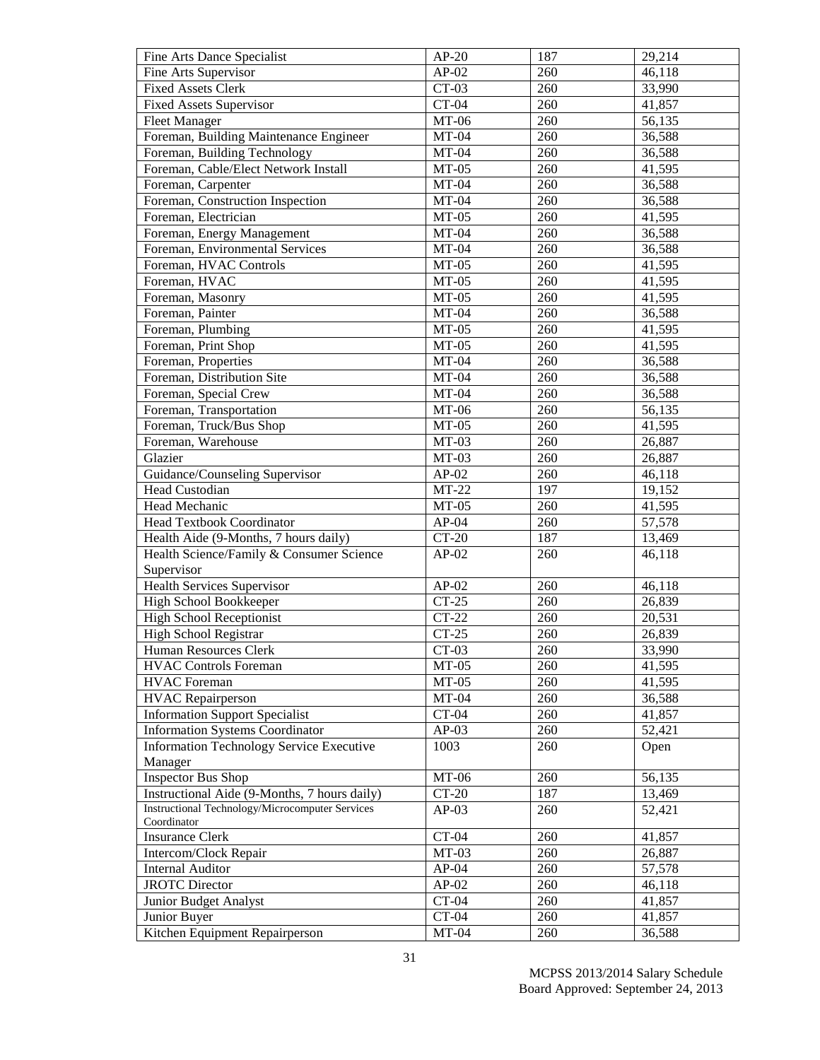| Fine Arts Dance Specialist | AP-20 | 187 | 29,214 |
|---|---|---|---|
| Fine Arts Supervisor | AP-02 | 260 | 46,118 |
| Fixed Assets Clerk | CT-03 | 260 | 33,990 |
| Fixed Assets Supervisor | CT-04 | 260 | 41,857 |
| Fleet Manager | MT-06 | 260 | 56,135 |
| Foreman, Building Maintenance Engineer | MT-04 | 260 | 36,588 |
| Foreman, Building Technology | MT-04 | 260 | 36,588 |
| Foreman, Cable/Elect Network Install | MT-05 | 260 | 41,595 |
| Foreman, Carpenter | MT-04 | 260 | 36,588 |
| Foreman, Construction Inspection | MT-04 | 260 | 36,588 |
| Foreman, Electrician | MT-05 | 260 | 41,595 |
| Foreman, Energy Management | MT-04 | 260 | 36,588 |
| Foreman, Environmental Services | MT-04 | 260 | 36,588 |
| Foreman, HVAC Controls | MT-05 | 260 | 41,595 |
| Foreman, HVAC | MT-05 | 260 | 41,595 |
| Foreman, Masonry | MT-05 | 260 | 41,595 |
| Foreman, Painter | MT-04 | 260 | 36,588 |
| Foreman, Plumbing | MT-05 | 260 | 41,595 |
| Foreman, Print Shop | MT-05 | 260 | 41,595 |
| Foreman, Properties | MT-04 | 260 | 36,588 |
| Foreman, Distribution Site | MT-04 | 260 | 36,588 |
| Foreman, Special Crew | MT-04 | 260 | 36,588 |
| Foreman, Transportation | MT-06 | 260 | 56,135 |
| Foreman, Truck/Bus Shop | MT-05 | 260 | 41,595 |
| Foreman, Warehouse | MT-03 | 260 | 26,887 |
| Glazier | MT-03 | 260 | 26,887 |
| Guidance/Counseling Supervisor | AP-02 | 260 | 46,118 |
| Head Custodian | MT-22 | 197 | 19,152 |
| Head Mechanic | MT-05 | 260 | 41,595 |
| Head Textbook Coordinator | AP-04 | 260 | 57,578 |
| Health Aide (9-Months, 7 hours daily) | CT-20 | 187 | 13,469 |
| Health Science/Family & Consumer Science Supervisor | AP-02 | 260 | 46,118 |
| Health Services Supervisor | AP-02 | 260 | 46,118 |
| High School Bookkeeper | CT-25 | 260 | 26,839 |
| High School Receptionist | CT-22 | 260 | 20,531 |
| High School Registrar | CT-25 | 260 | 26,839 |
| Human Resources Clerk | CT-03 | 260 | 33,990 |
| HVAC Controls Foreman | MT-05 | 260 | 41,595 |
| HVAC Foreman | MT-05 | 260 | 41,595 |
| HVAC Repairperson | MT-04 | 260 | 36,588 |
| Information Support Specialist | CT-04 | 260 | 41,857 |
| Information Systems Coordinator | AP-03 | 260 | 52,421 |
| Information Technology Service Executive Manager | 1003 | 260 | Open |
| Inspector Bus Shop | MT-06 | 260 | 56,135 |
| Instructional Aide (9-Months, 7 hours daily) | CT-20 | 187 | 13,469 |
| Instructional Technology/Microcomputer Services Coordinator | AP-03 | 260 | 52,421 |
| Insurance Clerk | CT-04 | 260 | 41,857 |
| Intercom/Clock Repair | MT-03 | 260 | 26,887 |
| Internal Auditor | AP-04 | 260 | 57,578 |
| JROTC Director | AP-02 | 260 | 46,118 |
| Junior Budget Analyst | CT-04 | 260 | 41,857 |
| Junior Buyer | CT-04 | 260 | 41,857 |
| Kitchen Equipment Repairperson | MT-04 | 260 | 36,588 |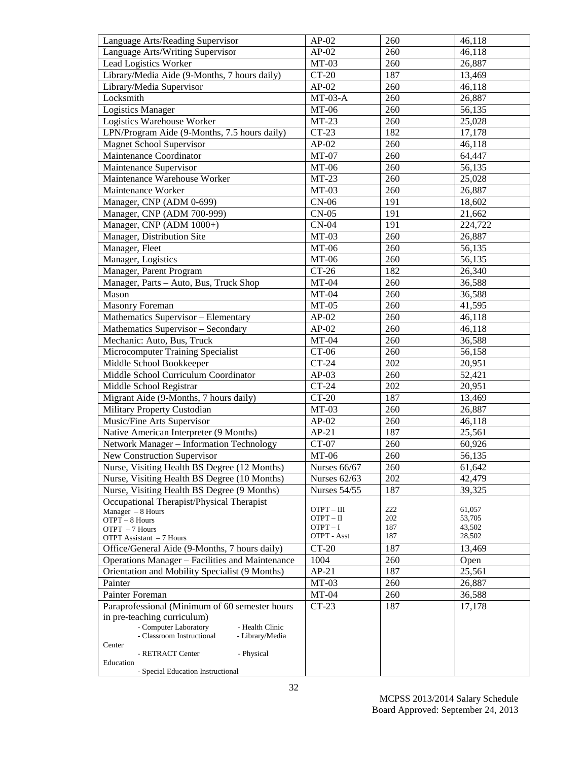| | | | |
|---|---|---|---|
| Language Arts/Reading Supervisor | AP-02 | 260 | 46,118 |
| Language Arts/Writing Supervisor | AP-02 | 260 | 46,118 |
| Lead Logistics Worker | MT-03 | 260 | 26,887 |
| Library/Media Aide (9-Months, 7 hours daily) | CT-20 | 187 | 13,469 |
| Library/Media Supervisor | AP-02 | 260 | 46,118 |
| Locksmith | MT-03-A | 260 | 26,887 |
| Logistics Manager | MT-06 | 260 | 56,135 |
| Logistics Warehouse Worker | MT-23 | 260 | 25,028 |
| LPN/Program Aide (9-Months, 7.5 hours daily) | CT-23 | 182 | 17,178 |
| Magnet School Supervisor | AP-02 | 260 | 46,118 |
| Maintenance Coordinator | MT-07 | 260 | 64,447 |
| Maintenance Supervisor | MT-06 | 260 | 56,135 |
| Maintenance Warehouse Worker | MT-23 | 260 | 25,028 |
| Maintenance Worker | MT-03 | 260 | 26,887 |
| Manager, CNP (ADM 0-699) | CN-06 | 191 | 18,602 |
| Manager, CNP (ADM 700-999) | CN-05 | 191 | 21,662 |
| Manager, CNP (ADM 1000+) | CN-04 | 191 | 224,722 |
| Manager, Distribution Site | MT-03 | 260 | 26,887 |
| Manager, Fleet | MT-06 | 260 | 56,135 |
| Manager, Logistics | MT-06 | 260 | 56,135 |
| Manager, Parent Program | CT-26 | 182 | 26,340 |
| Manager, Parts – Auto, Bus, Truck Shop | MT-04 | 260 | 36,588 |
| Mason | MT-04 | 260 | 36,588 |
| Masonry Foreman | MT-05 | 260 | 41,595 |
| Mathematics Supervisor – Elementary | AP-02 | 260 | 46,118 |
| Mathematics Supervisor – Secondary | AP-02 | 260 | 46,118 |
| Mechanic: Auto, Bus, Truck | MT-04 | 260 | 36,588 |
| Microcomputer Training Specialist | CT-06 | 260 | 56,158 |
| Middle School Bookkeeper | CT-24 | 202 | 20,951 |
| Middle School Curriculum Coordinator | AP-03 | 260 | 52,421 |
| Middle School Registrar | CT-24 | 202 | 20,951 |
| Migrant Aide (9-Months, 7 hours daily) | CT-20 | 187 | 13,469 |
| Military Property Custodian | MT-03 | 260 | 26,887 |
| Music/Fine Arts Supervisor | AP-02 | 260 | 46,118 |
| Native American Interpreter (9 Months) | AP-21 | 187 | 25,561 |
| Network Manager – Information Technology | CT-07 | 260 | 60,926 |
| New Construction Supervisor | MT-06 | 260 | 56,135 |
| Nurse, Visiting Health BS Degree (12 Months) | Nurses 66/67 | 260 | 61,642 |
| Nurse, Visiting Health BS Degree (10 Months) | Nurses 62/63 | 202 | 42,479 |
| Nurse, Visiting Health BS Degree (9 Months) | Nurses 54/55 | 187 | 39,325 |
| Occupational Therapist/Physical Therapist<br>Manager – 8 Hours<br>OTPT – 8 Hours<br>OTPT – 7 Hours<br>OTPT Assistant – 7 Hours | <br>OTPT – III<br>OTPT – II<br>OTPT – I<br>OTPT - Asst | <br>222<br>202<br>187<br>187 | <br>61,057<br>53,705<br>43,502<br>28,502 |
| Office/General Aide (9-Months, 7 hours daily) | CT-20 | 187 | 13,469 |
| Operations Manager – Facilities and Maintenance | 1004 | 260 | Open |
| Orientation and Mobility Specialist (9 Months) | AP-21 | 187 | 25,561 |
| Painter | MT-03 | 260 | 26,887 |
| Painter Foreman | MT-04 | 260 | 36,588 |
| Paraprofessional (Minimum of 60 semester hours in pre-teaching curriculum)<br>- Computer Laboratory - Health Clinic<br>- Classroom Instructional - Library/Media Center<br>- RETRACT Center - Physical Education<br>- Special Education Instructional | CT-23 | 187 | 17,178 |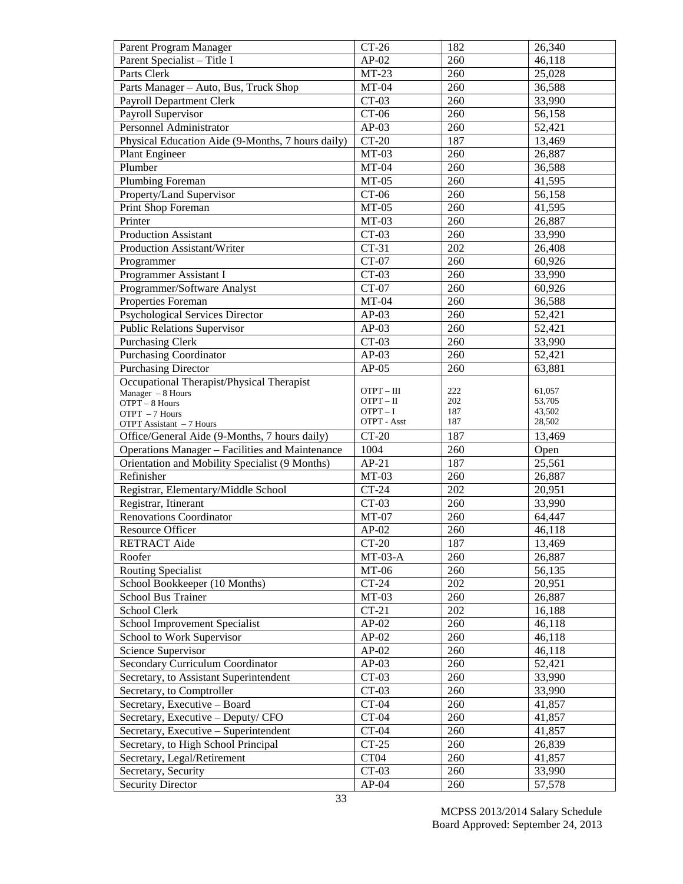| Parent Program Manager | CT-26 | 182 | 26,340 |
|---|---|---|---|
| Parent Specialist – Title I | AP-02 | 260 | 46,118 |
| Parts Clerk | MT-23 | 260 | 25,028 |
| Parts Manager – Auto, Bus, Truck Shop | MT-04 | 260 | 36,588 |
| Payroll Department Clerk | CT-03 | 260 | 33,990 |
| Payroll Supervisor | CT-06 | 260 | 56,158 |
| Personnel Administrator | AP-03 | 260 | 52,421 |
| Physical Education Aide (9-Months, 7 hours daily) | CT-20 | 187 | 13,469 |
| Plant Engineer | MT-03 | 260 | 26,887 |
| Plumber | MT-04 | 260 | 36,588 |
| Plumbing Foreman | MT-05 | 260 | 41,595 |
| Property/Land Supervisor | CT-06 | 260 | 56,158 |
| Print Shop Foreman | MT-05 | 260 | 41,595 |
| Printer | MT-03 | 260 | 26,887 |
| Production Assistant | CT-03 | 260 | 33,990 |
| Production Assistant/Writer | CT-31 | 202 | 26,408 |
| Programmer | CT-07 | 260 | 60,926 |
| Programmer Assistant I | CT-03 | 260 | 33,990 |
| Programmer/Software Analyst | CT-07 | 260 | 60,926 |
| Properties Foreman | MT-04 | 260 | 36,588 |
| Psychological Services Director | AP-03 | 260 | 52,421 |
| Public Relations Supervisor | AP-03 | 260 | 52,421 |
| Purchasing Clerk | CT-03 | 260 | 33,990 |
| Purchasing Coordinator | AP-03 | 260 | 52,421 |
| Purchasing Director | AP-05 | 260 | 63,881 |
| Occupational Therapist/Physical Therapist<br>Manager – 8 Hours<br>OTPT – 8 Hours<br>OTPT – 7 Hours<br>OTPT Assistant – 7 Hours | <br>OTPT – III<br>OTPT – II<br>OTPT – I<br>OTPT - Asst | <br>222<br>202<br>187<br>187 | <br>61,057<br>53,705<br>43,502<br>28,502 |
| Office/General Aide (9-Months, 7 hours daily) | CT-20 | 187 | 13,469 |
| Operations Manager – Facilities and Maintenance | 1004 | 260 | Open |
| Orientation and Mobility Specialist (9 Months) | AP-21 | 187 | 25,561 |
| Refinisher | MT-03 | 260 | 26,887 |
| Registrar, Elementary/Middle School | CT-24 | 202 | 20,951 |
| Registrar, Itinerant | CT-03 | 260 | 33,990 |
| Renovations Coordinator | MT-07 | 260 | 64,447 |
| Resource Officer | AP-02 | 260 | 46,118 |
| RETRACT Aide | CT-20 | 187 | 13,469 |
| Roofer | MT-03-A | 260 | 26,887 |
| Routing Specialist | MT-06 | 260 | 56,135 |
| School Bookkeeper (10 Months) | CT-24 | 202 | 20,951 |
| School Bus Trainer | MT-03 | 260 | 26,887 |
| School Clerk | CT-21 | 202 | 16,188 |
| School Improvement Specialist | AP-02 | 260 | 46,118 |
| School to Work Supervisor | AP-02 | 260 | 46,118 |
| Science Supervisor | AP-02 | 260 | 46,118 |
| Secondary Curriculum Coordinator | AP-03 | 260 | 52,421 |
| Secretary, to Assistant Superintendent | CT-03 | 260 | 33,990 |
| Secretary, to Comptroller | CT-03 | 260 | 33,990 |
| Secretary, Executive – Board | CT-04 | 260 | 41,857 |
| Secretary, Executive – Deputy/ CFO | CT-04 | 260 | 41,857 |
| Secretary, Executive – Superintendent | CT-04 | 260 | 41,857 |
| Secretary, to High School Principal | CT-25 | 260 | 26,839 |
| Secretary, Legal/Retirement | CT04 | 260 | 41,857 |
| Secretary, Security | CT-03 | 260 | 33,990 |
| Security Director | AP-04 | 260 | 57,578 |

MCPSS 2013/2014 Salary Schedule
Board Approved: September 24, 2013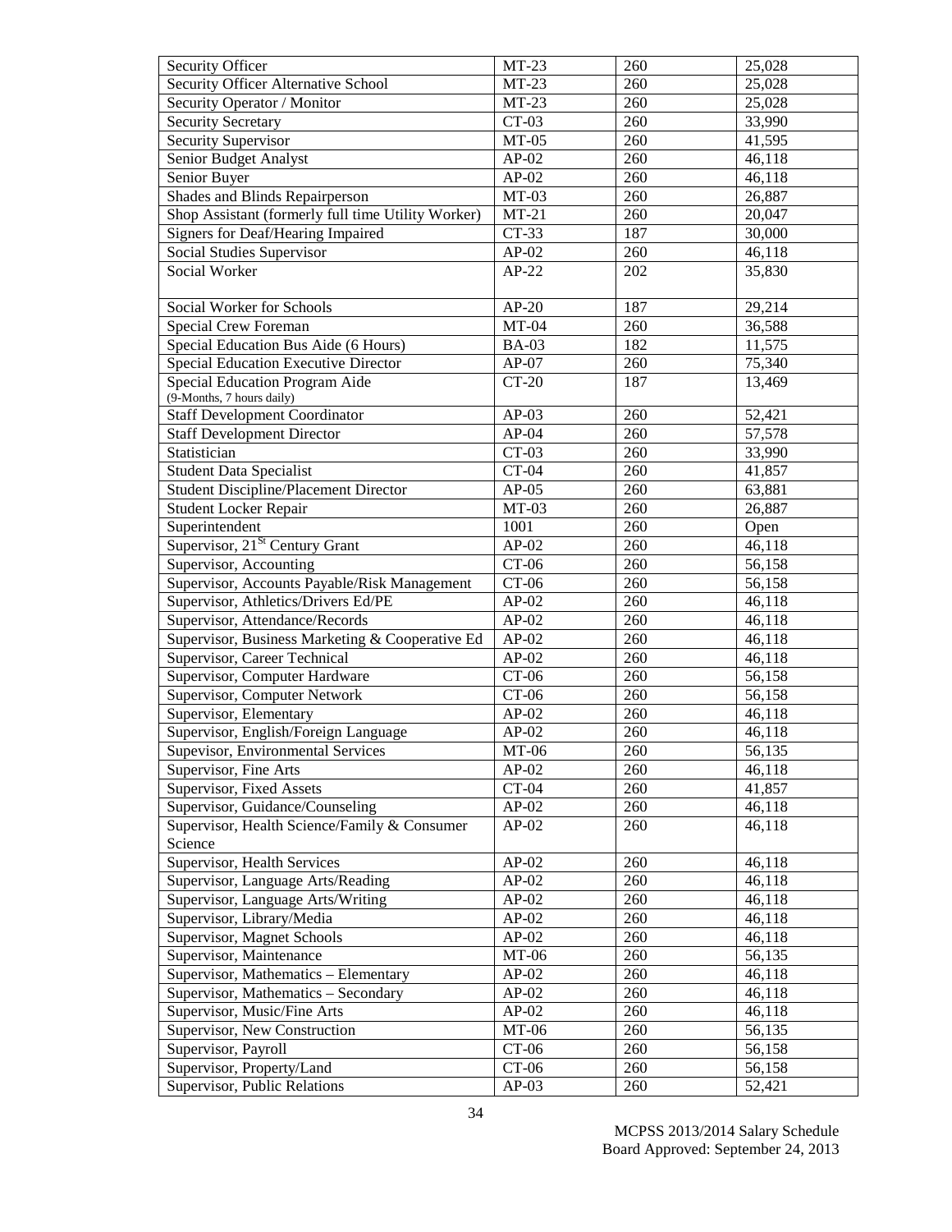| Security Officer | MT-23 | 260 | 25,028 |
|---|---|---|---|
| Security Officer Alternative School | MT-23 | 260 | 25,028 |
| Security Operator / Monitor | MT-23 | 260 | 25,028 |
| Security Secretary | CT-03 | 260 | 33,990 |
| Security Supervisor | MT-05 | 260 | 41,595 |
| Senior Budget Analyst | AP-02 | 260 | 46,118 |
| Senior Buyer | AP-02 | 260 | 46,118 |
| Shades and Blinds Repairperson | MT-03 | 260 | 26,887 |
| Shop Assistant (formerly full time Utility Worker) | MT-21 | 260 | 20,047 |
| Signers for Deaf/Hearing Impaired | CT-33 | 187 | 30,000 |
| Social Studies Supervisor | AP-02 | 260 | 46,118 |
| Social Worker | AP-22 | 202 | 35,830 |
| Social Worker for Schools | AP-20 | 187 | 29,214 |
| Special Crew Foreman | MT-04 | 260 | 36,588 |
| Special Education Bus Aide (6 Hours) | BA-03 | 182 | 11,575 |
| Special Education Executive Director | AP-07 | 260 | 75,340 |
| Special Education Program Aide (9-Months, 7 hours daily) | CT-20 | 187 | 13,469 |
| Staff Development Coordinator | AP-03 | 260 | 52,421 |
| Staff Development Director | AP-04 | 260 | 57,578 |
| Statistician | CT-03 | 260 | 33,990 |
| Student Data Specialist | CT-04 | 260 | 41,857 |
| Student Discipline/Placement Director | AP-05 | 260 | 63,881 |
| Student Locker Repair | MT-03 | 260 | 26,887 |
| Superintendent | 1001 | 260 | Open |
| Supervisor, 21st Century Grant | AP-02 | 260 | 46,118 |
| Supervisor, Accounting | CT-06 | 260 | 56,158 |
| Supervisor, Accounts Payable/Risk Management | CT-06 | 260 | 56,158 |
| Supervisor, Athletics/Drivers Ed/PE | AP-02 | 260 | 46,118 |
| Supervisor, Attendance/Records | AP-02 | 260 | 46,118 |
| Supervisor, Business Marketing & Cooperative Ed | AP-02 | 260 | 46,118 |
| Supervisor, Career Technical | AP-02 | 260 | 46,118 |
| Supervisor, Computer Hardware | CT-06 | 260 | 56,158 |
| Supervisor, Computer Network | CT-06 | 260 | 56,158 |
| Supervisor, Elementary | AP-02 | 260 | 46,118 |
| Supervisor, English/Foreign Language | AP-02 | 260 | 46,118 |
| Supevisor, Environmental Services | MT-06 | 260 | 56,135 |
| Supervisor, Fine Arts | AP-02 | 260 | 46,118 |
| Supervisor, Fixed Assets | CT-04 | 260 | 41,857 |
| Supervisor, Guidance/Counseling | AP-02 | 260 | 46,118 |
| Supervisor, Health Science/Family & Consumer Science | AP-02 | 260 | 46,118 |
| Supervisor, Health Services | AP-02 | 260 | 46,118 |
| Supervisor, Language Arts/Reading | AP-02 | 260 | 46,118 |
| Supervisor, Language Arts/Writing | AP-02 | 260 | 46,118 |
| Supervisor, Library/Media | AP-02 | 260 | 46,118 |
| Supervisor, Magnet Schools | AP-02 | 260 | 46,118 |
| Supervisor, Maintenance | MT-06 | 260 | 56,135 |
| Supervisor, Mathematics – Elementary | AP-02 | 260 | 46,118 |
| Supervisor, Mathematics – Secondary | AP-02 | 260 | 46,118 |
| Supervisor, Music/Fine Arts | AP-02 | 260 | 46,118 |
| Supervisor, New Construction | MT-06 | 260 | 56,135 |
| Supervisor, Payroll | CT-06 | 260 | 56,158 |
| Supervisor, Property/Land | CT-06 | 260 | 56,158 |
| Supervisor, Public Relations | AP-03 | 260 | 52,421 |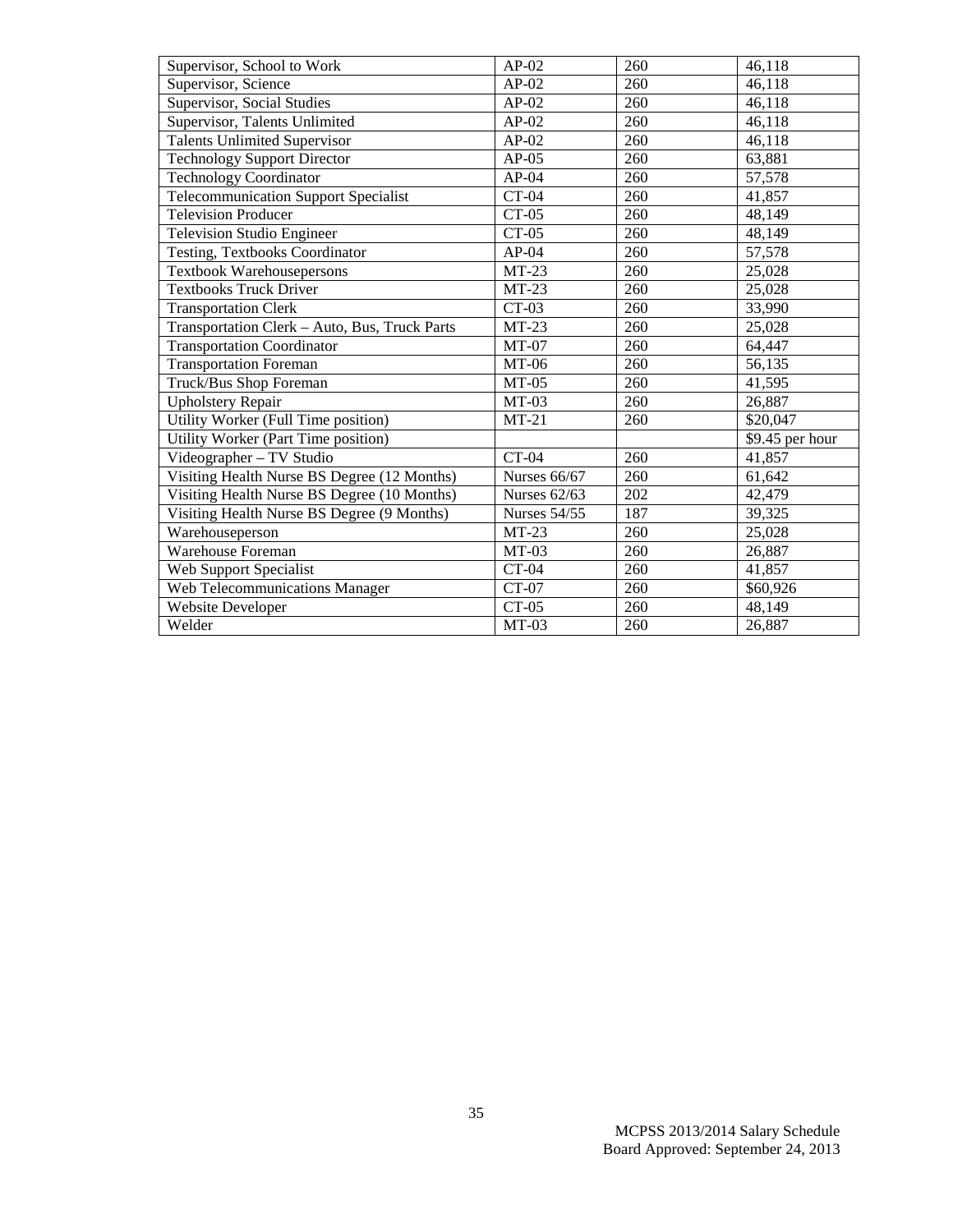| Supervisor, School to Work | AP-02 | 260 | 46,118 |
|---|---|---|---|
| Supervisor, Science | AP-02 | 260 | 46,118 |
| Supervisor, Social Studies | AP-02 | 260 | 46,118 |
| Supervisor, Talents Unlimited | AP-02 | 260 | 46,118 |
| Talents Unlimited Supervisor | AP-02 | 260 | 46,118 |
| Technology Support Director | AP-05 | 260 | 63,881 |
| Technology Coordinator | AP-04 | 260 | 57,578 |
| Telecommunication Support Specialist | CT-04 | 260 | 41,857 |
| Television Producer | CT-05 | 260 | 48,149 |
| Television Studio Engineer | CT-05 | 260 | 48,149 |
| Testing, Textbooks Coordinator | AP-04 | 260 | 57,578 |
| Textbook Warehousepersons | MT-23 | 260 | 25,028 |
| Textbooks Truck Driver | MT-23 | 260 | 25,028 |
| Transportation Clerk | CT-03 | 260 | 33,990 |
| Transportation Clerk – Auto, Bus, Truck Parts | MT-23 | 260 | 25,028 |
| Transportation Coordinator | MT-07 | 260 | 64,447 |
| Transportation Foreman | MT-06 | 260 | 56,135 |
| Truck/Bus Shop Foreman | MT-05 | 260 | 41,595 |
| Upholstery Repair | MT-03 | 260 | 26,887 |
| Utility Worker (Full Time position) | MT-21 | 260 | $20,047 |
| Utility Worker (Part Time position) | | | $9.45 per hour |
| Videographer – TV Studio | CT-04 | 260 | 41,857 |
| Visiting Health Nurse BS Degree (12 Months) | Nurses 66/67 | 260 | 61,642 |
| Visiting Health Nurse BS Degree (10 Months) | Nurses 62/63 | 202 | 42,479 |
| Visiting Health Nurse BS Degree (9 Months) | Nurses 54/55 | 187 | 39,325 |
| Warehouseperson | MT-23 | 260 | 25,028 |
| Warehouse Foreman | MT-03 | 260 | 26,887 |
| Web Support Specialist | CT-04 | 260 | 41,857 |
| Web Telecommunications Manager | CT-07 | 260 | $60,926 |
| Website Developer | CT-05 | 260 | 48,149 |
| Welder | MT-03 | 260 | 26,887 |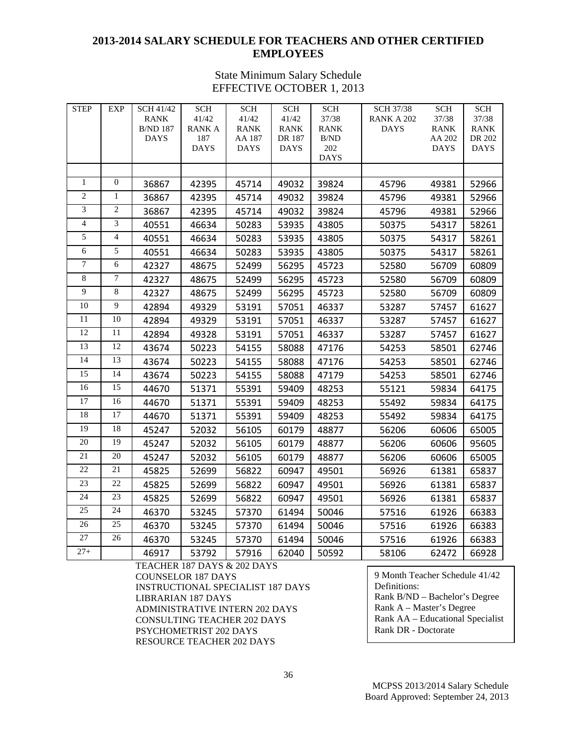# 2013-2014 SALARY SCHEDULE FOR TEACHERS AND OTHER CERTIFIED EMPLOYEES

State Minimum Salary Schedule
EFFECTIVE OCTOBER 1, 2013

| STEP | EXP | SCH 41/42 RANK B/ND 187 DAYS | SCH 41/42 RANK A 187 DAYS | SCH 41/42 RANK AA 187 DAYS | SCH 41/42 RANK DR 187 DAYS | SCH 37/38 RANK B/ND 202 DAYS | SCH 37/38 RANK A 202 DAYS | SCH 37/38 RANK AA 202 DAYS | SCH 37/38 RANK DR 202 DAYS |
|---|---|---|---|---|---|---|---|---|---|
| | | | | | | | | | |
| 1 | 0 | 36867 | 42395 | 45714 | 49032 | 39824 | 45796 | 49381 | 52966 |
| 2 | 1 | 36867 | 42395 | 45714 | 49032 | 39824 | 45796 | 49381 | 52966 |
| 3 | 2 | 36867 | 42395 | 45714 | 49032 | 39824 | 45796 | 49381 | 52966 |
| 4 | 3 | 40551 | 46634 | 50283 | 53935 | 43805 | 50375 | 54317 | 58261 |
| 5 | 4 | 40551 | 46634 | 50283 | 53935 | 43805 | 50375 | 54317 | 58261 |
| 6 | 5 | 40551 | 46634 | 50283 | 53935 | 43805 | 50375 | 54317 | 58261 |
| 7 | 6 | 42327 | 48675 | 52499 | 56295 | 45723 | 52580 | 56709 | 60809 |
| 8 | 7 | 42327 | 48675 | 52499 | 56295 | 45723 | 52580 | 56709 | 60809 |
| 9 | 8 | 42327 | 48675 | 52499 | 56295 | 45723 | 52580 | 56709 | 60809 |
| 10 | 9 | 42894 | 49329 | 53191 | 57051 | 46337 | 53287 | 57457 | 61627 |
| 11 | 10 | 42894 | 49329 | 53191 | 57051 | 46337 | 53287 | 57457 | 61627 |
| 12 | 11 | 42894 | 49328 | 53191 | 57051 | 46337 | 53287 | 57457 | 61627 |
| 13 | 12 | 43674 | 50223 | 54155 | 58088 | 47176 | 54253 | 58501 | 62746 |
| 14 | 13 | 43674 | 50223 | 54155 | 58088 | 47176 | 54253 | 58501 | 62746 |
| 15 | 14 | 43674 | 50223 | 54155 | 58088 | 47179 | 54253 | 58501 | 62746 |
| 16 | 15 | 44670 | 51371 | 55391 | 59409 | 48253 | 55121 | 59834 | 64175 |
| 17 | 16 | 44670 | 51371 | 55391 | 59409 | 48253 | 55492 | 59834 | 64175 |
| 18 | 17 | 44670 | 51371 | 55391 | 59409 | 48253 | 55492 | 59834 | 64175 |
| 19 | 18 | 45247 | 52032 | 56105 | 60179 | 48877 | 56206 | 60606 | 65005 |
| 20 | 19 | 45247 | 52032 | 56105 | 60179 | 48877 | 56206 | 60606 | 95605 |
| 21 | 20 | 45247 | 52032 | 56105 | 60179 | 48877 | 56206 | 60606 | 65005 |
| 22 | 21 | 45825 | 52699 | 56822 | 60947 | 49501 | 56926 | 61381 | 65837 |
| 23 | 22 | 45825 | 52699 | 56822 | 60947 | 49501 | 56926 | 61381 | 65837 |
| 24 | 23 | 45825 | 52699 | 56822 | 60947 | 49501 | 56926 | 61381 | 65837 |
| 25 | 24 | 46370 | 53245 | 57370 | 61494 | 50046 | 57516 | 61926 | 66383 |
| 26 | 25 | 46370 | 53245 | 57370 | 61494 | 50046 | 57516 | 61926 | 66383 |
| 27 | 26 | 46370 | 53245 | 57370 | 61494 | 50046 | 57516 | 61926 | 66383 |
| 27+ | | 46917 | 53792 | 57916 | 62040 | 50592 | 58106 | 62472 | 66928 |

TEACHER 187 DAYS & 202 DAYS
COUNSELOR 187 DAYS
INSTRUCTIONAL SPECIALIST 187 DAYS
LIBRARIAN 187 DAYS
ADMINISTRATIVE INTERN 202 DAYS
CONSULTING TEACHER 202 DAYS
PSYCHOMETRIST 202 DAYS
RESOURCE TEACHER 202 DAYS

9 Month Teacher Schedule 41/42
Definitions:
Rank B/ND – Bachelor's Degree
Rank A – Master's Degree
Rank AA – Educational Specialist
Rank DR - Doctorate

MCPSS 2013/2014 Salary Schedule
Board Approved: September 24, 2013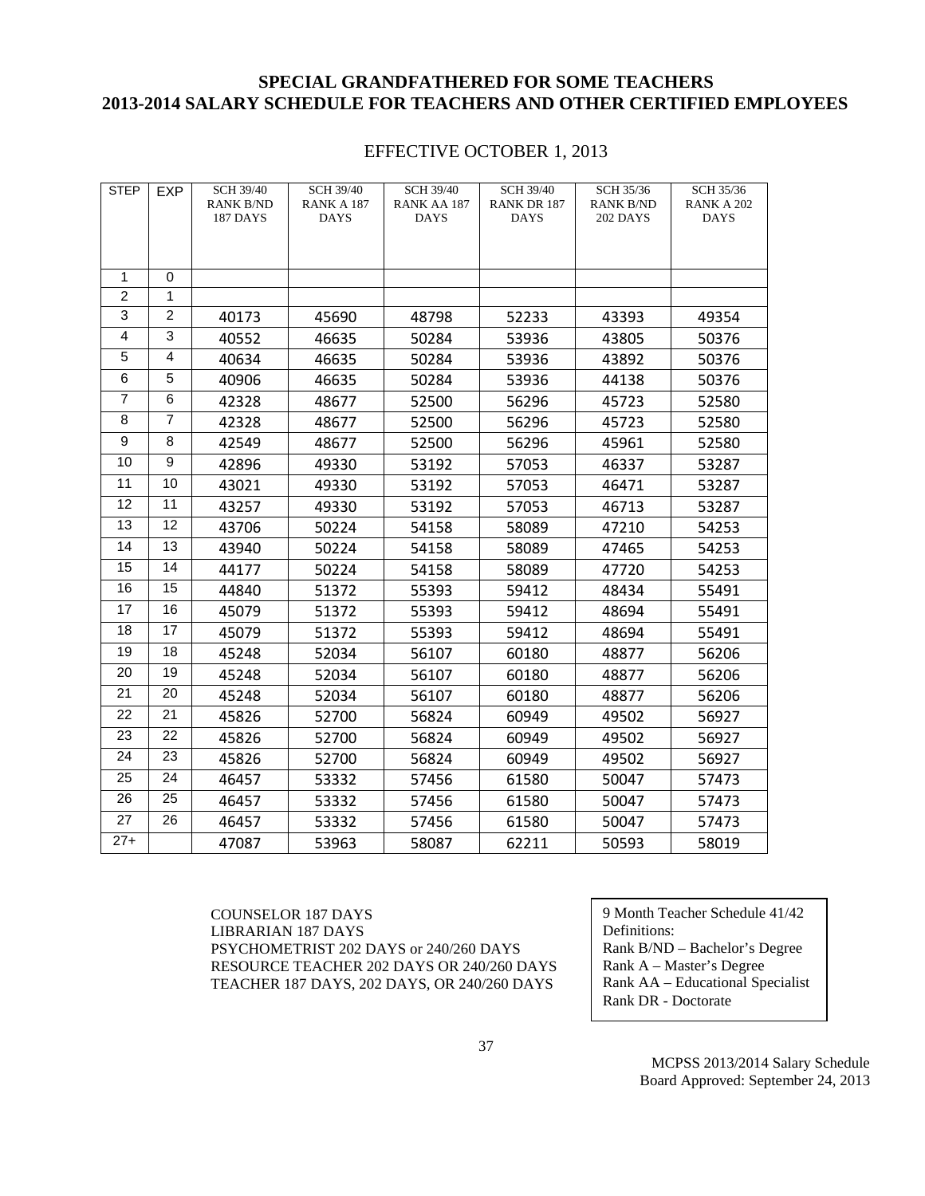## SPECIAL GRANDFATHERED FOR SOME TEACHERS
## 2013-2014 SALARY SCHEDULE FOR TEACHERS AND OTHER CERTIFIED EMPLOYEES

EFFECTIVE OCTOBER 1, 2013

| STEP | EXP | SCH 39/40 RANK B/ND 187 DAYS | SCH 39/40 RANK A 187 DAYS | SCH 39/40 RANK AA 187 DAYS | SCH 39/40 RANK DR 187 DAYS | SCH 35/36 RANK B/ND 202 DAYS | SCH 35/36 RANK A 202 DAYS |
|---|---|---|---|---|---|---|---|
| 1 | 0 | | | | | | |
| 2 | 1 | | | | | | |
| 3 | 2 | 40173 | 45690 | 48798 | 52233 | 43393 | 49354 |
| 4 | 3 | 40552 | 46635 | 50284 | 53936 | 43805 | 50376 |
| 5 | 4 | 40634 | 46635 | 50284 | 53936 | 43892 | 50376 |
| 6 | 5 | 40906 | 46635 | 50284 | 53936 | 44138 | 50376 |
| 7 | 6 | 42328 | 48677 | 52500 | 56296 | 45723 | 52580 |
| 8 | 7 | 42328 | 48677 | 52500 | 56296 | 45723 | 52580 |
| 9 | 8 | 42549 | 48677 | 52500 | 56296 | 45961 | 52580 |
| 10 | 9 | 42896 | 49330 | 53192 | 57053 | 46337 | 53287 |
| 11 | 10 | 43021 | 49330 | 53192 | 57053 | 46471 | 53287 |
| 12 | 11 | 43257 | 49330 | 53192 | 57053 | 46713 | 53287 |
| 13 | 12 | 43706 | 50224 | 54158 | 58089 | 47210 | 54253 |
| 14 | 13 | 43940 | 50224 | 54158 | 58089 | 47465 | 54253 |
| 15 | 14 | 44177 | 50224 | 54158 | 58089 | 47720 | 54253 |
| 16 | 15 | 44840 | 51372 | 55393 | 59412 | 48434 | 55491 |
| 17 | 16 | 45079 | 51372 | 55393 | 59412 | 48694 | 55491 |
| 18 | 17 | 45079 | 51372 | 55393 | 59412 | 48694 | 55491 |
| 19 | 18 | 45248 | 52034 | 56107 | 60180 | 48877 | 56206 |
| 20 | 19 | 45248 | 52034 | 56107 | 60180 | 48877 | 56206 |
| 21 | 20 | 45248 | 52034 | 56107 | 60180 | 48877 | 56206 |
| 22 | 21 | 45826 | 52700 | 56824 | 60949 | 49502 | 56927 |
| 23 | 22 | 45826 | 52700 | 56824 | 60949 | 49502 | 56927 |
| 24 | 23 | 45826 | 52700 | 56824 | 60949 | 49502 | 56927 |
| 25 | 24 | 46457 | 53332 | 57456 | 61580 | 50047 | 57473 |
| 26 | 25 | 46457 | 53332 | 57456 | 61580 | 50047 | 57473 |
| 27 | 26 | 46457 | 53332 | 57456 | 61580 | 50047 | 57473 |
| 27+ | | 47087 | 53963 | 58087 | 62211 | 50593 | 58019 |

COUNSELOR 187 DAYS
LIBRARIAN 187 DAYS
PSYCHOMETRIST 202 DAYS or 240/260 DAYS
RESOURCE TEACHER 202 DAYS OR 240/260 DAYS
TEACHER 187 DAYS, 202 DAYS, OR 240/260 DAYS

9 Month Teacher Schedule 41/42
Definitions:
Rank B/ND – Bachelor's Degree
Rank A – Master's Degree
Rank AA – Educational Specialist
Rank DR - Doctorate

MCPSS 2013/2014 Salary Schedule
Board Approved: September 24, 2013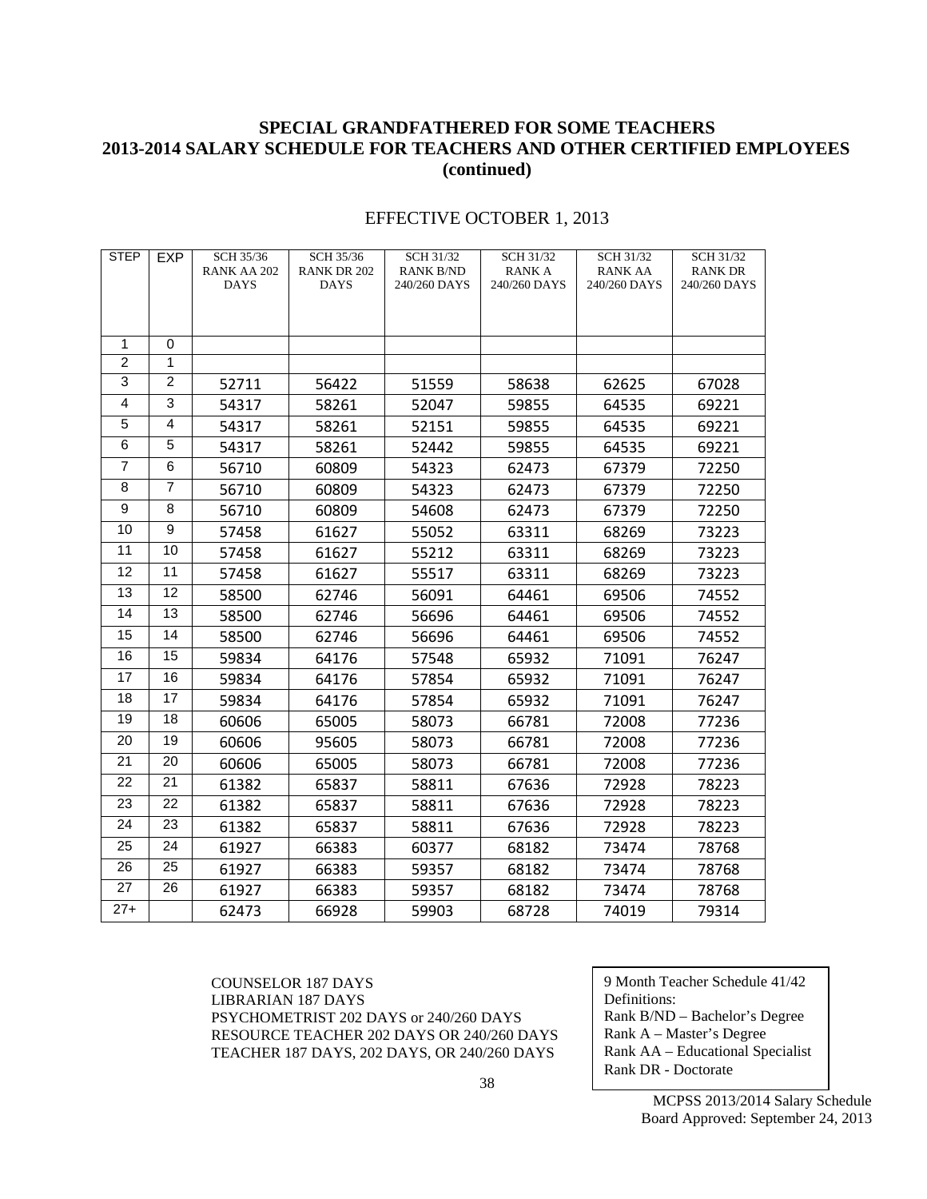## SPECIAL GRANDFATHERED FOR SOME TEACHERS
## 2013-2014 SALARY SCHEDULE FOR TEACHERS AND OTHER CERTIFIED EMPLOYEES
## (continued)

EFFECTIVE OCTOBER 1, 2013

| STEP | EXP | SCH 35/36 RANK AA 202 DAYS | SCH 35/36 RANK DR 202 DAYS | SCH 31/32 RANK B/ND 240/260 DAYS | SCH 31/32 RANK A 240/260 DAYS | SCH 31/32 RANK AA 240/260 DAYS | SCH 31/32 RANK DR 240/260 DAYS |
|---|---|---|---|---|---|---|---|
| 1 | 0 | | | | | | |
| 2 | 1 | | | | | | |
| 3 | 2 | 52711 | 56422 | 51559 | 58638 | 62625 | 67028 |
| 4 | 3 | 54317 | 58261 | 52047 | 59855 | 64535 | 69221 |
| 5 | 4 | 54317 | 58261 | 52151 | 59855 | 64535 | 69221 |
| 6 | 5 | 54317 | 58261 | 52442 | 59855 | 64535 | 69221 |
| 7 | 6 | 56710 | 60809 | 54323 | 62473 | 67379 | 72250 |
| 8 | 7 | 56710 | 60809 | 54323 | 62473 | 67379 | 72250 |
| 9 | 8 | 56710 | 60809 | 54608 | 62473 | 67379 | 72250 |
| 10 | 9 | 57458 | 61627 | 55052 | 63311 | 68269 | 73223 |
| 11 | 10 | 57458 | 61627 | 55212 | 63311 | 68269 | 73223 |
| 12 | 11 | 57458 | 61627 | 55517 | 63311 | 68269 | 73223 |
| 13 | 12 | 58500 | 62746 | 56091 | 64461 | 69506 | 74552 |
| 14 | 13 | 58500 | 62746 | 56696 | 64461 | 69506 | 74552 |
| 15 | 14 | 58500 | 62746 | 56696 | 64461 | 69506 | 74552 |
| 16 | 15 | 59834 | 64176 | 57548 | 65932 | 71091 | 76247 |
| 17 | 16 | 59834 | 64176 | 57854 | 65932 | 71091 | 76247 |
| 18 | 17 | 59834 | 64176 | 57854 | 65932 | 71091 | 76247 |
| 19 | 18 | 60606 | 65005 | 58073 | 66781 | 72008 | 77236 |
| 20 | 19 | 60606 | 95605 | 58073 | 66781 | 72008 | 77236 |
| 21 | 20 | 60606 | 65005 | 58073 | 66781 | 72008 | 77236 |
| 22 | 21 | 61382 | 65837 | 58811 | 67636 | 72928 | 78223 |
| 23 | 22 | 61382 | 65837 | 58811 | 67636 | 72928 | 78223 |
| 24 | 23 | 61382 | 65837 | 58811 | 67636 | 72928 | 78223 |
| 25 | 24 | 61927 | 66383 | 60377 | 68182 | 73474 | 78768 |
| 26 | 25 | 61927 | 66383 | 59357 | 68182 | 73474 | 78768 |
| 27 | 26 | 61927 | 66383 | 59357 | 68182 | 73474 | 78768 |
| 27+ | | 62473 | 66928 | 59903 | 68728 | 74019 | 79314 |

COUNSELOR 187 DAYS
LIBRARIAN 187 DAYS
PSYCHOMETRIST 202 DAYS or 240/260 DAYS
RESOURCE TEACHER 202 DAYS OR 240/260 DAYS
TEACHER 187 DAYS, 202 DAYS, OR 240/260 DAYS

9 Month Teacher Schedule 41/42
Definitions:
Rank B/ND – Bachelor's Degree
Rank A – Master's Degree
Rank AA – Educational Specialist
Rank DR - Doctorate

MCPSS 2013/2014 Salary Schedule
Board Approved: September 24, 2013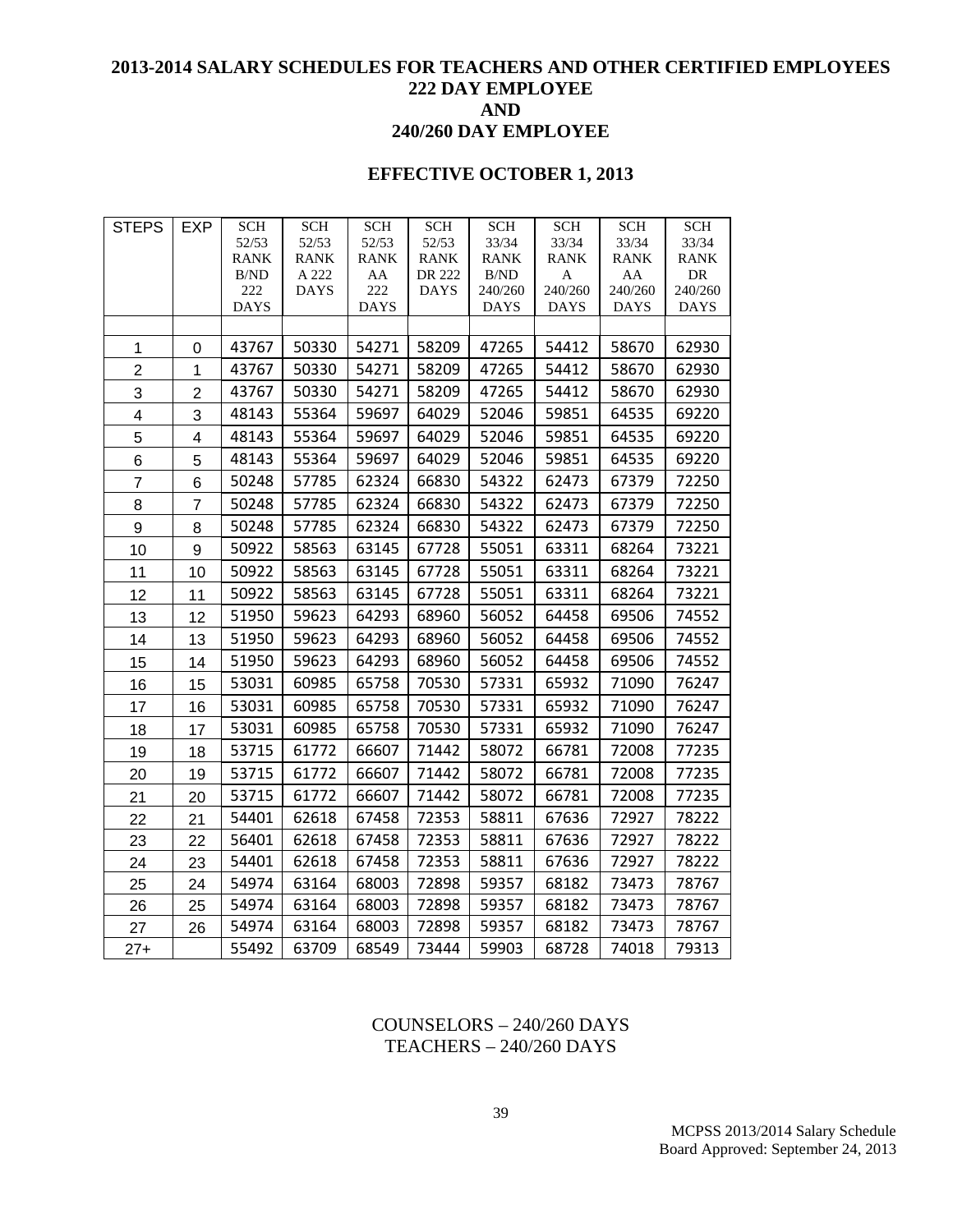# 2013-2014 SALARY SCHEDULES FOR TEACHERS AND OTHER CERTIFIED EMPLOYEES
## 222 DAY EMPLOYEE
## AND
## 240/260 DAY EMPLOYEE

### EFFECTIVE OCTOBER 1, 2013

| STEPS | EXP | SCH 52/53 RANK B/ND 222 DAYS | SCH 52/53 RANK A 222 DAYS | SCH 52/53 RANK AA 222 DAYS | SCH 52/53 RANK DR 222 DAYS | SCH 33/34 RANK B/ND 240/260 DAYS | SCH 33/34 RANK A 240/260 DAYS | SCH 33/34 RANK AA 240/260 DAYS | SCH 33/34 RANK DR 240/260 DAYS |
|---|---|---|---|---|---|---|---|---|---|
| 1 | 0 | 43767 | 50330 | 54271 | 58209 | 47265 | 54412 | 58670 | 62930 |
| 2 | 1 | 43767 | 50330 | 54271 | 58209 | 47265 | 54412 | 58670 | 62930 |
| 3 | 2 | 43767 | 50330 | 54271 | 58209 | 47265 | 54412 | 58670 | 62930 |
| 4 | 3 | 48143 | 55364 | 59697 | 64029 | 52046 | 59851 | 64535 | 69220 |
| 5 | 4 | 48143 | 55364 | 59697 | 64029 | 52046 | 59851 | 64535 | 69220 |
| 6 | 5 | 48143 | 55364 | 59697 | 64029 | 52046 | 59851 | 64535 | 69220 |
| 7 | 6 | 50248 | 57785 | 62324 | 66830 | 54322 | 62473 | 67379 | 72250 |
| 8 | 7 | 50248 | 57785 | 62324 | 66830 | 54322 | 62473 | 67379 | 72250 |
| 9 | 8 | 50248 | 57785 | 62324 | 66830 | 54322 | 62473 | 67379 | 72250 |
| 10 | 9 | 50922 | 58563 | 63145 | 67728 | 55051 | 63311 | 68264 | 73221 |
| 11 | 10 | 50922 | 58563 | 63145 | 67728 | 55051 | 63311 | 68264 | 73221 |
| 12 | 11 | 50922 | 58563 | 63145 | 67728 | 55051 | 63311 | 68264 | 73221 |
| 13 | 12 | 51950 | 59623 | 64293 | 68960 | 56052 | 64458 | 69506 | 74552 |
| 14 | 13 | 51950 | 59623 | 64293 | 68960 | 56052 | 64458 | 69506 | 74552 |
| 15 | 14 | 51950 | 59623 | 64293 | 68960 | 56052 | 64458 | 69506 | 74552 |
| 16 | 15 | 53031 | 60985 | 65758 | 70530 | 57331 | 65932 | 71090 | 76247 |
| 17 | 16 | 53031 | 60985 | 65758 | 70530 | 57331 | 65932 | 71090 | 76247 |
| 18 | 17 | 53031 | 60985 | 65758 | 70530 | 57331 | 65932 | 71090 | 76247 |
| 19 | 18 | 53715 | 61772 | 66607 | 71442 | 58072 | 66781 | 72008 | 77235 |
| 20 | 19 | 53715 | 61772 | 66607 | 71442 | 58072 | 66781 | 72008 | 77235 |
| 21 | 20 | 53715 | 61772 | 66607 | 71442 | 58072 | 66781 | 72008 | 77235 |
| 22 | 21 | 54401 | 62618 | 67458 | 72353 | 58811 | 67636 | 72927 | 78222 |
| 23 | 22 | 56401 | 62618 | 67458 | 72353 | 58811 | 67636 | 72927 | 78222 |
| 24 | 23 | 54401 | 62618 | 67458 | 72353 | 58811 | 67636 | 72927 | 78222 |
| 25 | 24 | 54974 | 63164 | 68003 | 72898 | 59357 | 68182 | 73473 | 78767 |
| 26 | 25 | 54974 | 63164 | 68003 | 72898 | 59357 | 68182 | 73473 | 78767 |
| 27 | 26 | 54974 | 63164 | 68003 | 72898 | 59357 | 68182 | 73473 | 78767 |
| 27+ | | 55492 | 63709 | 68549 | 73444 | 59903 | 68728 | 74018 | 79313 |

COUNSELORS – 240/260 DAYS
TEACHERS – 240/260 DAYS

MCPSS 2013/2014 Salary Schedule
Board Approved: September 24, 2013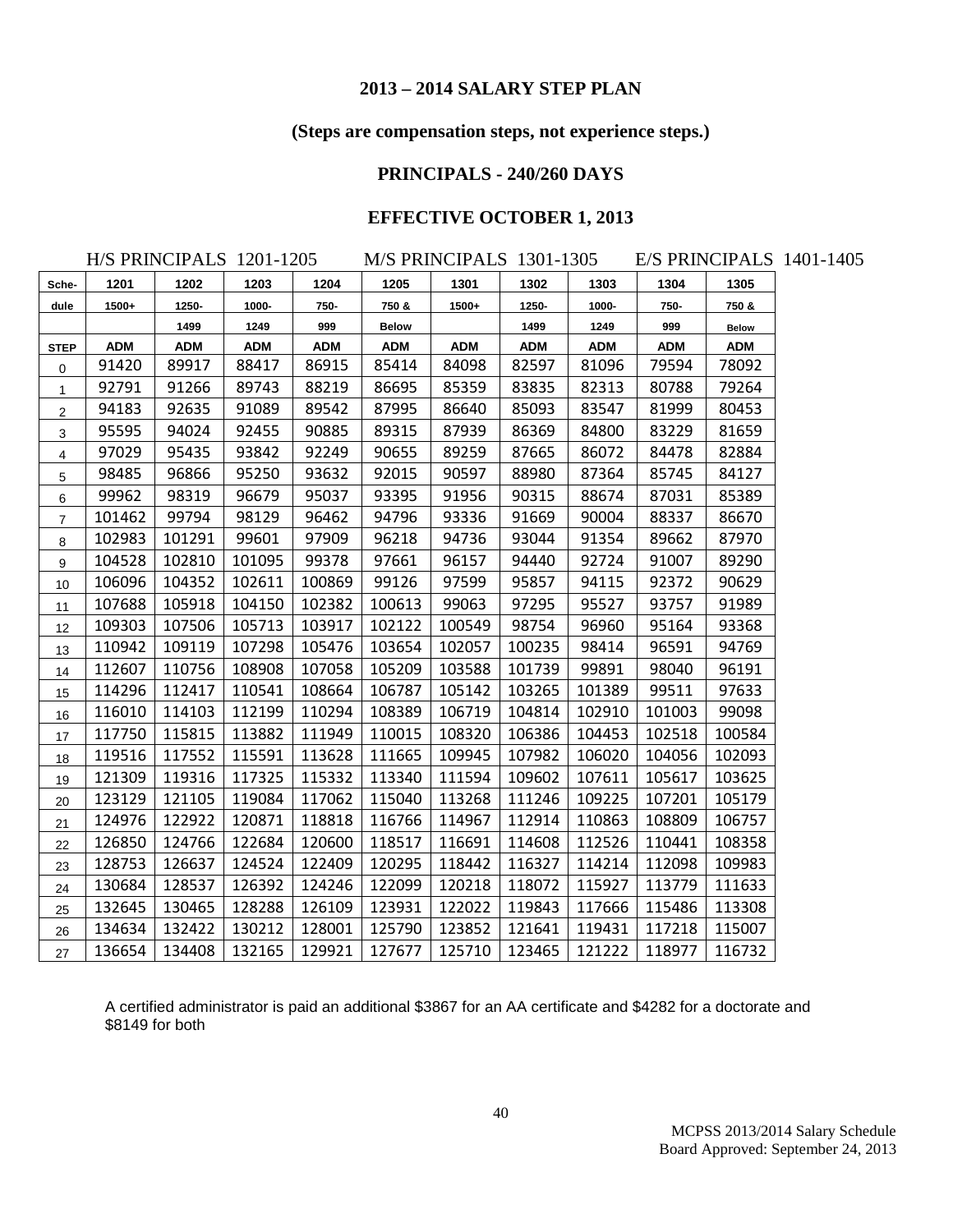**2013 – 2014 SALARY STEP PLAN**

**(Steps are compensation steps, not experience steps.)**

**PRINCIPALS - 240/260 DAYS**

**EFFECTIVE OCTOBER 1, 2013**

H/S PRINCIPALS 1201-1205 M/S PRINCIPALS 1301-1305 E/S PRINCIPALS 1401-1405

| Sche-dule | 1201 | 1202 | 1203 | 1204 | 1205 | 1301 | 1302 | 1303 | 1304 | 1305 |
|---|---|---|---|---|---|---|---|---|---|---|
| | 1500+ | 1250-1499 | 1000-1249 | 750-999 | 750 & Below | 1500+ | 1250-1499 | 1000-1249 | 750-999 | 750 & Below |
| STEP | ADM | ADM | ADM | ADM | ADM | ADM | ADM | ADM | ADM | ADM |
| 0 | 91420 | 89917 | 88417 | 86915 | 85414 | 84098 | 82597 | 81096 | 79594 | 78092 |
| 1 | 92791 | 91266 | 89743 | 88219 | 86695 | 85359 | 83835 | 82313 | 80788 | 79264 |
| 2 | 94183 | 92635 | 91089 | 89542 | 87995 | 86640 | 85093 | 83547 | 81999 | 80453 |
| 3 | 95595 | 94024 | 92455 | 90885 | 89315 | 87939 | 86369 | 84800 | 83229 | 81659 |
| 4 | 97029 | 95435 | 93842 | 92249 | 90655 | 89259 | 87665 | 86072 | 84478 | 82884 |
| 5 | 98485 | 96866 | 95250 | 93632 | 92015 | 90597 | 88980 | 87364 | 85745 | 84127 |
| 6 | 99962 | 98319 | 96679 | 95037 | 93395 | 91956 | 90315 | 88674 | 87031 | 85389 |
| 7 | 101462 | 99794 | 98129 | 96462 | 94796 | 93336 | 91669 | 90004 | 88337 | 86670 |
| 8 | 102983 | 101291 | 99601 | 97909 | 96218 | 94736 | 93044 | 91354 | 89662 | 87970 |
| 9 | 104528 | 102810 | 101095 | 99378 | 97661 | 96157 | 94440 | 92724 | 91007 | 89290 |
| 10 | 106096 | 104352 | 102611 | 100869 | 99126 | 97599 | 95857 | 94115 | 92372 | 90629 |
| 11 | 107688 | 105918 | 104150 | 102382 | 100613 | 99063 | 97295 | 95527 | 93757 | 91989 |
| 12 | 109303 | 107506 | 105713 | 103917 | 102122 | 100549 | 98754 | 96960 | 95164 | 93368 |
| 13 | 110942 | 109119 | 107298 | 105476 | 103654 | 102057 | 100235 | 98414 | 96591 | 94769 |
| 14 | 112607 | 110756 | 108908 | 107058 | 105209 | 103588 | 101739 | 99891 | 98040 | 96191 |
| 15 | 114296 | 112417 | 110541 | 108664 | 106787 | 105142 | 103265 | 101389 | 99511 | 97633 |
| 16 | 116010 | 114103 | 112199 | 110294 | 108389 | 106719 | 104814 | 102910 | 101003 | 99098 |
| 17 | 117750 | 115815 | 113882 | 111949 | 110015 | 108320 | 106386 | 104453 | 102518 | 100584 |
| 18 | 119516 | 117552 | 115591 | 113628 | 111665 | 109945 | 107982 | 106020 | 104056 | 102093 |
| 19 | 121309 | 119316 | 117325 | 115332 | 113340 | 111594 | 109602 | 107611 | 105617 | 103625 |
| 20 | 123129 | 121105 | 119084 | 117062 | 115040 | 113268 | 111246 | 109225 | 107201 | 105179 |
| 21 | 124976 | 122922 | 120871 | 118818 | 116766 | 114967 | 112914 | 110863 | 108809 | 106757 |
| 22 | 126850 | 124766 | 122684 | 120600 | 118517 | 116691 | 114608 | 112526 | 110441 | 108358 |
| 23 | 128753 | 126637 | 124524 | 122409 | 120295 | 118442 | 116327 | 114214 | 112098 | 109983 |
| 24 | 130684 | 128537 | 126392 | 124246 | 122099 | 120218 | 118072 | 115927 | 113779 | 111633 |
| 25 | 132645 | 130465 | 128288 | 126109 | 123931 | 122022 | 119843 | 117666 | 115486 | 113308 |
| 26 | 134634 | 132422 | 130212 | 128001 | 125790 | 123852 | 121641 | 119431 | 117218 | 115007 |
| 27 | 136654 | 134408 | 132165 | 129921 | 127677 | 125710 | 123465 | 121222 | 118977 | 116732 |

A certified administrator is paid an additional $3867 for an AA certificate and $4282 for a doctorate and $8149 for both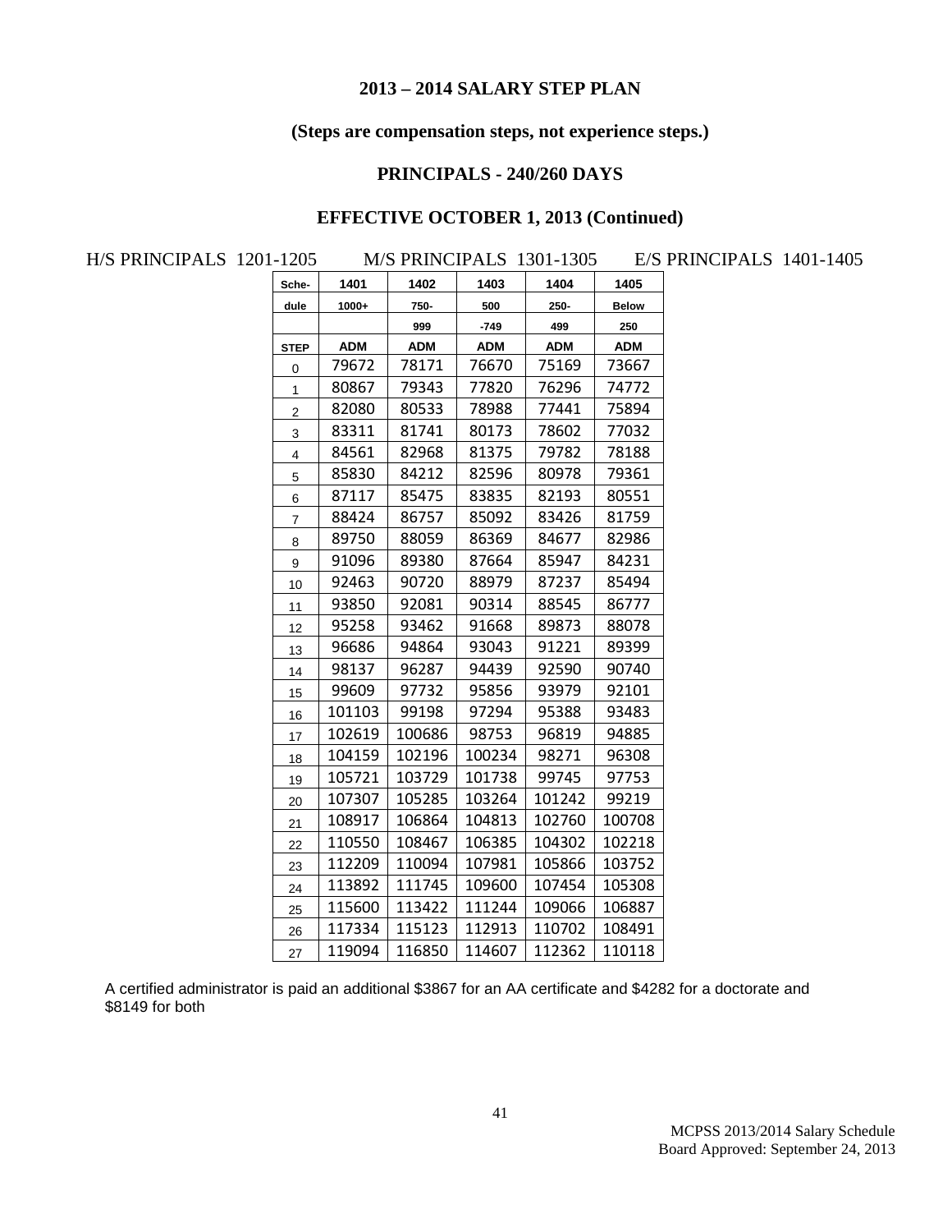## 2013 – 2014 SALARY STEP PLAN

### (Steps are compensation steps, not experience steps.)

### PRINCIPALS - 240/260 DAYS

### EFFECTIVE OCTOBER 1, 2013 (Continued)

H/S PRINCIPALS 1201-1205 M/S PRINCIPALS 1301-1305 E/S PRINCIPALS 1401-1405

| Sche-dule | 1401 | 1402 | 1403 | 1404 | 1405 |
|---|---|---|---|---|---|
| | 1000+ | 750-999 | 500-749 | 250-499 | Below 250 |
| STEP | ADM | ADM | ADM | ADM | ADM |
| 0 | 79672 | 78171 | 76670 | 75169 | 73667 |
| 1 | 80867 | 79343 | 77820 | 76296 | 74772 |
| 2 | 82080 | 80533 | 78988 | 77441 | 75894 |
| 3 | 83311 | 81741 | 80173 | 78602 | 77032 |
| 4 | 84561 | 82968 | 81375 | 79782 | 78188 |
| 5 | 85830 | 84212 | 82596 | 80978 | 79361 |
| 6 | 87117 | 85475 | 83835 | 82193 | 80551 |
| 7 | 88424 | 86757 | 85092 | 83426 | 81759 |
| 8 | 89750 | 88059 | 86369 | 84677 | 82986 |
| 9 | 91096 | 89380 | 87664 | 85947 | 84231 |
| 10 | 92463 | 90720 | 88979 | 87237 | 85494 |
| 11 | 93850 | 92081 | 90314 | 88545 | 86777 |
| 12 | 95258 | 93462 | 91668 | 89873 | 88078 |
| 13 | 96686 | 94864 | 93043 | 91221 | 89399 |
| 14 | 98137 | 96287 | 94439 | 92590 | 90740 |
| 15 | 99609 | 97732 | 95856 | 93979 | 92101 |
| 16 | 101103 | 99198 | 97294 | 95388 | 93483 |
| 17 | 102619 | 100686 | 98753 | 96819 | 94885 |
| 18 | 104159 | 102196 | 100234 | 98271 | 96308 |
| 19 | 105721 | 103729 | 101738 | 99745 | 97753 |
| 20 | 107307 | 105285 | 103264 | 101242 | 99219 |
| 21 | 108917 | 106864 | 104813 | 102760 | 100708 |
| 22 | 110550 | 108467 | 106385 | 104302 | 102218 |
| 23 | 112209 | 110094 | 107981 | 105866 | 103752 |
| 24 | 113892 | 111745 | 109600 | 107454 | 105308 |
| 25 | 115600 | 113422 | 111244 | 109066 | 106887 |
| 26 | 117334 | 115123 | 112913 | 110702 | 108491 |
| 27 | 119094 | 116850 | 114607 | 112362 | 110118 |

A certified administrator is paid an additional $3867 for an AA certificate and $4282 for a doctorate and $8149 for both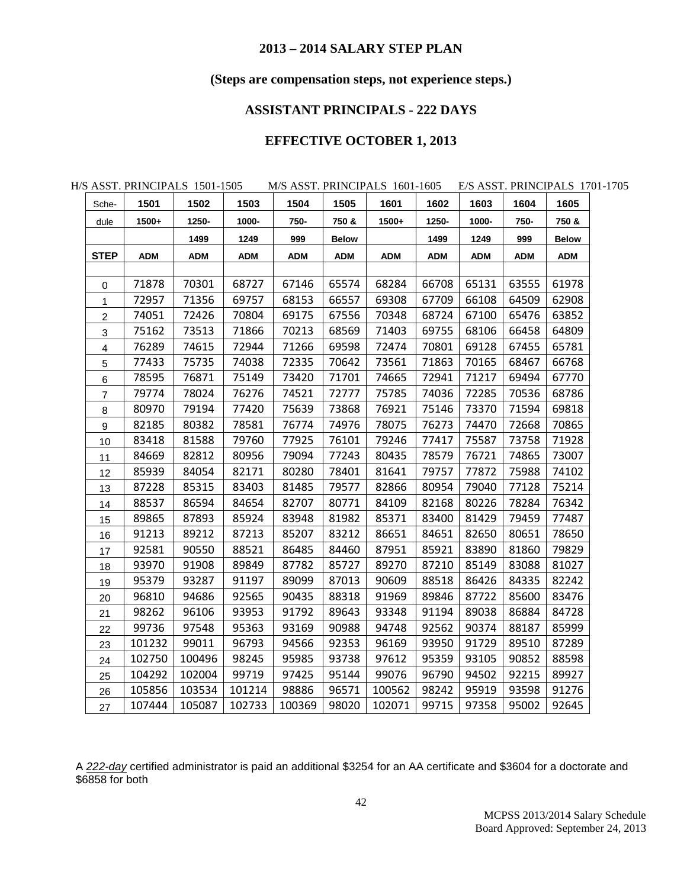## 2013 – 2014 SALARY STEP PLAN

### (Steps are compensation steps, not experience steps.)

### ASSISTANT PRINCIPALS - 222 DAYS

### EFFECTIVE OCTOBER 1, 2013

H/S ASST. PRINCIPALS 1501-1505 M/S ASST. PRINCIPALS 1601-1605 E/S ASST. PRINCIPALS 1701-1705

| Sche-dule | 1501 | 1502 | 1503 | 1504 | 1505 | 1601 | 1602 | 1603 | 1604 | 1605 |
|---|---|---|---|---|---|---|---|---|---|---|
| | 1500+ | 1250-1499 | 1000-1249 | 750-999 | 750 & Below | 1500+ | 1250-1499 | 1000-1249 | 750-999 | 750 & Below |
| STEP | ADM | ADM | ADM | ADM | ADM | ADM | ADM | ADM | ADM | ADM |
| 0 | 71878 | 70301 | 68727 | 67146 | 65574 | 68284 | 66708 | 65131 | 63555 | 61978 |
| 1 | 72957 | 71356 | 69757 | 68153 | 66557 | 69308 | 67709 | 66108 | 64509 | 62908 |
| 2 | 74051 | 72426 | 70804 | 69175 | 67556 | 70348 | 68724 | 67100 | 65476 | 63852 |
| 3 | 75162 | 73513 | 71866 | 70213 | 68569 | 71403 | 69755 | 68106 | 66458 | 64809 |
| 4 | 76289 | 74615 | 72944 | 71266 | 69598 | 72474 | 70801 | 69128 | 67455 | 65781 |
| 5 | 77433 | 75735 | 74038 | 72335 | 70642 | 73561 | 71863 | 70165 | 68467 | 66768 |
| 6 | 78595 | 76871 | 75149 | 73420 | 71701 | 74665 | 72941 | 71217 | 69494 | 67770 |
| 7 | 79774 | 78024 | 76276 | 74521 | 72777 | 75785 | 74036 | 72285 | 70536 | 68786 |
| 8 | 80970 | 79194 | 77420 | 75639 | 73868 | 76921 | 75146 | 73370 | 71594 | 69818 |
| 9 | 82185 | 80382 | 78581 | 76774 | 74976 | 78075 | 76273 | 74470 | 72668 | 70865 |
| 10 | 83418 | 81588 | 79760 | 77925 | 76101 | 79246 | 77417 | 75587 | 73758 | 71928 |
| 11 | 84669 | 82812 | 80956 | 79094 | 77243 | 80435 | 78579 | 76721 | 74865 | 73007 |
| 12 | 85939 | 84054 | 82171 | 80280 | 78401 | 81641 | 79757 | 77872 | 75988 | 74102 |
| 13 | 87228 | 85315 | 83403 | 81485 | 79577 | 82866 | 80954 | 79040 | 77128 | 75214 |
| 14 | 88537 | 86594 | 84654 | 82707 | 80771 | 84109 | 82168 | 80226 | 78284 | 76342 |
| 15 | 89865 | 87893 | 85924 | 83948 | 81982 | 85371 | 83400 | 81429 | 79459 | 77487 |
| 16 | 91213 | 89212 | 87213 | 85207 | 83212 | 86651 | 84651 | 82650 | 80651 | 78650 |
| 17 | 92581 | 90550 | 88521 | 86485 | 84460 | 87951 | 85921 | 83890 | 81860 | 79829 |
| 18 | 93970 | 91908 | 89849 | 87782 | 85727 | 89270 | 87210 | 85149 | 83088 | 81027 |
| 19 | 95379 | 93287 | 91197 | 89099 | 87013 | 90609 | 88518 | 86426 | 84335 | 82242 |
| 20 | 96810 | 94686 | 92565 | 90435 | 88318 | 91969 | 89846 | 87722 | 85600 | 83476 |
| 21 | 98262 | 96106 | 93953 | 91792 | 89643 | 93348 | 91194 | 89038 | 86884 | 84728 |
| 22 | 99736 | 97548 | 95363 | 93169 | 90988 | 94748 | 92562 | 90374 | 88187 | 85999 |
| 23 | 101232 | 99011 | 96793 | 94566 | 92353 | 96169 | 93950 | 91729 | 89510 | 87289 |
| 24 | 102750 | 100496 | 98245 | 95985 | 93738 | 97612 | 95359 | 93105 | 90852 | 88598 |
| 25 | 104292 | 102004 | 99719 | 97425 | 95144 | 99076 | 96790 | 94502 | 92215 | 89927 |
| 26 | 105856 | 103534 | 101214 | 98886 | 96571 | 100562 | 98242 | 95919 | 93598 | 91276 |
| 27 | 107444 | 105087 | 102733 | 100369 | 98020 | 102071 | 99715 | 97358 | 95002 | 92645 |

A *222-day* certified administrator is paid an additional $3254 for an AA certificate and $3604 for a doctorate and $6858 for both

MCPSS 2013/2014 Salary Schedule
Board Approved: September 24, 2013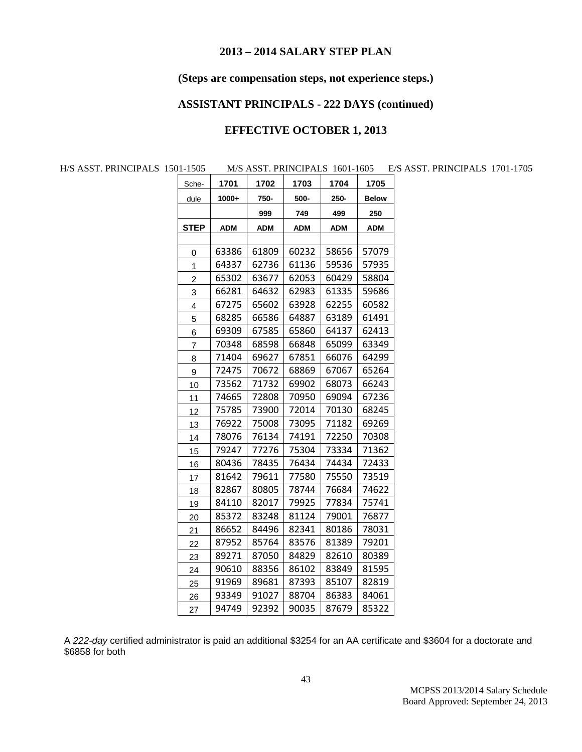## 2013 – 2014 SALARY STEP PLAN

### (Steps are compensation steps, not experience steps.)

### ASSISTANT PRINCIPALS - 222 DAYS (continued)

### EFFECTIVE OCTOBER 1, 2013

H/S ASST. PRINCIPALS 1501-1505 M/S ASST. PRINCIPALS 1601-1605 E/S ASST. PRINCIPALS 1701-1705

| Sche-dule | 1701 | 1702 | 1703 | 1704 | 1705 |
|---|---|---|---|---|---|
| | 1000+ | 750-999 | 500-749 | 250-499 | Below 250 |
| STEP | ADM | ADM | ADM | ADM | ADM |
| 0 | 63386 | 61809 | 60232 | 58656 | 57079 |
| 1 | 64337 | 62736 | 61136 | 59536 | 57935 |
| 2 | 65302 | 63677 | 62053 | 60429 | 58804 |
| 3 | 66281 | 64632 | 62983 | 61335 | 59686 |
| 4 | 67275 | 65602 | 63928 | 62255 | 60582 |
| 5 | 68285 | 66586 | 64887 | 63189 | 61491 |
| 6 | 69309 | 67585 | 65860 | 64137 | 62413 |
| 7 | 70348 | 68598 | 66848 | 65099 | 63349 |
| 8 | 71404 | 69627 | 67851 | 66076 | 64299 |
| 9 | 72475 | 70672 | 68869 | 67067 | 65264 |
| 10 | 73562 | 71732 | 69902 | 68073 | 66243 |
| 11 | 74665 | 72808 | 70950 | 69094 | 67236 |
| 12 | 75785 | 73900 | 72014 | 70130 | 68245 |
| 13 | 76922 | 75008 | 73095 | 71182 | 69269 |
| 14 | 78076 | 76134 | 74191 | 72250 | 70308 |
| 15 | 79247 | 77276 | 75304 | 73334 | 71362 |
| 16 | 80436 | 78435 | 76434 | 74434 | 72433 |
| 17 | 81642 | 79611 | 77580 | 75550 | 73519 |
| 18 | 82867 | 80805 | 78744 | 76684 | 74622 |
| 19 | 84110 | 82017 | 79925 | 77834 | 75741 |
| 20 | 85372 | 83248 | 81124 | 79001 | 76877 |
| 21 | 86652 | 84496 | 82341 | 80186 | 78031 |
| 22 | 87952 | 85764 | 83576 | 81389 | 79201 |
| 23 | 89271 | 87050 | 84829 | 82610 | 80389 |
| 24 | 90610 | 88356 | 86102 | 83849 | 81595 |
| 25 | 91969 | 89681 | 87393 | 85107 | 82819 |
| 26 | 93349 | 91027 | 88704 | 86383 | 84061 |
| 27 | 94749 | 92392 | 90035 | 87679 | 85322 |

A *222-day* certified administrator is paid an additional $3254 for an AA certificate and $3604 for a doctorate and $6858 for both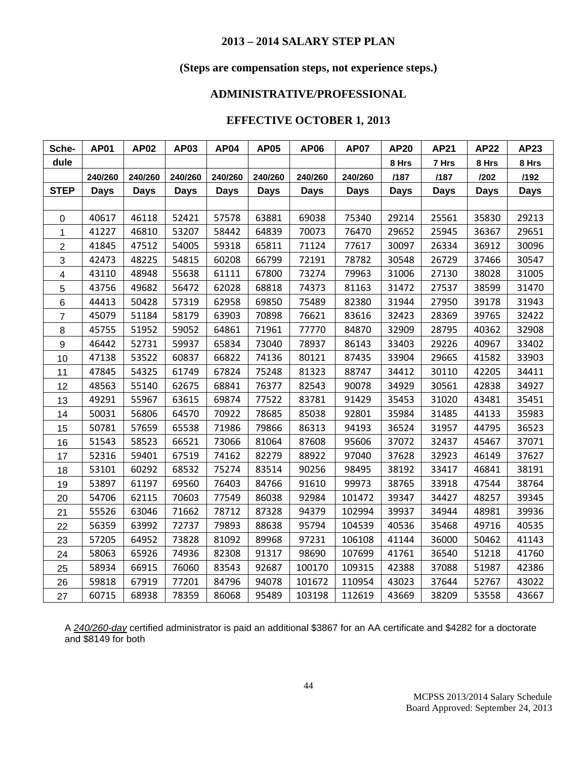## 2013 – 2014 SALARY STEP PLAN

**(Steps are compensation steps, not experience steps.)**

**ADMINISTRATIVE/PROFESSIONAL**

**EFFECTIVE OCTOBER 1, 2013**

| Schedule | AP01 | AP02 | AP03 | AP04 | AP05 | AP06 | AP07 | AP20 | AP21 | AP22 | AP23 |
|---|---|---|---|---|---|---|---|---|---|---|---|
| | | | | | | | | 8 Hrs | 7 Hrs | 8 Hrs | 8 Hrs |
| | 240/260 | 240/260 | 240/260 | 240/260 | 240/260 | 240/260 | 240/260 | /187 | /187 | /202 | /192 |
| STEP | Days | Days | Days | Days | Days | Days | Days | Days | Days | Days | Days |
| 0 | 40617 | 46118 | 52421 | 57578 | 63881 | 69038 | 75340 | 29214 | 25561 | 35830 | 29213 |
| 1 | 41227 | 46810 | 53207 | 58442 | 64839 | 70073 | 76470 | 29652 | 25945 | 36367 | 29651 |
| 2 | 41845 | 47512 | 54005 | 59318 | 65811 | 71124 | 77617 | 30097 | 26334 | 36912 | 30096 |
| 3 | 42473 | 48225 | 54815 | 60208 | 66799 | 72191 | 78782 | 30548 | 26729 | 37466 | 30547 |
| 4 | 43110 | 48948 | 55638 | 61111 | 67800 | 73274 | 79963 | 31006 | 27130 | 38028 | 31005 |
| 5 | 43756 | 49682 | 56472 | 62028 | 68818 | 74373 | 81163 | 31472 | 27537 | 38599 | 31470 |
| 6 | 44413 | 50428 | 57319 | 62958 | 69850 | 75489 | 82380 | 31944 | 27950 | 39178 | 31943 |
| 7 | 45079 | 51184 | 58179 | 63903 | 70898 | 76621 | 83616 | 32423 | 28369 | 39765 | 32422 |
| 8 | 45755 | 51952 | 59052 | 64861 | 71961 | 77770 | 84870 | 32909 | 28795 | 40362 | 32908 |
| 9 | 46442 | 52731 | 59937 | 65834 | 73040 | 78937 | 86143 | 33403 | 29226 | 40967 | 33402 |
| 10 | 47138 | 53522 | 60837 | 66822 | 74136 | 80121 | 87435 | 33904 | 29665 | 41582 | 33903 |
| 11 | 47845 | 54325 | 61749 | 67824 | 75248 | 81323 | 88747 | 34412 | 30110 | 42205 | 34411 |
| 12 | 48563 | 55140 | 62675 | 68841 | 76377 | 82543 | 90078 | 34929 | 30561 | 42838 | 34927 |
| 13 | 49291 | 55967 | 63615 | 69874 | 77522 | 83781 | 91429 | 35453 | 31020 | 43481 | 35451 |
| 14 | 50031 | 56806 | 64570 | 70922 | 78685 | 85038 | 92801 | 35984 | 31485 | 44133 | 35983 |
| 15 | 50781 | 57659 | 65538 | 71986 | 79866 | 86313 | 94193 | 36524 | 31957 | 44795 | 36523 |
| 16 | 51543 | 58523 | 66521 | 73066 | 81064 | 87608 | 95606 | 37072 | 32437 | 45467 | 37071 |
| 17 | 52316 | 59401 | 67519 | 74162 | 82279 | 88922 | 97040 | 37628 | 32923 | 46149 | 37627 |
| 18 | 53101 | 60292 | 68532 | 75274 | 83514 | 90256 | 98495 | 38192 | 33417 | 46841 | 38191 |
| 19 | 53897 | 61197 | 69560 | 76403 | 84766 | 91610 | 99973 | 38765 | 33918 | 47544 | 38764 |
| 20 | 54706 | 62115 | 70603 | 77549 | 86038 | 92984 | 101472 | 39347 | 34427 | 48257 | 39345 |
| 21 | 55526 | 63046 | 71662 | 78712 | 87328 | 94379 | 102994 | 39937 | 34944 | 48981 | 39936 |
| 22 | 56359 | 63992 | 72737 | 79893 | 88638 | 95794 | 104539 | 40536 | 35468 | 49716 | 40535 |
| 23 | 57205 | 64952 | 73828 | 81092 | 89968 | 97231 | 106108 | 41144 | 36000 | 50462 | 41143 |
| 24 | 58063 | 65926 | 74936 | 82308 | 91317 | 98690 | 107699 | 41761 | 36540 | 51218 | 41760 |
| 25 | 58934 | 66915 | 76060 | 83543 | 92687 | 100170 | 109315 | 42388 | 37088 | 51987 | 42386 |
| 26 | 59818 | 67919 | 77201 | 84796 | 94078 | 101672 | 110954 | 43023 | 37644 | 52767 | 43022 |
| 27 | 60715 | 68938 | 78359 | 86068 | 95489 | 103198 | 112619 | 43669 | 38209 | 53558 | 43667 |

A *240/260-day* certified administrator is paid an additional $3867 for an AA certificate and $4282 for a doctorate and $8149 for both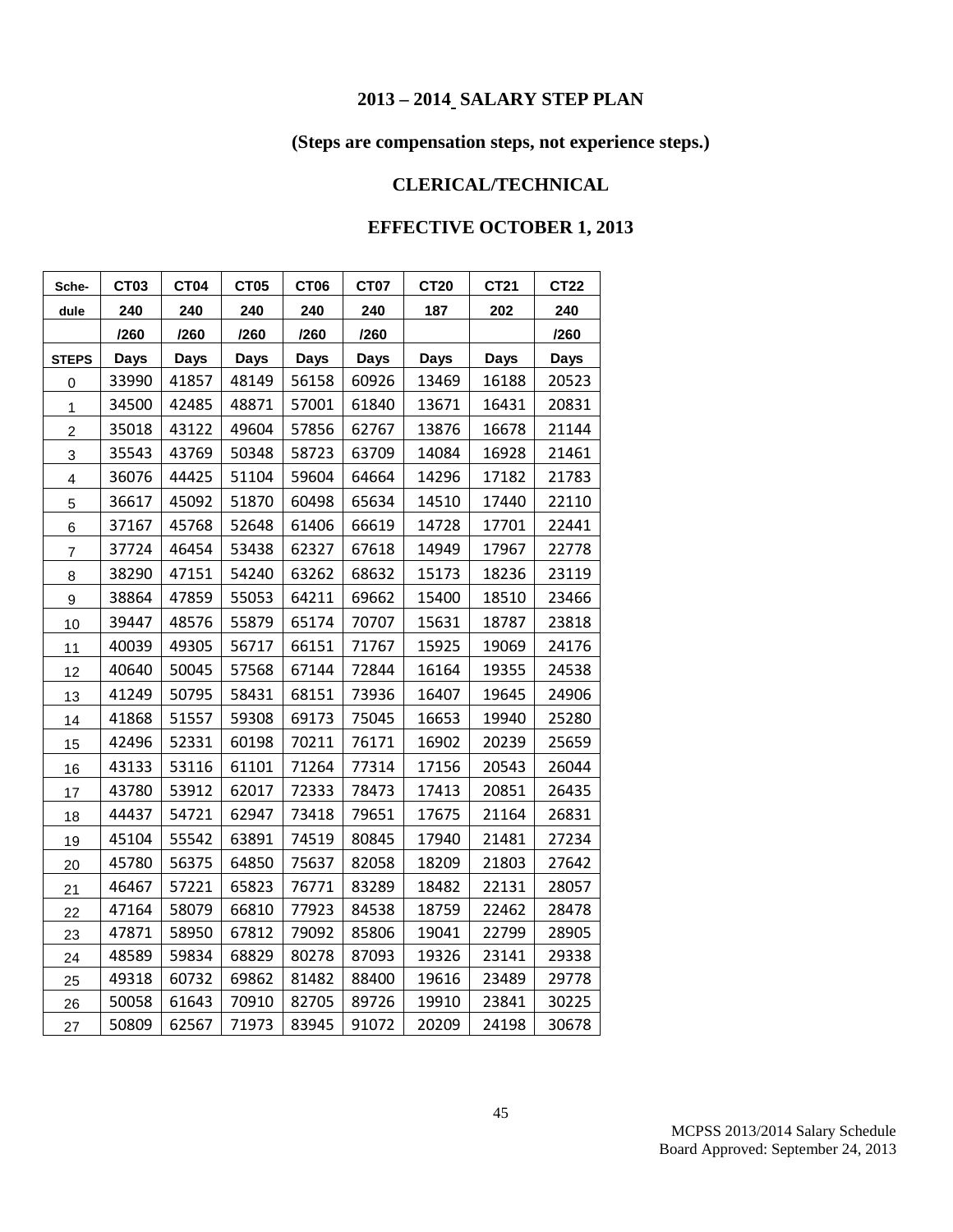**2013 – 2014 SALARY STEP PLAN**

**(Steps are compensation steps, not experience steps.)**

**CLERICAL/TECHNICAL**

**EFFECTIVE OCTOBER 1, 2013**

| Sche-dule | CT03 | CT04 | CT05 | CT06 | CT07 | CT20 | CT21 | CT22 |
|---|---|---|---|---|---|---|---|---|
| | 240 | 240 | 240 | 240 | 240 | 187 | 202 | 240 |
| | /260 | /260 | /260 | /260 | /260 | | | /260 |
| STEPS | Days | Days | Days | Days | Days | Days | Days | Days |
| 0 | 33990 | 41857 | 48149 | 56158 | 60926 | 13469 | 16188 | 20523 |
| 1 | 34500 | 42485 | 48871 | 57001 | 61840 | 13671 | 16431 | 20831 |
| 2 | 35018 | 43122 | 49604 | 57856 | 62767 | 13876 | 16678 | 21144 |
| 3 | 35543 | 43769 | 50348 | 58723 | 63709 | 14084 | 16928 | 21461 |
| 4 | 36076 | 44425 | 51104 | 59604 | 64664 | 14296 | 17182 | 21783 |
| 5 | 36617 | 45092 | 51870 | 60498 | 65634 | 14510 | 17440 | 22110 |
| 6 | 37167 | 45768 | 52648 | 61406 | 66619 | 14728 | 17701 | 22441 |
| 7 | 37724 | 46454 | 53438 | 62327 | 67618 | 14949 | 17967 | 22778 |
| 8 | 38290 | 47151 | 54240 | 63262 | 68632 | 15173 | 18236 | 23119 |
| 9 | 38864 | 47859 | 55053 | 64211 | 69662 | 15400 | 18510 | 23466 |
| 10 | 39447 | 48576 | 55879 | 65174 | 70707 | 15631 | 18787 | 23818 |
| 11 | 40039 | 49305 | 56717 | 66151 | 71767 | 15925 | 19069 | 24176 |
| 12 | 40640 | 50045 | 57568 | 67144 | 72844 | 16164 | 19355 | 24538 |
| 13 | 41249 | 50795 | 58431 | 68151 | 73936 | 16407 | 19645 | 24906 |
| 14 | 41868 | 51557 | 59308 | 69173 | 75045 | 16653 | 19940 | 25280 |
| 15 | 42496 | 52331 | 60198 | 70211 | 76171 | 16902 | 20239 | 25659 |
| 16 | 43133 | 53116 | 61101 | 71264 | 77314 | 17156 | 20543 | 26044 |
| 17 | 43780 | 53912 | 62017 | 72333 | 78473 | 17413 | 20851 | 26435 |
| 18 | 44437 | 54721 | 62947 | 73418 | 79651 | 17675 | 21164 | 26831 |
| 19 | 45104 | 55542 | 63891 | 74519 | 80845 | 17940 | 21481 | 27234 |
| 20 | 45780 | 56375 | 64850 | 75637 | 82058 | 18209 | 21803 | 27642 |
| 21 | 46467 | 57221 | 65823 | 76771 | 83289 | 18482 | 22131 | 28057 |
| 22 | 47164 | 58079 | 66810 | 77923 | 84538 | 18759 | 22462 | 28478 |
| 23 | 47871 | 58950 | 67812 | 79092 | 85806 | 19041 | 22799 | 28905 |
| 24 | 48589 | 59834 | 68829 | 80278 | 87093 | 19326 | 23141 | 29338 |
| 25 | 49318 | 60732 | 69862 | 81482 | 88400 | 19616 | 23489 | 29778 |
| 26 | 50058 | 61643 | 70910 | 82705 | 89726 | 19910 | 23841 | 30225 |
| 27 | 50809 | 62567 | 71973 | 83945 | 91072 | 20209 | 24198 | 30678 |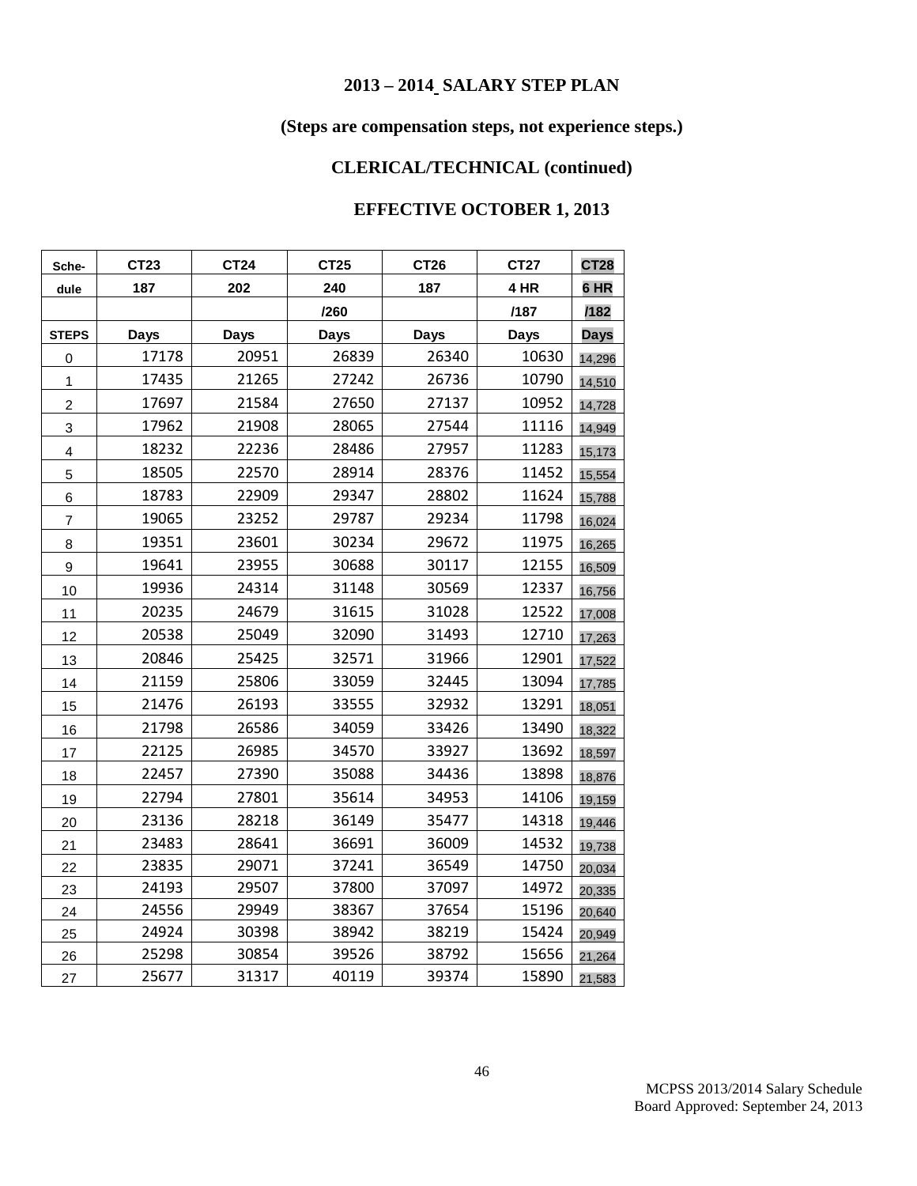**2013 – 2014 SALARY STEP PLAN**

**(Steps are compensation steps, not experience steps.)**

**CLERICAL/TECHNICAL (continued)**

**EFFECTIVE OCTOBER 1, 2013**

| Sche- | CT23 | CT24 | CT25 | CT26 | CT27 | CT28 |
|---|---|---|---|---|---|---|
| dule | 187 | 202 | 240 | 187 | 4 HR | 6 HR |
| | | | /260 | | /187 | /182 |
| STEPS | Days | Days | Days | Days | Days | Days |
| 0 | 17178 | 20951 | 26839 | 26340 | 10630 | 14,296 |
| 1 | 17435 | 21265 | 27242 | 26736 | 10790 | 14,510 |
| 2 | 17697 | 21584 | 27650 | 27137 | 10952 | 14,728 |
| 3 | 17962 | 21908 | 28065 | 27544 | 11116 | 14,949 |
| 4 | 18232 | 22236 | 28486 | 27957 | 11283 | 15,173 |
| 5 | 18505 | 22570 | 28914 | 28376 | 11452 | 15,554 |
| 6 | 18783 | 22909 | 29347 | 28802 | 11624 | 15,788 |
| 7 | 19065 | 23252 | 29787 | 29234 | 11798 | 16,024 |
| 8 | 19351 | 23601 | 30234 | 29672 | 11975 | 16,265 |
| 9 | 19641 | 23955 | 30688 | 30117 | 12155 | 16,509 |
| 10 | 19936 | 24314 | 31148 | 30569 | 12337 | 16,756 |
| 11 | 20235 | 24679 | 31615 | 31028 | 12522 | 17,008 |
| 12 | 20538 | 25049 | 32090 | 31493 | 12710 | 17,263 |
| 13 | 20846 | 25425 | 32571 | 31966 | 12901 | 17,522 |
| 14 | 21159 | 25806 | 33059 | 32445 | 13094 | 17,785 |
| 15 | 21476 | 26193 | 33555 | 32932 | 13291 | 18,051 |
| 16 | 21798 | 26586 | 34059 | 33426 | 13490 | 18,322 |
| 17 | 22125 | 26985 | 34570 | 33927 | 13692 | 18,597 |
| 18 | 22457 | 27390 | 35088 | 34436 | 13898 | 18,876 |
| 19 | 22794 | 27801 | 35614 | 34953 | 14106 | 19,159 |
| 20 | 23136 | 28218 | 36149 | 35477 | 14318 | 19,446 |
| 21 | 23483 | 28641 | 36691 | 36009 | 14532 | 19,738 |
| 22 | 23835 | 29071 | 37241 | 36549 | 14750 | 20,034 |
| 23 | 24193 | 29507 | 37800 | 37097 | 14972 | 20,335 |
| 24 | 24556 | 29949 | 38367 | 37654 | 15196 | 20,640 |
| 25 | 24924 | 30398 | 38942 | 38219 | 15424 | 20,949 |
| 26 | 25298 | 30854 | 39526 | 38792 | 15656 | 21,264 |
| 27 | 25677 | 31317 | 40119 | 39374 | 15890 | 21,583 |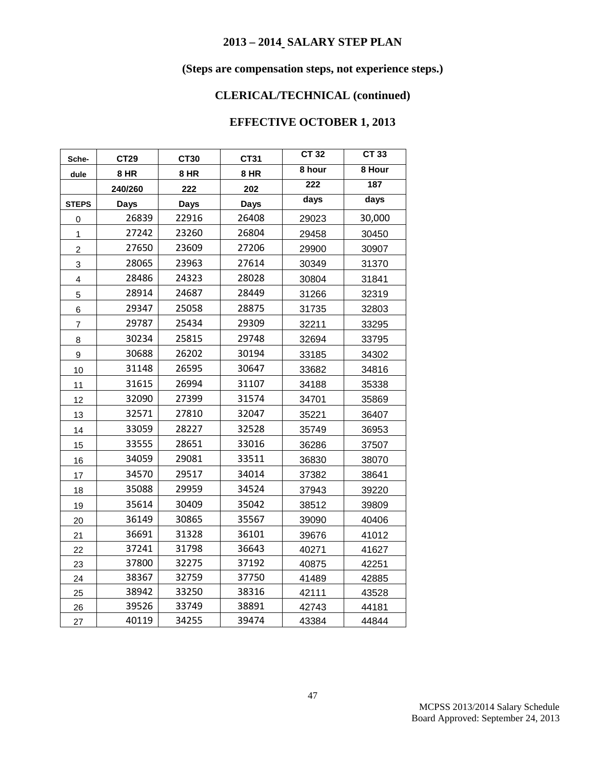# 2013 – 2014 SALARY STEP PLAN

## (Steps are compensation steps, not experience steps.)

## CLERICAL/TECHNICAL (continued)

## EFFECTIVE OCTOBER 1, 2013

| Sche-dule | CT29 | CT30 | CT31 | CT 32 | CT 33 |
|---|---|---|---|---|---|
| | 8 HR | 8 HR | 8 HR | 8 hour | 8 Hour |
| | 240/260 | 222 | 202 | 222 | 187 |
| STEPS | Days | Days | Days | days | days |
| 0 | 26839 | 22916 | 26408 | 29023 | 30,000 |
| 1 | 27242 | 23260 | 26804 | 29458 | 30450 |
| 2 | 27650 | 23609 | 27206 | 29900 | 30907 |
| 3 | 28065 | 23963 | 27614 | 30349 | 31370 |
| 4 | 28486 | 24323 | 28028 | 30804 | 31841 |
| 5 | 28914 | 24687 | 28449 | 31266 | 32319 |
| 6 | 29347 | 25058 | 28875 | 31735 | 32803 |
| 7 | 29787 | 25434 | 29309 | 32211 | 33295 |
| 8 | 30234 | 25815 | 29748 | 32694 | 33795 |
| 9 | 30688 | 26202 | 30194 | 33185 | 34302 |
| 10 | 31148 | 26595 | 30647 | 33682 | 34816 |
| 11 | 31615 | 26994 | 31107 | 34188 | 35338 |
| 12 | 32090 | 27399 | 31574 | 34701 | 35869 |
| 13 | 32571 | 27810 | 32047 | 35221 | 36407 |
| 14 | 33059 | 28227 | 32528 | 35749 | 36953 |
| 15 | 33555 | 28651 | 33016 | 36286 | 37507 |
| 16 | 34059 | 29081 | 33511 | 36830 | 38070 |
| 17 | 34570 | 29517 | 34014 | 37382 | 38641 |
| 18 | 35088 | 29959 | 34524 | 37943 | 39220 |
| 19 | 35614 | 30409 | 35042 | 38512 | 39809 |
| 20 | 36149 | 30865 | 35567 | 39090 | 40406 |
| 21 | 36691 | 31328 | 36101 | 39676 | 41012 |
| 22 | 37241 | 31798 | 36643 | 40271 | 41627 |
| 23 | 37800 | 32275 | 37192 | 40875 | 42251 |
| 24 | 38367 | 32759 | 37750 | 41489 | 42885 |
| 25 | 38942 | 33250 | 38316 | 42111 | 43528 |
| 26 | 39526 | 33749 | 38891 | 42743 | 44181 |
| 27 | 40119 | 34255 | 39474 | 43384 | 44844 |

MCPSS 2013/2014 Salary Schedule
Board Approved: September 24, 2013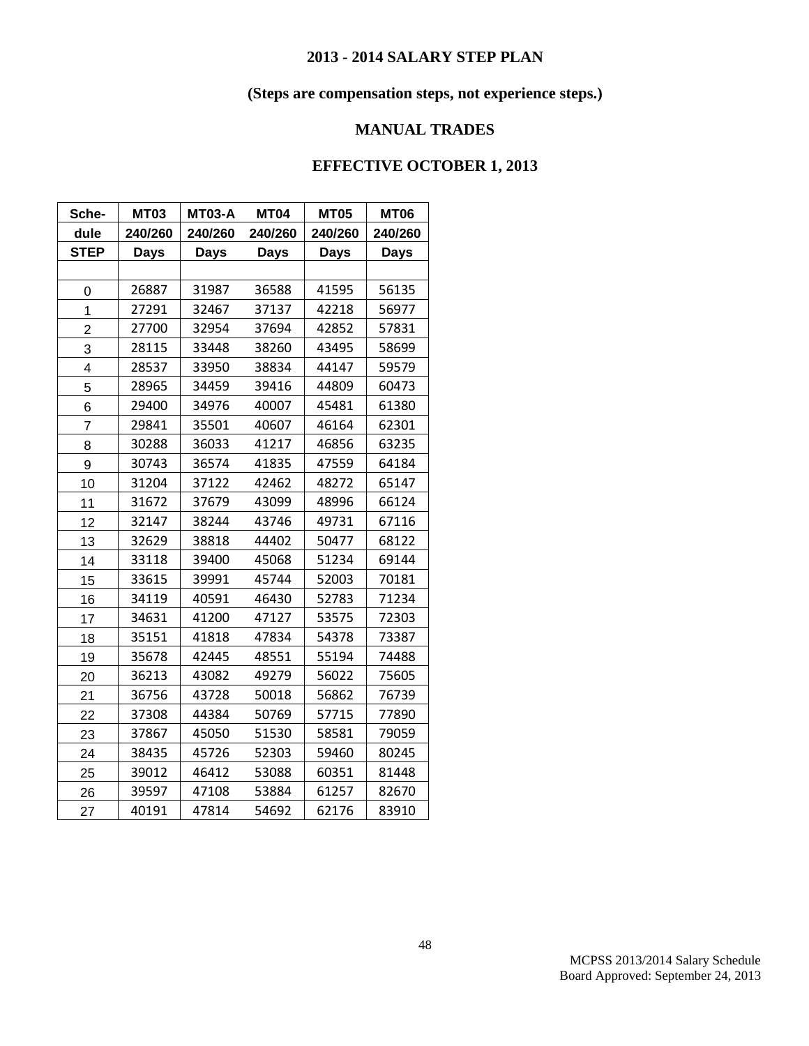## 2013 - 2014 SALARY STEP PLAN

**(Steps are compensation steps, not experience steps.)**

**MANUAL TRADES**

**EFFECTIVE OCTOBER 1, 2013**

| Sche-dule STEP | MT03 240/260 Days | MT03-A 240/260 Days | MT04 240/260 Days | MT05 240/260 Days | MT06 240/260 Days |
|---|---|---|---|---|---|
| 0 | 26887 | 31987 | 36588 | 41595 | 56135 |
| 1 | 27291 | 32467 | 37137 | 42218 | 56977 |
| 2 | 27700 | 32954 | 37694 | 42852 | 57831 |
| 3 | 28115 | 33448 | 38260 | 43495 | 58699 |
| 4 | 28537 | 33950 | 38834 | 44147 | 59579 |
| 5 | 28965 | 34459 | 39416 | 44809 | 60473 |
| 6 | 29400 | 34976 | 40007 | 45481 | 61380 |
| 7 | 29841 | 35501 | 40607 | 46164 | 62301 |
| 8 | 30288 | 36033 | 41217 | 46856 | 63235 |
| 9 | 30743 | 36574 | 41835 | 47559 | 64184 |
| 10 | 31204 | 37122 | 42462 | 48272 | 65147 |
| 11 | 31672 | 37679 | 43099 | 48996 | 66124 |
| 12 | 32147 | 38244 | 43746 | 49731 | 67116 |
| 13 | 32629 | 38818 | 44402 | 50477 | 68122 |
| 14 | 33118 | 39400 | 45068 | 51234 | 69144 |
| 15 | 33615 | 39991 | 45744 | 52003 | 70181 |
| 16 | 34119 | 40591 | 46430 | 52783 | 71234 |
| 17 | 34631 | 41200 | 47127 | 53575 | 72303 |
| 18 | 35151 | 41818 | 47834 | 54378 | 73387 |
| 19 | 35678 | 42445 | 48551 | 55194 | 74488 |
| 20 | 36213 | 43082 | 49279 | 56022 | 75605 |
| 21 | 36756 | 43728 | 50018 | 56862 | 76739 |
| 22 | 37308 | 44384 | 50769 | 57715 | 77890 |
| 23 | 37867 | 45050 | 51530 | 58581 | 79059 |
| 24 | 38435 | 45726 | 52303 | 59460 | 80245 |
| 25 | 39012 | 46412 | 53088 | 60351 | 81448 |
| 26 | 39597 | 47108 | 53884 | 61257 | 82670 |
| 27 | 40191 | 47814 | 54692 | 62176 | 83910 |

MCPSS 2013/2014 Salary Schedule
Board Approved: September 24, 2013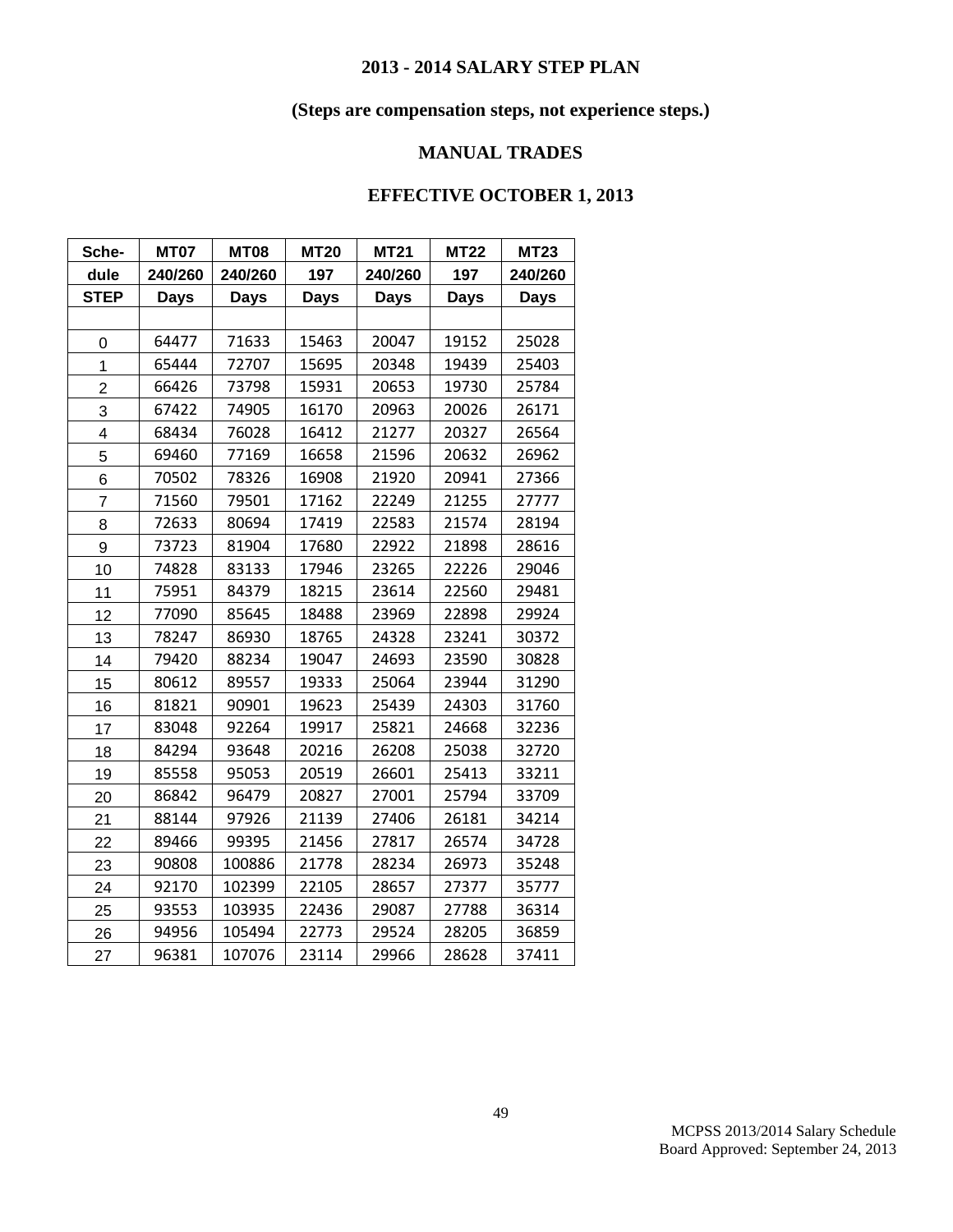**2013 - 2014 SALARY STEP PLAN**

**(Steps are compensation steps, not experience steps.)**

**MANUAL TRADES**

**EFFECTIVE OCTOBER 1, 2013**

| Sche-dule STEP | MT07 240/260 Days | MT08 240/260 Days | MT20 197 Days | MT21 240/260 Days | MT22 197 Days | MT23 240/260 Days |
|---|---|---|---|---|---|---|
| 0 | 64477 | 71633 | 15463 | 20047 | 19152 | 25028 |
| 1 | 65444 | 72707 | 15695 | 20348 | 19439 | 25403 |
| 2 | 66426 | 73798 | 15931 | 20653 | 19730 | 25784 |
| 3 | 67422 | 74905 | 16170 | 20963 | 20026 | 26171 |
| 4 | 68434 | 76028 | 16412 | 21277 | 20327 | 26564 |
| 5 | 69460 | 77169 | 16658 | 21596 | 20632 | 26962 |
| 6 | 70502 | 78326 | 16908 | 21920 | 20941 | 27366 |
| 7 | 71560 | 79501 | 17162 | 22249 | 21255 | 27777 |
| 8 | 72633 | 80694 | 17419 | 22583 | 21574 | 28194 |
| 9 | 73723 | 81904 | 17680 | 22922 | 21898 | 28616 |
| 10 | 74828 | 83133 | 17946 | 23265 | 22226 | 29046 |
| 11 | 75951 | 84379 | 18215 | 23614 | 22560 | 29481 |
| 12 | 77090 | 85645 | 18488 | 23969 | 22898 | 29924 |
| 13 | 78247 | 86930 | 18765 | 24328 | 23241 | 30372 |
| 14 | 79420 | 88234 | 19047 | 24693 | 23590 | 30828 |
| 15 | 80612 | 89557 | 19333 | 25064 | 23944 | 31290 |
| 16 | 81821 | 90901 | 19623 | 25439 | 24303 | 31760 |
| 17 | 83048 | 92264 | 19917 | 25821 | 24668 | 32236 |
| 18 | 84294 | 93648 | 20216 | 26208 | 25038 | 32720 |
| 19 | 85558 | 95053 | 20519 | 26601 | 25413 | 33211 |
| 20 | 86842 | 96479 | 20827 | 27001 | 25794 | 33709 |
| 21 | 88144 | 97926 | 21139 | 27406 | 26181 | 34214 |
| 22 | 89466 | 99395 | 21456 | 27817 | 26574 | 34728 |
| 23 | 90808 | 100886 | 21778 | 28234 | 26973 | 35248 |
| 24 | 92170 | 102399 | 22105 | 28657 | 27377 | 35777 |
| 25 | 93553 | 103935 | 22436 | 29087 | 27788 | 36314 |
| 26 | 94956 | 105494 | 22773 | 29524 | 28205 | 36859 |
| 27 | 96381 | 107076 | 23114 | 29966 | 28628 | 37411 |

MCPSS 2013/2014 Salary Schedule
Board Approved: September 24, 2013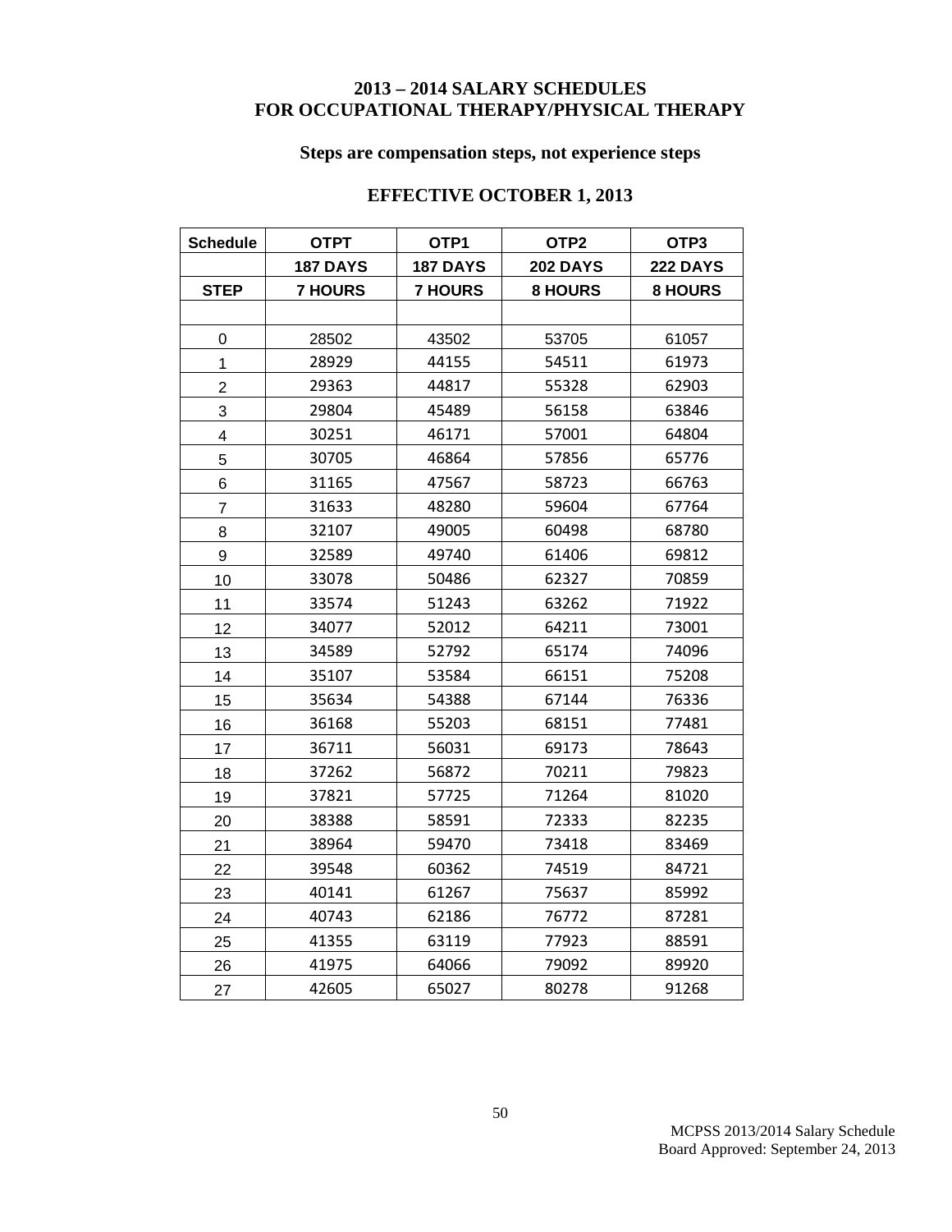# 2013 – 2014 SALARY SCHEDULES FOR OCCUPATIONAL THERAPY/PHYSICAL THERAPY

### Steps are compensation steps, not experience steps

### EFFECTIVE OCTOBER 1, 2013

| Schedule | OTPT | OTP1 | OTP2 | OTP3 |
|---|---|---|---|---|
| | 187 DAYS | 187 DAYS | 202 DAYS | 222 DAYS |
| STEP | 7 HOURS | 7 HOURS | 8 HOURS | 8 HOURS |
| | | | | |
| 0 | 28502 | 43502 | 53705 | 61057 |
| 1 | 28929 | 44155 | 54511 | 61973 |
| 2 | 29363 | 44817 | 55328 | 62903 |
| 3 | 29804 | 45489 | 56158 | 63846 |
| 4 | 30251 | 46171 | 57001 | 64804 |
| 5 | 30705 | 46864 | 57856 | 65776 |
| 6 | 31165 | 47567 | 58723 | 66763 |
| 7 | 31633 | 48280 | 59604 | 67764 |
| 8 | 32107 | 49005 | 60498 | 68780 |
| 9 | 32589 | 49740 | 61406 | 69812 |
| 10 | 33078 | 50486 | 62327 | 70859 |
| 11 | 33574 | 51243 | 63262 | 71922 |
| 12 | 34077 | 52012 | 64211 | 73001 |
| 13 | 34589 | 52792 | 65174 | 74096 |
| 14 | 35107 | 53584 | 66151 | 75208 |
| 15 | 35634 | 54388 | 67144 | 76336 |
| 16 | 36168 | 55203 | 68151 | 77481 |
| 17 | 36711 | 56031 | 69173 | 78643 |
| 18 | 37262 | 56872 | 70211 | 79823 |
| 19 | 37821 | 57725 | 71264 | 81020 |
| 20 | 38388 | 58591 | 72333 | 82235 |
| 21 | 38964 | 59470 | 73418 | 83469 |
| 22 | 39548 | 60362 | 74519 | 84721 |
| 23 | 40141 | 61267 | 75637 | 85992 |
| 24 | 40743 | 62186 | 76772 | 87281 |
| 25 | 41355 | 63119 | 77923 | 88591 |
| 26 | 41975 | 64066 | 79092 | 89920 |
| 27 | 42605 | 65027 | 80278 | 91268 |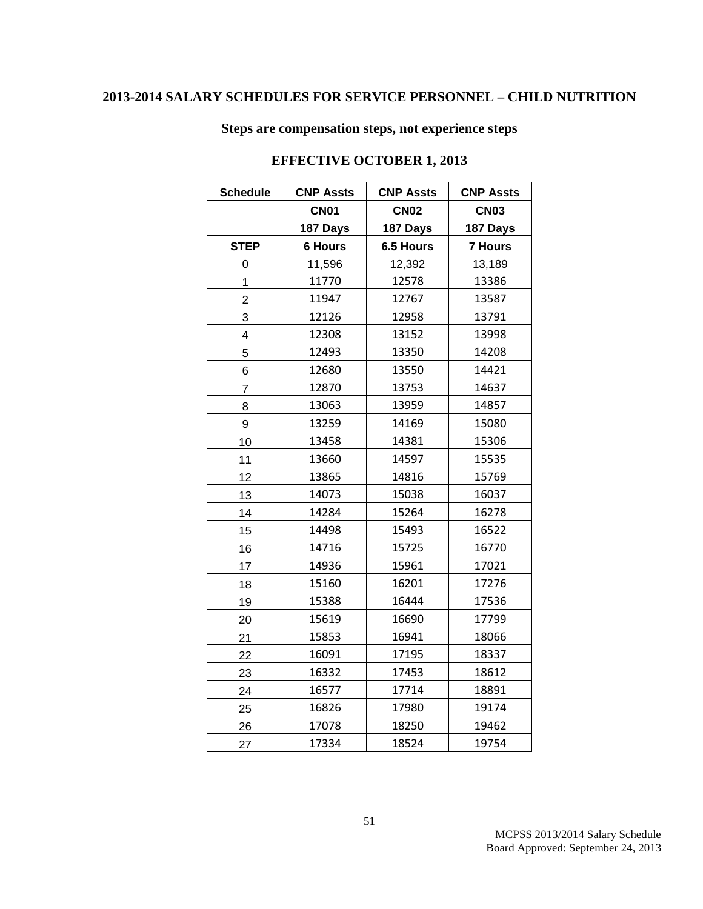## 2013-2014 SALARY SCHEDULES FOR SERVICE PERSONNEL – CHILD NUTRITION

### Steps are compensation steps, not experience steps

### EFFECTIVE OCTOBER 1, 2013

| Schedule | CNP Assts | CNP Assts | CNP Assts |
|---|---|---|---|
| | CN01 | CN02 | CN03 |
| | 187 Days | 187 Days | 187 Days |
| STEP | 6 Hours | 6.5 Hours | 7 Hours |
| 0 | 11,596 | 12,392 | 13,189 |
| 1 | 11770 | 12578 | 13386 |
| 2 | 11947 | 12767 | 13587 |
| 3 | 12126 | 12958 | 13791 |
| 4 | 12308 | 13152 | 13998 |
| 5 | 12493 | 13350 | 14208 |
| 6 | 12680 | 13550 | 14421 |
| 7 | 12870 | 13753 | 14637 |
| 8 | 13063 | 13959 | 14857 |
| 9 | 13259 | 14169 | 15080 |
| 10 | 13458 | 14381 | 15306 |
| 11 | 13660 | 14597 | 15535 |
| 12 | 13865 | 14816 | 15769 |
| 13 | 14073 | 15038 | 16037 |
| 14 | 14284 | 15264 | 16278 |
| 15 | 14498 | 15493 | 16522 |
| 16 | 14716 | 15725 | 16770 |
| 17 | 14936 | 15961 | 17021 |
| 18 | 15160 | 16201 | 17276 |
| 19 | 15388 | 16444 | 17536 |
| 20 | 15619 | 16690 | 17799 |
| 21 | 15853 | 16941 | 18066 |
| 22 | 16091 | 17195 | 18337 |
| 23 | 16332 | 17453 | 18612 |
| 24 | 16577 | 17714 | 18891 |
| 25 | 16826 | 17980 | 19174 |
| 26 | 17078 | 18250 | 19462 |
| 27 | 17334 | 18524 | 19754 |

MCPSS 2013/2014 Salary Schedule
Board Approved: September 24, 2013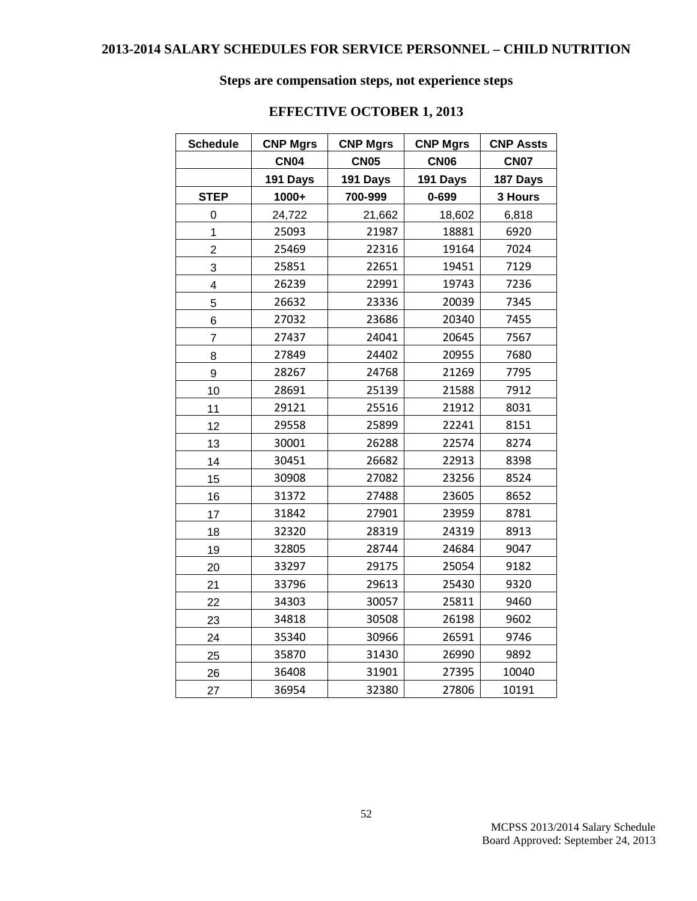## 2013-2014 SALARY SCHEDULES FOR SERVICE PERSONNEL – CHILD NUTRITION

**Steps are compensation steps, not experience steps**

**EFFECTIVE OCTOBER 1, 2013**

| Schedule | CNP Mgrs | CNP Mgrs | CNP Mgrs | CNP Assts |
|---|---|---|---|---|
| | CN04 | CN05 | CN06 | CN07 |
| | 191 Days | 191 Days | 191 Days | 187 Days |
| STEP | 1000+ | 700-999 | 0-699 | 3 Hours |
| 0 | 24,722 | 21,662 | 18,602 | 6,818 |
| 1 | 25093 | 21987 | 18881 | 6920 |
| 2 | 25469 | 22316 | 19164 | 7024 |
| 3 | 25851 | 22651 | 19451 | 7129 |
| 4 | 26239 | 22991 | 19743 | 7236 |
| 5 | 26632 | 23336 | 20039 | 7345 |
| 6 | 27032 | 23686 | 20340 | 7455 |
| 7 | 27437 | 24041 | 20645 | 7567 |
| 8 | 27849 | 24402 | 20955 | 7680 |
| 9 | 28267 | 24768 | 21269 | 7795 |
| 10 | 28691 | 25139 | 21588 | 7912 |
| 11 | 29121 | 25516 | 21912 | 8031 |
| 12 | 29558 | 25899 | 22241 | 8151 |
| 13 | 30001 | 26288 | 22574 | 8274 |
| 14 | 30451 | 26682 | 22913 | 8398 |
| 15 | 30908 | 27082 | 23256 | 8524 |
| 16 | 31372 | 27488 | 23605 | 8652 |
| 17 | 31842 | 27901 | 23959 | 8781 |
| 18 | 32320 | 28319 | 24319 | 8913 |
| 19 | 32805 | 28744 | 24684 | 9047 |
| 20 | 33297 | 29175 | 25054 | 9182 |
| 21 | 33796 | 29613 | 25430 | 9320 |
| 22 | 34303 | 30057 | 25811 | 9460 |
| 23 | 34818 | 30508 | 26198 | 9602 |
| 24 | 35340 | 30966 | 26591 | 9746 |
| 25 | 35870 | 31430 | 26990 | 9892 |
| 26 | 36408 | 31901 | 27395 | 10040 |
| 27 | 36954 | 32380 | 27806 | 10191 |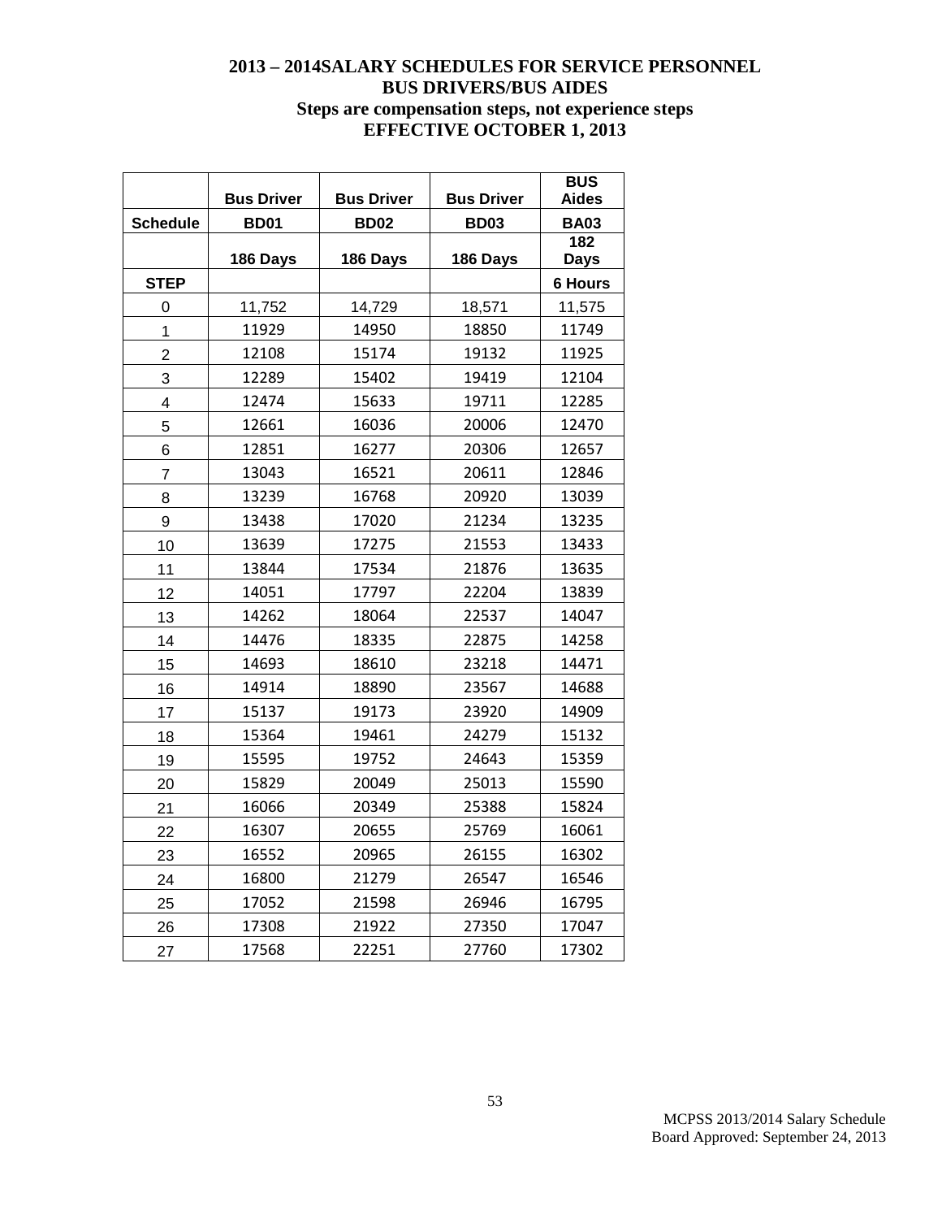# 2013 – 2014SALARY SCHEDULES FOR SERVICE PERSONNEL
## BUS DRIVERS/BUS AIDES
### Steps are compensation steps, not experience steps
### EFFECTIVE OCTOBER 1, 2013

| | Bus Driver | Bus Driver | Bus Driver | BUS Aides |
|---|---|---|---|---|
| **Schedule** | **BD01** | **BD02** | **BD03** | **BA03** |
| | **186 Days** | **186 Days** | **186 Days** | **182 Days** |
| **STEP** | | | | **6 Hours** |
| 0 | 11,752 | 14,729 | 18,571 | 11,575 |
| 1 | 11929 | 14950 | 18850 | 11749 |
| 2 | 12108 | 15174 | 19132 | 11925 |
| 3 | 12289 | 15402 | 19419 | 12104 |
| 4 | 12474 | 15633 | 19711 | 12285 |
| 5 | 12661 | 16036 | 20006 | 12470 |
| 6 | 12851 | 16277 | 20306 | 12657 |
| 7 | 13043 | 16521 | 20611 | 12846 |
| 8 | 13239 | 16768 | 20920 | 13039 |
| 9 | 13438 | 17020 | 21234 | 13235 |
| 10 | 13639 | 17275 | 21553 | 13433 |
| 11 | 13844 | 17534 | 21876 | 13635 |
| 12 | 14051 | 17797 | 22204 | 13839 |
| 13 | 14262 | 18064 | 22537 | 14047 |
| 14 | 14476 | 18335 | 22875 | 14258 |
| 15 | 14693 | 18610 | 23218 | 14471 |
| 16 | 14914 | 18890 | 23567 | 14688 |
| 17 | 15137 | 19173 | 23920 | 14909 |
| 18 | 15364 | 19461 | 24279 | 15132 |
| 19 | 15595 | 19752 | 24643 | 15359 |
| 20 | 15829 | 20049 | 25013 | 15590 |
| 21 | 16066 | 20349 | 25388 | 15824 |
| 22 | 16307 | 20655 | 25769 | 16061 |
| 23 | 16552 | 20965 | 26155 | 16302 |
| 24 | 16800 | 21279 | 26547 | 16546 |
| 25 | 17052 | 21598 | 26946 | 16795 |
| 26 | 17308 | 21922 | 27350 | 17047 |
| 27 | 17568 | 22251 | 27760 | 17302 |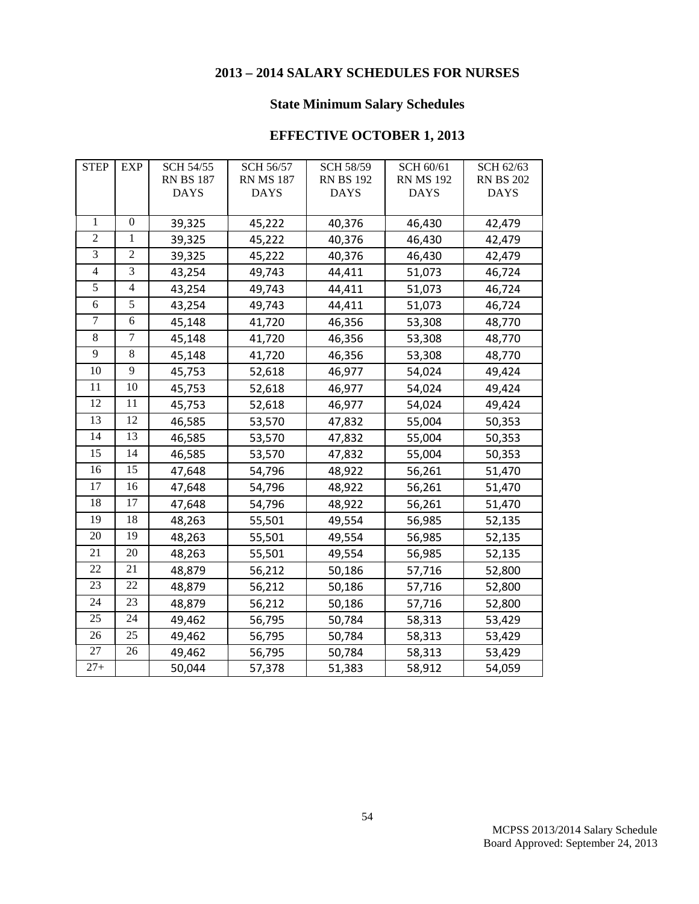## 2013 – 2014 SALARY SCHEDULES FOR NURSES

### State Minimum Salary Schedules

### EFFECTIVE OCTOBER 1, 2013

| STEP | EXP | SCH 54/55 RN BS 187 DAYS | SCH 56/57 RN MS 187 DAYS | SCH 58/59 RN BS 192 DAYS | SCH 60/61 RN MS 192 DAYS | SCH 62/63 RN BS 202 DAYS |
|---|---|---|---|---|---|---|
| 1 | 0 | 39,325 | 45,222 | 40,376 | 46,430 | 42,479 |
| 2 | 1 | 39,325 | 45,222 | 40,376 | 46,430 | 42,479 |
| 3 | 2 | 39,325 | 45,222 | 40,376 | 46,430 | 42,479 |
| 4 | 3 | 43,254 | 49,743 | 44,411 | 51,073 | 46,724 |
| 5 | 4 | 43,254 | 49,743 | 44,411 | 51,073 | 46,724 |
| 6 | 5 | 43,254 | 49,743 | 44,411 | 51,073 | 46,724 |
| 7 | 6 | 45,148 | 41,720 | 46,356 | 53,308 | 48,770 |
| 8 | 7 | 45,148 | 41,720 | 46,356 | 53,308 | 48,770 |
| 9 | 8 | 45,148 | 41,720 | 46,356 | 53,308 | 48,770 |
| 10 | 9 | 45,753 | 52,618 | 46,977 | 54,024 | 49,424 |
| 11 | 10 | 45,753 | 52,618 | 46,977 | 54,024 | 49,424 |
| 12 | 11 | 45,753 | 52,618 | 46,977 | 54,024 | 49,424 |
| 13 | 12 | 46,585 | 53,570 | 47,832 | 55,004 | 50,353 |
| 14 | 13 | 46,585 | 53,570 | 47,832 | 55,004 | 50,353 |
| 15 | 14 | 46,585 | 53,570 | 47,832 | 55,004 | 50,353 |
| 16 | 15 | 47,648 | 54,796 | 48,922 | 56,261 | 51,470 |
| 17 | 16 | 47,648 | 54,796 | 48,922 | 56,261 | 51,470 |
| 18 | 17 | 47,648 | 54,796 | 48,922 | 56,261 | 51,470 |
| 19 | 18 | 48,263 | 55,501 | 49,554 | 56,985 | 52,135 |
| 20 | 19 | 48,263 | 55,501 | 49,554 | 56,985 | 52,135 |
| 21 | 20 | 48,263 | 55,501 | 49,554 | 56,985 | 52,135 |
| 22 | 21 | 48,879 | 56,212 | 50,186 | 57,716 | 52,800 |
| 23 | 22 | 48,879 | 56,212 | 50,186 | 57,716 | 52,800 |
| 24 | 23 | 48,879 | 56,212 | 50,186 | 57,716 | 52,800 |
| 25 | 24 | 49,462 | 56,795 | 50,784 | 58,313 | 53,429 |
| 26 | 25 | 49,462 | 56,795 | 50,784 | 58,313 | 53,429 |
| 27 | 26 | 49,462 | 56,795 | 50,784 | 58,313 | 53,429 |
| 27+ | | 50,044 | 57,378 | 51,383 | 58,912 | 54,059 |

MCPSS 2013/2014 Salary Schedule
Board Approved: September 24, 2013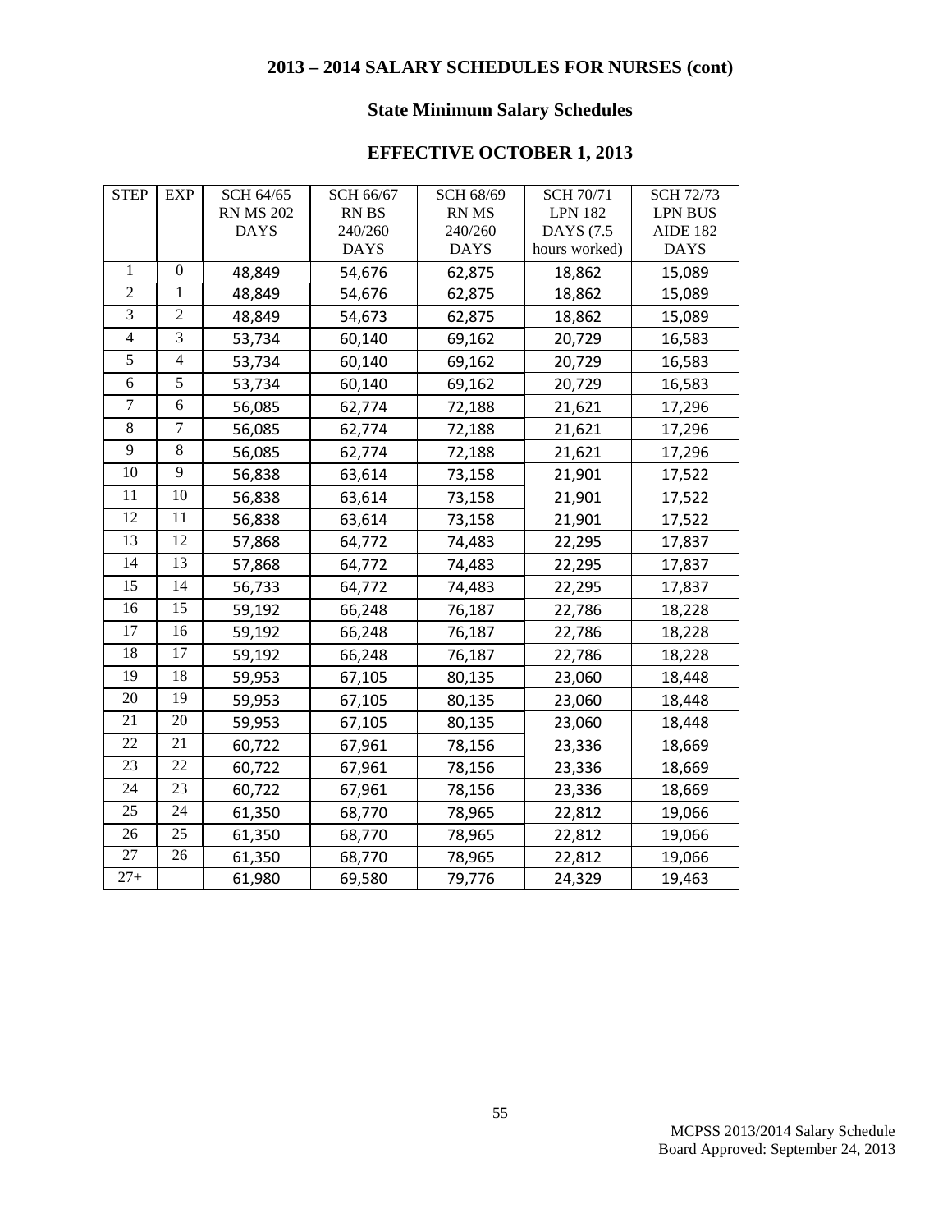## 2013 – 2014 SALARY SCHEDULES FOR NURSES (cont)

### State Minimum Salary Schedules

### EFFECTIVE OCTOBER 1, 2013

| STEP | EXP | SCH 64/65 RN MS 202 DAYS | SCH 66/67 RN BS 240/260 DAYS | SCH 68/69 RN MS 240/260 DAYS | SCH 70/71 LPN 182 DAYS (7.5 hours worked) | SCH 72/73 LPN BUS AIDE 182 DAYS |
|---|---|---|---|---|---|---|
| 1 | 0 | 48,849 | 54,676 | 62,875 | 18,862 | 15,089 |
| 2 | 1 | 48,849 | 54,676 | 62,875 | 18,862 | 15,089 |
| 3 | 2 | 48,849 | 54,673 | 62,875 | 18,862 | 15,089 |
| 4 | 3 | 53,734 | 60,140 | 69,162 | 20,729 | 16,583 |
| 5 | 4 | 53,734 | 60,140 | 69,162 | 20,729 | 16,583 |
| 6 | 5 | 53,734 | 60,140 | 69,162 | 20,729 | 16,583 |
| 7 | 6 | 56,085 | 62,774 | 72,188 | 21,621 | 17,296 |
| 8 | 7 | 56,085 | 62,774 | 72,188 | 21,621 | 17,296 |
| 9 | 8 | 56,085 | 62,774 | 72,188 | 21,621 | 17,296 |
| 10 | 9 | 56,838 | 63,614 | 73,158 | 21,901 | 17,522 |
| 11 | 10 | 56,838 | 63,614 | 73,158 | 21,901 | 17,522 |
| 12 | 11 | 56,838 | 63,614 | 73,158 | 21,901 | 17,522 |
| 13 | 12 | 57,868 | 64,772 | 74,483 | 22,295 | 17,837 |
| 14 | 13 | 57,868 | 64,772 | 74,483 | 22,295 | 17,837 |
| 15 | 14 | 56,733 | 64,772 | 74,483 | 22,295 | 17,837 |
| 16 | 15 | 59,192 | 66,248 | 76,187 | 22,786 | 18,228 |
| 17 | 16 | 59,192 | 66,248 | 76,187 | 22,786 | 18,228 |
| 18 | 17 | 59,192 | 66,248 | 76,187 | 22,786 | 18,228 |
| 19 | 18 | 59,953 | 67,105 | 80,135 | 23,060 | 18,448 |
| 20 | 19 | 59,953 | 67,105 | 80,135 | 23,060 | 18,448 |
| 21 | 20 | 59,953 | 67,105 | 80,135 | 23,060 | 18,448 |
| 22 | 21 | 60,722 | 67,961 | 78,156 | 23,336 | 18,669 |
| 23 | 22 | 60,722 | 67,961 | 78,156 | 23,336 | 18,669 |
| 24 | 23 | 60,722 | 67,961 | 78,156 | 23,336 | 18,669 |
| 25 | 24 | 61,350 | 68,770 | 78,965 | 22,812 | 19,066 |
| 26 | 25 | 61,350 | 68,770 | 78,965 | 22,812 | 19,066 |
| 27 | 26 | 61,350 | 68,770 | 78,965 | 22,812 | 19,066 |
| 27+ | | 61,980 | 69,580 | 79,776 | 24,329 | 19,463 |

MCPSS 2013/2014 Salary Schedule
Board Approved: September 24, 2013